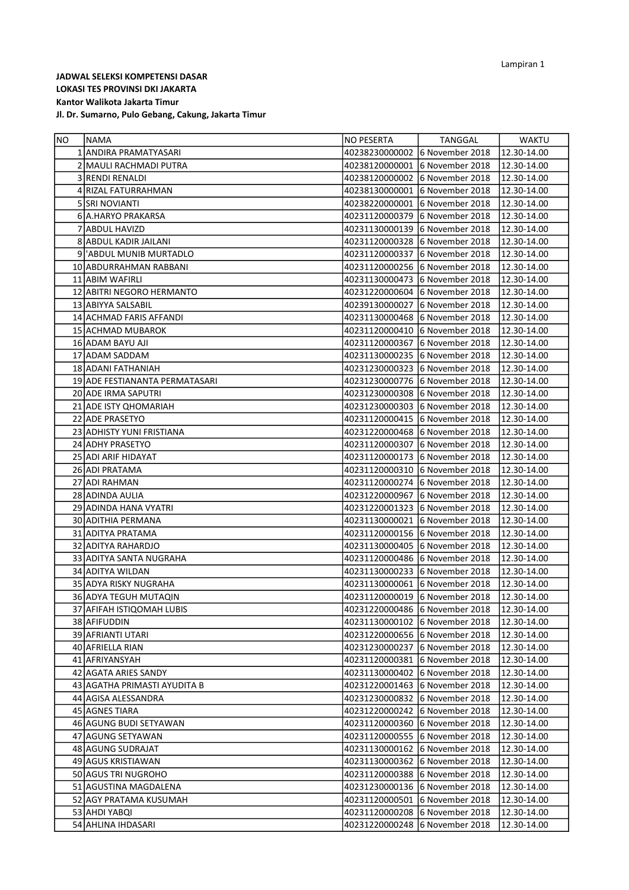Lampiran 1

**JADWAL SELEKSI KOMPETENSI DASAR**
**LOKASI TES PROVINSI DKI JAKARTA**
**Kantor Walikota Jakarta Timur**
**Jl. Dr. Sumarno, Pulo Gebang, Cakung, Jakarta Timur**

| NO | NAMA | NO PESERTA | TANGGAL | WAKTU |
|---|---|---|---|---|
| 1 | ANDIRA PRAMATYASARI | 40238230000002 | 6 November 2018 | 12.30-14.00 |
| 2 | MAULI RACHMADI PUTRA | 40238120000001 | 6 November 2018 | 12.30-14.00 |
| 3 | RENDI RENALDI | 40238120000002 | 6 November 2018 | 12.30-14.00 |
| 4 | RIZAL FATURRAHMAN | 40238130000001 | 6 November 2018 | 12.30-14.00 |
| 5 | SRI NOVIANTI | 40238220000001 | 6 November 2018 | 12.30-14.00 |
| 6 | A.HARYO PRAKARSA | 40231120000379 | 6 November 2018 | 12.30-14.00 |
| 7 | ABDUL HAVIZD | 40231130000139 | 6 November 2018 | 12.30-14.00 |
| 8 | ABDUL KADIR JAILANI | 40231120000328 | 6 November 2018 | 12.30-14.00 |
| 9 | 'ABDUL MUNIB MURTADLO | 40231120000337 | 6 November 2018 | 12.30-14.00 |
| 10 | ABDURRAHMAN RABBANI | 40231120000256 | 6 November 2018 | 12.30-14.00 |
| 11 | ABIM WAFIRLI | 40231130000473 | 6 November 2018 | 12.30-14.00 |
| 12 | ABITRI NEGORO HERMANTO | 40231220000604 | 6 November 2018 | 12.30-14.00 |
| 13 | ABIYYA SALSABIL | 40239130000027 | 6 November 2018 | 12.30-14.00 |
| 14 | ACHMAD FARIS AFFANDI | 40231130000468 | 6 November 2018 | 12.30-14.00 |
| 15 | ACHMAD MUBAROK | 40231120000410 | 6 November 2018 | 12.30-14.00 |
| 16 | ADAM BAYU AJI | 40231120000367 | 6 November 2018 | 12.30-14.00 |
| 17 | ADAM SADDAM | 40231130000235 | 6 November 2018 | 12.30-14.00 |
| 18 | ADANI FATHANIAH | 40231230000323 | 6 November 2018 | 12.30-14.00 |
| 19 | ADE FESTIANANTA PERMATASARI | 40231230000776 | 6 November 2018 | 12.30-14.00 |
| 20 | ADE IRMA SAPUTRI | 40231230000308 | 6 November 2018 | 12.30-14.00 |
| 21 | ADE ISTY QHOMARIAH | 40231230000303 | 6 November 2018 | 12.30-14.00 |
| 22 | ADE PRASETYO | 40231120000415 | 6 November 2018 | 12.30-14.00 |
| 23 | ADHISTY YUNI FRISTIANA | 40231220000468 | 6 November 2018 | 12.30-14.00 |
| 24 | ADHY PRASETYO | 40231120000307 | 6 November 2018 | 12.30-14.00 |
| 25 | ADI ARIF HIDAYAT | 40231120000173 | 6 November 2018 | 12.30-14.00 |
| 26 | ADI PRATAMA | 40231120000310 | 6 November 2018 | 12.30-14.00 |
| 27 | ADI RAHMAN | 40231120000274 | 6 November 2018 | 12.30-14.00 |
| 28 | ADINDA AULIA | 40231220000967 | 6 November 2018 | 12.30-14.00 |
| 29 | ADINDA HANA VYATRI | 40231220001323 | 6 November 2018 | 12.30-14.00 |
| 30 | ADITHIA PERMANA | 40231130000021 | 6 November 2018 | 12.30-14.00 |
| 31 | ADITYA PRATAMA | 40231120000156 | 6 November 2018 | 12.30-14.00 |
| 32 | ADITYA RAHARDJO | 40231130000405 | 6 November 2018 | 12.30-14.00 |
| 33 | ADITYA SANTA NUGRAHA | 40231120000486 | 6 November 2018 | 12.30-14.00 |
| 34 | ADITYA WILDAN | 40231130000233 | 6 November 2018 | 12.30-14.00 |
| 35 | ADYA RISKY NUGRAHA | 40231130000061 | 6 November 2018 | 12.30-14.00 |
| 36 | ADYA TEGUH MUTAQIN | 40231120000019 | 6 November 2018 | 12.30-14.00 |
| 37 | AFIFAH ISTIQOMAH LUBIS | 40231220000486 | 6 November 2018 | 12.30-14.00 |
| 38 | AFIFUDDIN | 40231130000102 | 6 November 2018 | 12.30-14.00 |
| 39 | AFRIANTI UTARI | 40231220000656 | 6 November 2018 | 12.30-14.00 |
| 40 | AFRIELLA RIAN | 40231230000237 | 6 November 2018 | 12.30-14.00 |
| 41 | AFRIYANSYAH | 40231120000381 | 6 November 2018 | 12.30-14.00 |
| 42 | AGATA ARIES SANDY | 40231130000402 | 6 November 2018 | 12.30-14.00 |
| 43 | AGATHA PRIMASTI AYUDITA B | 40231220001463 | 6 November 2018 | 12.30-14.00 |
| 44 | AGISA ALESSANDRA | 40231230000832 | 6 November 2018 | 12.30-14.00 |
| 45 | AGNES TIARA | 40231220000242 | 6 November 2018 | 12.30-14.00 |
| 46 | AGUNG BUDI SETYAWAN | 40231120000360 | 6 November 2018 | 12.30-14.00 |
| 47 | AGUNG SETYAWAN | 40231120000555 | 6 November 2018 | 12.30-14.00 |
| 48 | AGUNG SUDRAJAT | 40231130000162 | 6 November 2018 | 12.30-14.00 |
| 49 | AGUS KRISTIAWAN | 40231130000362 | 6 November 2018 | 12.30-14.00 |
| 50 | AGUS TRI NUGROHO | 40231120000388 | 6 November 2018 | 12.30-14.00 |
| 51 | AGUSTINA MAGDALENA | 40231230000136 | 6 November 2018 | 12.30-14.00 |
| 52 | AGY PRATAMA KUSUMAH | 40231120000501 | 6 November 2018 | 12.30-14.00 |
| 53 | AHDI YABQI | 40231120000208 | 6 November 2018 | 12.30-14.00 |
| 54 | AHLINA IHDASARI | 40231220000248 | 6 November 2018 | 12.30-14.00 |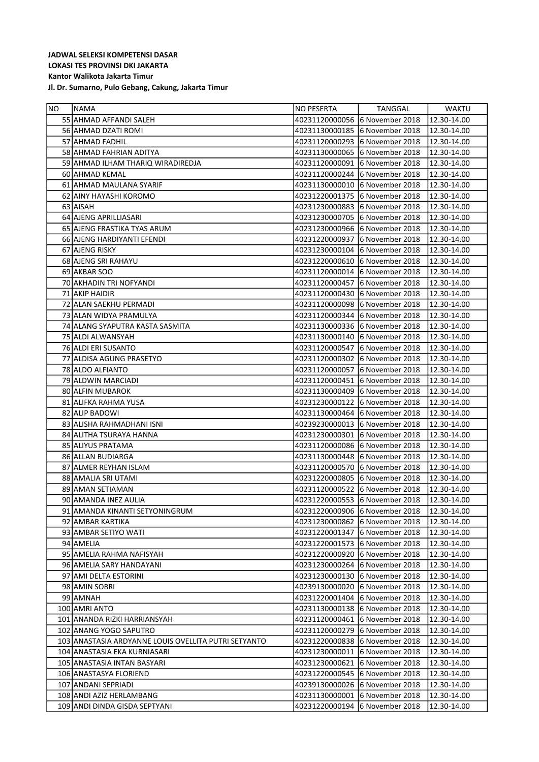**JADWAL SELEKSI KOMPETENSI DASAR**
**LOKASI TES PROVINSI DKI JAKARTA**
**Kantor Walikota Jakarta Timur**
**Jl. Dr. Sumarno, Pulo Gebang, Cakung, Jakarta Timur**

| NO | NAMA | NO PESERTA | TANGGAL | WAKTU |
|---|---|---|---|---|
| 55 | AHMAD AFFANDI SALEH | 40231120000056 | 6 November 2018 | 12.30-14.00 |
| 56 | AHMAD DZATI ROMI | 40231130000185 | 6 November 2018 | 12.30-14.00 |
| 57 | AHMAD FADHIL | 40231120000293 | 6 November 2018 | 12.30-14.00 |
| 58 | AHMAD FAHRIAN ADITYA | 40231130000065 | 6 November 2018 | 12.30-14.00 |
| 59 | AHMAD ILHAM THARIQ WIRADIREDJA | 40231120000091 | 6 November 2018 | 12.30-14.00 |
| 60 | AHMAD KEMAL | 40231120000244 | 6 November 2018 | 12.30-14.00 |
| 61 | AHMAD MAULANA SYARIF | 40231130000010 | 6 November 2018 | 12.30-14.00 |
| 62 | AINY HAYASHI KOROMO | 40231220001375 | 6 November 2018 | 12.30-14.00 |
| 63 | AISAH | 40231230000883 | 6 November 2018 | 12.30-14.00 |
| 64 | AJENG APRILLIASARI | 40231230000705 | 6 November 2018 | 12.30-14.00 |
| 65 | AJENG FRASTIKA TYAS ARUM | 40231230000966 | 6 November 2018 | 12.30-14.00 |
| 66 | AJENG HARDIYANTI EFENDI | 40231220000937 | 6 November 2018 | 12.30-14.00 |
| 67 | AJENG RISKY | 40231230000104 | 6 November 2018 | 12.30-14.00 |
| 68 | AJENG SRI RAHAYU | 40231220000610 | 6 November 2018 | 12.30-14.00 |
| 69 | AKBAR SOO | 40231120000014 | 6 November 2018 | 12.30-14.00 |
| 70 | AKHADIN TRI NOFYANDI | 40231120000457 | 6 November 2018 | 12.30-14.00 |
| 71 | AKIP HAIDIR | 40231120000430 | 6 November 2018 | 12.30-14.00 |
| 72 | ALAN SAEKHU PERMADI | 40231120000098 | 6 November 2018 | 12.30-14.00 |
| 73 | ALAN WIDYA PRAMULYA | 40231120000344 | 6 November 2018 | 12.30-14.00 |
| 74 | ALANG SYAPUTRA KASTA SASMITA | 40231130000336 | 6 November 2018 | 12.30-14.00 |
| 75 | ALDI ALWANSYAH | 40231130000140 | 6 November 2018 | 12.30-14.00 |
| 76 | ALDI ERI SUSANTO | 40231120000547 | 6 November 2018 | 12.30-14.00 |
| 77 | ALDISA AGUNG PRASETYO | 40231120000302 | 6 November 2018 | 12.30-14.00 |
| 78 | ALDO ALFIANTO | 40231120000057 | 6 November 2018 | 12.30-14.00 |
| 79 | ALDWIN MARCIADI | 40231120000451 | 6 November 2018 | 12.30-14.00 |
| 80 | ALFIN MUBAROK | 40231130000409 | 6 November 2018 | 12.30-14.00 |
| 81 | ALIFKA RAHMA YUSA | 40231230000122 | 6 November 2018 | 12.30-14.00 |
| 82 | ALIP BADOWI | 40231130000464 | 6 November 2018 | 12.30-14.00 |
| 83 | ALISHA RAHMADHANI ISNI | 40239230000013 | 6 November 2018 | 12.30-14.00 |
| 84 | ALITHA TSURAYA HANNA | 40231230000301 | 6 November 2018 | 12.30-14.00 |
| 85 | ALIYUS PRATAMA | 40231120000086 | 6 November 2018 | 12.30-14.00 |
| 86 | ALLAN BUDIARGA | 40231130000448 | 6 November 2018 | 12.30-14.00 |
| 87 | ALMER REYHAN ISLAM | 40231120000570 | 6 November 2018 | 12.30-14.00 |
| 88 | AMALIA SRI UTAMI | 40231220000805 | 6 November 2018 | 12.30-14.00 |
| 89 | AMAN SETIAMAN | 40231120000522 | 6 November 2018 | 12.30-14.00 |
| 90 | AMANDA INEZ AULIA | 40231220000553 | 6 November 2018 | 12.30-14.00 |
| 91 | AMANDA KINANTI SETYONINGRUM | 40231220000906 | 6 November 2018 | 12.30-14.00 |
| 92 | AMBAR KARTIKA | 40231230000862 | 6 November 2018 | 12.30-14.00 |
| 93 | AMBAR SETIYO WATI | 40231220001347 | 6 November 2018 | 12.30-14.00 |
| 94 | AMELIA | 40231220001573 | 6 November 2018 | 12.30-14.00 |
| 95 | AMELIA RAHMA NAFISYAH | 40231220000920 | 6 November 2018 | 12.30-14.00 |
| 96 | AMELIA SARY HANDAYANI | 40231230000264 | 6 November 2018 | 12.30-14.00 |
| 97 | AMI DELTA ESTORINI | 40231230000130 | 6 November 2018 | 12.30-14.00 |
| 98 | AMIN SOBRI | 40239130000020 | 6 November 2018 | 12.30-14.00 |
| 99 | AMNAH | 40231220001404 | 6 November 2018 | 12.30-14.00 |
| 100 | AMRI ANTO | 40231130000138 | 6 November 2018 | 12.30-14.00 |
| 101 | ANANDA RIZKI HARRIANSYAH | 40231120000461 | 6 November 2018 | 12.30-14.00 |
| 102 | ANANG YOGO SAPUTRO | 40231120000279 | 6 November 2018 | 12.30-14.00 |
| 103 | ANASTASIA ARDYANNE LOUIS OVELLITA PUTRI SETYANTO | 40231220000838 | 6 November 2018 | 12.30-14.00 |
| 104 | ANASTASIA EKA KURNIASARI | 40231230000011 | 6 November 2018 | 12.30-14.00 |
| 105 | ANASTASIA INTAN BASYARI | 40231230000621 | 6 November 2018 | 12.30-14.00 |
| 106 | ANASTASYA FLORIEND | 40231220000545 | 6 November 2018 | 12.30-14.00 |
| 107 | ANDANI SEPRIADI | 40239130000026 | 6 November 2018 | 12.30-14.00 |
| 108 | ANDI AZIZ HERLAMBANG | 40231130000001 | 6 November 2018 | 12.30-14.00 |
| 109 | ANDI DINDA GISDA SEPTYANI | 40231220000194 | 6 November 2018 | 12.30-14.00 |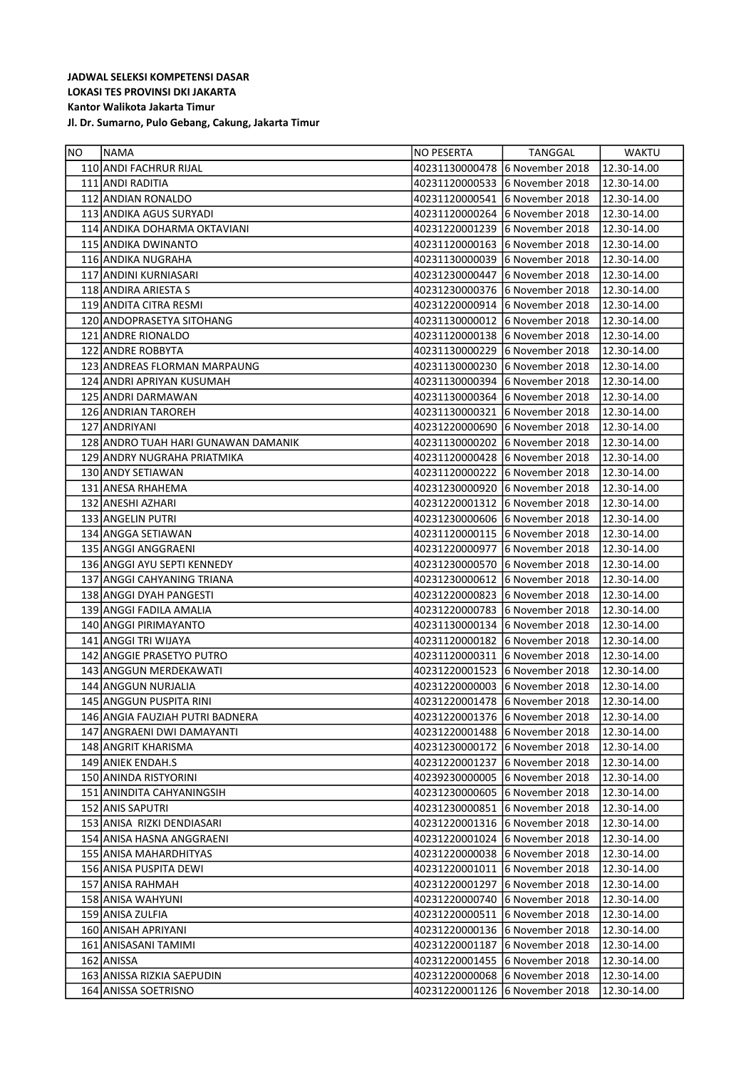**JADWAL SELEKSI KOMPETENSI DASAR**
**LOKASI TES PROVINSI DKI JAKARTA**
**Kantor Walikota Jakarta Timur**
**Jl. Dr. Sumarno, Pulo Gebang, Cakung, Jakarta Timur**

| NO | NAMA | NO PESERTA | TANGGAL | WAKTU |
|---|---|---|---|---|
| 110 | ANDI FACHRUR RIJAL | 40231130000478 | 6 November 2018 | 12.30-14.00 |
| 111 | ANDI RADITIA | 40231120000533 | 6 November 2018 | 12.30-14.00 |
| 112 | ANDIAN RONALDO | 40231120000541 | 6 November 2018 | 12.30-14.00 |
| 113 | ANDIKA AGUS SURYADI | 40231120000264 | 6 November 2018 | 12.30-14.00 |
| 114 | ANDIKA DOHARMA OKTAVIANI | 40231220001239 | 6 November 2018 | 12.30-14.00 |
| 115 | ANDIKA DWINANTO | 40231120000163 | 6 November 2018 | 12.30-14.00 |
| 116 | ANDIKA NUGRAHA | 40231130000039 | 6 November 2018 | 12.30-14.00 |
| 117 | ANDINI KURNIASARI | 40231230000447 | 6 November 2018 | 12.30-14.00 |
| 118 | ANDIRA ARIESTA S | 40231230000376 | 6 November 2018 | 12.30-14.00 |
| 119 | ANDITA CITRA RESMI | 40231220000914 | 6 November 2018 | 12.30-14.00 |
| 120 | ANDOPRASETYA SITOHANG | 40231130000012 | 6 November 2018 | 12.30-14.00 |
| 121 | ANDRE RIONALDO | 40231120000138 | 6 November 2018 | 12.30-14.00 |
| 122 | ANDRE ROBBYTA | 40231130000229 | 6 November 2018 | 12.30-14.00 |
| 123 | ANDREAS FLORMAN MARPAUNG | 40231130000230 | 6 November 2018 | 12.30-14.00 |
| 124 | ANDRI APRIYAN KUSUMAH | 40231130000394 | 6 November 2018 | 12.30-14.00 |
| 125 | ANDRI DARMAWAN | 40231130000364 | 6 November 2018 | 12.30-14.00 |
| 126 | ANDRIAN TAROREH | 40231130000321 | 6 November 2018 | 12.30-14.00 |
| 127 | ANDRIYANI | 40231220000690 | 6 November 2018 | 12.30-14.00 |
| 128 | ANDRO TUAH HARI GUNAWAN DAMANIK | 40231130000202 | 6 November 2018 | 12.30-14.00 |
| 129 | ANDRY NUGRAHA PRIATMIKA | 40231120000428 | 6 November 2018 | 12.30-14.00 |
| 130 | ANDY SETIAWAN | 40231120000222 | 6 November 2018 | 12.30-14.00 |
| 131 | ANESA RHAHEMA | 40231230000920 | 6 November 2018 | 12.30-14.00 |
| 132 | ANESHI AZHARI | 40231220001312 | 6 November 2018 | 12.30-14.00 |
| 133 | ANGELIN PUTRI | 40231230000606 | 6 November 2018 | 12.30-14.00 |
| 134 | ANGGA SETIAWAN | 40231120000115 | 6 November 2018 | 12.30-14.00 |
| 135 | ANGGI ANGGRAENI | 40231220000977 | 6 November 2018 | 12.30-14.00 |
| 136 | ANGGI AYU SEPTI KENNEDY | 40231230000570 | 6 November 2018 | 12.30-14.00 |
| 137 | ANGGI CAHYANING TRIANA | 40231230000612 | 6 November 2018 | 12.30-14.00 |
| 138 | ANGGI DYAH PANGESTI | 40231220000823 | 6 November 2018 | 12.30-14.00 |
| 139 | ANGGI FADILA AMALIA | 40231220000783 | 6 November 2018 | 12.30-14.00 |
| 140 | ANGGI PIRIMAYANTO | 40231130000134 | 6 November 2018 | 12.30-14.00 |
| 141 | ANGGI TRI WIJAYA | 40231120000182 | 6 November 2018 | 12.30-14.00 |
| 142 | ANGGIE PRASETYO PUTRO | 40231120000311 | 6 November 2018 | 12.30-14.00 |
| 143 | ANGGUN MERDEKAWATI | 40231220001523 | 6 November 2018 | 12.30-14.00 |
| 144 | ANGGUN NURJALIA | 40231220000003 | 6 November 2018 | 12.30-14.00 |
| 145 | ANGGUN PUSPITA RINI | 40231220001478 | 6 November 2018 | 12.30-14.00 |
| 146 | ANGIA FAUZIAH PUTRI BADNERA | 40231220001376 | 6 November 2018 | 12.30-14.00 |
| 147 | ANGRAENI DWI DAMAYANTI | 40231220001488 | 6 November 2018 | 12.30-14.00 |
| 148 | ANGRIT KHARISMA | 40231230000172 | 6 November 2018 | 12.30-14.00 |
| 149 | ANIEK ENDAH.S | 40231220001237 | 6 November 2018 | 12.30-14.00 |
| 150 | ANINDA RISTYORINI | 40239230000005 | 6 November 2018 | 12.30-14.00 |
| 151 | ANINDITA CAHYANINGSIH | 40231230000605 | 6 November 2018 | 12.30-14.00 |
| 152 | ANIS SAPUTRI | 40231230000851 | 6 November 2018 | 12.30-14.00 |
| 153 | ANISA RIZKI DENDIASARI | 40231220001316 | 6 November 2018 | 12.30-14.00 |
| 154 | ANISA HASNA ANGGRAENI | 40231220001024 | 6 November 2018 | 12.30-14.00 |
| 155 | ANISA MAHARDHITYAS | 40231220000038 | 6 November 2018 | 12.30-14.00 |
| 156 | ANISA PUSPITA DEWI | 40231220001011 | 6 November 2018 | 12.30-14.00 |
| 157 | ANISA RAHMAH | 40231220001297 | 6 November 2018 | 12.30-14.00 |
| 158 | ANISA WAHYUNI | 40231220000740 | 6 November 2018 | 12.30-14.00 |
| 159 | ANISA ZULFIA | 40231220000511 | 6 November 2018 | 12.30-14.00 |
| 160 | ANISAH APRIYANI | 40231220000136 | 6 November 2018 | 12.30-14.00 |
| 161 | ANISASANI TAMIMI | 40231220001187 | 6 November 2018 | 12.30-14.00 |
| 162 | ANISSA | 40231220001455 | 6 November 2018 | 12.30-14.00 |
| 163 | ANISSA RIZKIA SAEPUDIN | 40231220000068 | 6 November 2018 | 12.30-14.00 |
| 164 | ANISSA SOETRISNO | 40231220001126 | 6 November 2018 | 12.30-14.00 |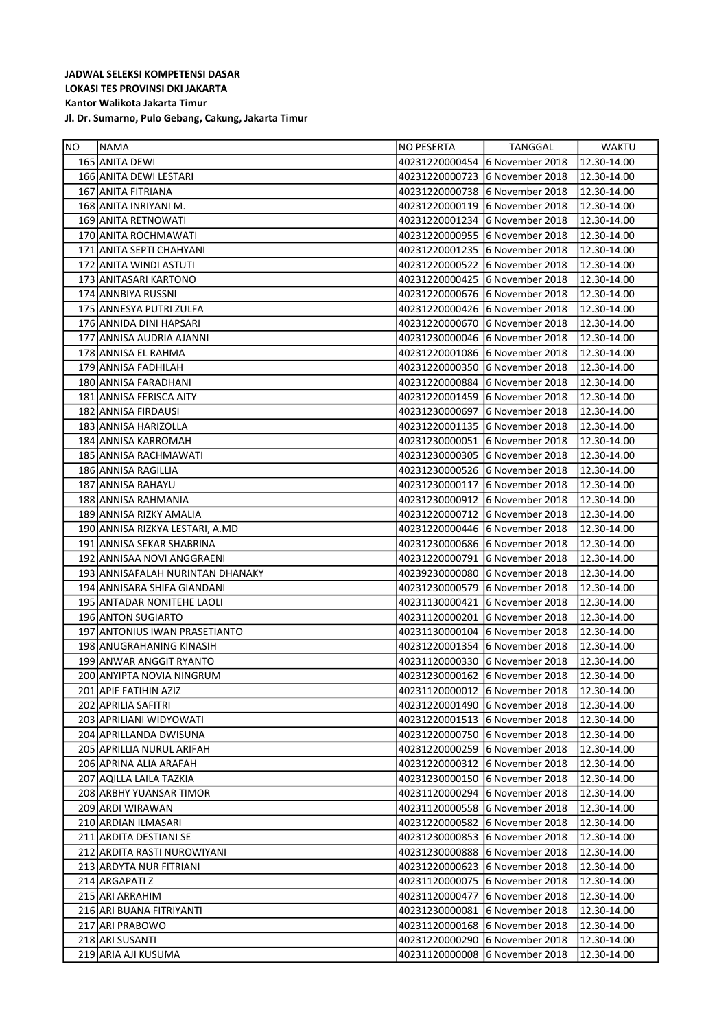**JADWAL SELEKSI KOMPETENSI DASAR**
**LOKASI TES PROVINSI DKI JAKARTA**
**Kantor Walikota Jakarta Timur**
**Jl. Dr. Sumarno, Pulo Gebang, Cakung, Jakarta Timur**

| NO | NAMA | NO PESERTA | TANGGAL | WAKTU |
|---|---|---|---|---|
| 165 | ANITA DEWI | 40231220000454 | 6 November 2018 | 12.30-14.00 |
| 166 | ANITA DEWI LESTARI | 40231220000723 | 6 November 2018 | 12.30-14.00 |
| 167 | ANITA FITRIANA | 40231220000738 | 6 November 2018 | 12.30-14.00 |
| 168 | ANITA INRIYANI M. | 40231220000119 | 6 November 2018 | 12.30-14.00 |
| 169 | ANITA RETNOWATI | 40231220001234 | 6 November 2018 | 12.30-14.00 |
| 170 | ANITA ROCHMAWATI | 40231220000955 | 6 November 2018 | 12.30-14.00 |
| 171 | ANITA SEPTI CHAHYANI | 40231220001235 | 6 November 2018 | 12.30-14.00 |
| 172 | ANITA WINDI ASTUTI | 40231220000522 | 6 November 2018 | 12.30-14.00 |
| 173 | ANITASARI KARTONO | 40231220000425 | 6 November 2018 | 12.30-14.00 |
| 174 | ANNBIYA RUSSNI | 40231220000676 | 6 November 2018 | 12.30-14.00 |
| 175 | ANNESYA PUTRI ZULFA | 40231220000426 | 6 November 2018 | 12.30-14.00 |
| 176 | ANNIDA DINI HAPSARI | 40231220000670 | 6 November 2018 | 12.30-14.00 |
| 177 | ANNISA AUDRIA AJANNI | 40231230000046 | 6 November 2018 | 12.30-14.00 |
| 178 | ANNISA EL RAHMA | 40231220001086 | 6 November 2018 | 12.30-14.00 |
| 179 | ANNISA FADHILAH | 40231220000350 | 6 November 2018 | 12.30-14.00 |
| 180 | ANNISA FARADHANI | 40231220000884 | 6 November 2018 | 12.30-14.00 |
| 181 | ANNISA FERISCA AITY | 40231220001459 | 6 November 2018 | 12.30-14.00 |
| 182 | ANNISA FIRDAUSI | 40231230000697 | 6 November 2018 | 12.30-14.00 |
| 183 | ANNISA HARIZOLLA | 40231220001135 | 6 November 2018 | 12.30-14.00 |
| 184 | ANNISA KARROMAH | 40231230000051 | 6 November 2018 | 12.30-14.00 |
| 185 | ANNISA RACHMAWATI | 40231230000305 | 6 November 2018 | 12.30-14.00 |
| 186 | ANNISA RAGILLIA | 40231230000526 | 6 November 2018 | 12.30-14.00 |
| 187 | ANNISA RAHAYU | 40231230000117 | 6 November 2018 | 12.30-14.00 |
| 188 | ANNISA RAHMANIA | 40231230000912 | 6 November 2018 | 12.30-14.00 |
| 189 | ANNISA RIZKY AMALIA | 40231220000712 | 6 November 2018 | 12.30-14.00 |
| 190 | ANNISA RIZKYA LESTARI, A.MD | 40231220000446 | 6 November 2018 | 12.30-14.00 |
| 191 | ANNISA SEKAR SHABRINA | 40231230000686 | 6 November 2018 | 12.30-14.00 |
| 192 | ANNISAA NOVI ANGGRAENI | 40231220000791 | 6 November 2018 | 12.30-14.00 |
| 193 | ANNISAFALAH NURINTAN DHANAKY | 40239230000080 | 6 November 2018 | 12.30-14.00 |
| 194 | ANNISARA SHIFA GIANDANI | 40231230000579 | 6 November 2018 | 12.30-14.00 |
| 195 | ANTADAR NONITEHE LAOLI | 40231130000421 | 6 November 2018 | 12.30-14.00 |
| 196 | ANTON SUGIARTO | 40231120000201 | 6 November 2018 | 12.30-14.00 |
| 197 | ANTONIUS IWAN PRASETIANTO | 40231130000104 | 6 November 2018 | 12.30-14.00 |
| 198 | ANUGRAHANING KINASIH | 40231220001354 | 6 November 2018 | 12.30-14.00 |
| 199 | ANWAR ANGGIT RYANTO | 40231120000330 | 6 November 2018 | 12.30-14.00 |
| 200 | ANYIPTA NOVIA NINGRUM | 40231230000162 | 6 November 2018 | 12.30-14.00 |
| 201 | APIF FATIHIN AZIZ | 40231120000012 | 6 November 2018 | 12.30-14.00 |
| 202 | APRILIA SAFITRI | 40231220001490 | 6 November 2018 | 12.30-14.00 |
| 203 | APRILIANI WIDYOWATI | 40231220001513 | 6 November 2018 | 12.30-14.00 |
| 204 | APRILLANDA DWISUNA | 40231220000750 | 6 November 2018 | 12.30-14.00 |
| 205 | APRILLIA NURUL ARIFAH | 40231220000259 | 6 November 2018 | 12.30-14.00 |
| 206 | APRINA ALIA ARAFAH | 40231220000312 | 6 November 2018 | 12.30-14.00 |
| 207 | AQILLA LAILA TAZKIA | 40231230000150 | 6 November 2018 | 12.30-14.00 |
| 208 | ARBHY YUANSAR TIMOR | 40231120000294 | 6 November 2018 | 12.30-14.00 |
| 209 | ARDI WIRAWAN | 40231120000558 | 6 November 2018 | 12.30-14.00 |
| 210 | ARDIAN ILMASARI | 40231220000582 | 6 November 2018 | 12.30-14.00 |
| 211 | ARDITA DESTIANI SE | 40231230000853 | 6 November 2018 | 12.30-14.00 |
| 212 | ARDITA RASTI NUROWIYANI | 40231230000888 | 6 November 2018 | 12.30-14.00 |
| 213 | ARDYTA NUR FITRIANI | 40231220000623 | 6 November 2018 | 12.30-14.00 |
| 214 | ARGAPATI Z | 40231120000075 | 6 November 2018 | 12.30-14.00 |
| 215 | ARI ARRAHIM | 40231120000477 | 6 November 2018 | 12.30-14.00 |
| 216 | ARI BUANA FITRIYANTI | 40231230000081 | 6 November 2018 | 12.30-14.00 |
| 217 | ARI PRABOWO | 40231120000168 | 6 November 2018 | 12.30-14.00 |
| 218 | ARI SUSANTI | 40231220000290 | 6 November 2018 | 12.30-14.00 |
| 219 | ARIA AJI KUSUMA | 40231120000008 | 6 November 2018 | 12.30-14.00 |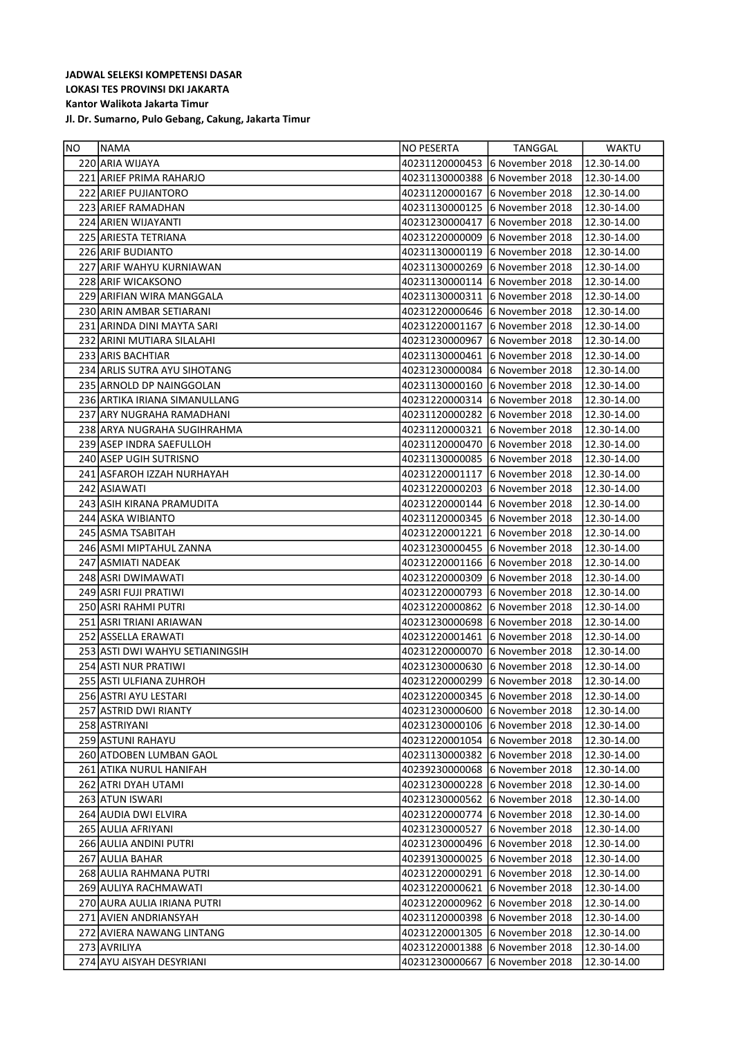**JADWAL SELEKSI KOMPETENSI DASAR**
**LOKASI TES PROVINSI DKI JAKARTA**
**Kantor Walikota Jakarta Timur**
**Jl. Dr. Sumarno, Pulo Gebang, Cakung, Jakarta Timur**

| NO | NAMA | NO PESERTA | TANGGAL | WAKTU |
|---|---|---|---|---|
| 220 | ARIA WIJAYA | 40231120000453 | 6 November 2018 | 12.30-14.00 |
| 221 | ARIEF PRIMA RAHARJO | 40231130000388 | 6 November 2018 | 12.30-14.00 |
| 222 | ARIEF PUJIANTORO | 40231120000167 | 6 November 2018 | 12.30-14.00 |
| 223 | ARIEF RAMADHAN | 40231130000125 | 6 November 2018 | 12.30-14.00 |
| 224 | ARIEN WIJAYANTI | 40231230000417 | 6 November 2018 | 12.30-14.00 |
| 225 | ARIESTA TETRIANA | 40231220000009 | 6 November 2018 | 12.30-14.00 |
| 226 | ARIF BUDIANTO | 40231130000119 | 6 November 2018 | 12.30-14.00 |
| 227 | ARIF WAHYU KURNIAWAN | 40231130000269 | 6 November 2018 | 12.30-14.00 |
| 228 | ARIF WICAKSONO | 40231130000114 | 6 November 2018 | 12.30-14.00 |
| 229 | ARIFIAN WIRA MANGGALA | 40231130000311 | 6 November 2018 | 12.30-14.00 |
| 230 | ARIN AMBAR SETIARANI | 40231220000646 | 6 November 2018 | 12.30-14.00 |
| 231 | ARINDA DINI MAYTA SARI | 40231220001167 | 6 November 2018 | 12.30-14.00 |
| 232 | ARINI MUTIARA SILALAHI | 40231230000967 | 6 November 2018 | 12.30-14.00 |
| 233 | ARIS BACHTIAR | 40231130000461 | 6 November 2018 | 12.30-14.00 |
| 234 | ARLIS SUTRA AYU SIHOTANG | 40231230000084 | 6 November 2018 | 12.30-14.00 |
| 235 | ARNOLD DP NAINGGOLAN | 40231130000160 | 6 November 2018 | 12.30-14.00 |
| 236 | ARTIKA IRIANA SIMANULLANG | 40231220000314 | 6 November 2018 | 12.30-14.00 |
| 237 | ARY NUGRAHA RAMADHANI | 40231120000282 | 6 November 2018 | 12.30-14.00 |
| 238 | ARYA NUGRAHA SUGIHRAHMA | 40231120000321 | 6 November 2018 | 12.30-14.00 |
| 239 | ASEP INDRA SAEFULLOH | 40231120000470 | 6 November 2018 | 12.30-14.00 |
| 240 | ASEP UGIH SUTRISNO | 40231130000085 | 6 November 2018 | 12.30-14.00 |
| 241 | ASFAROH IZZAH NURHAYAH | 40231220001117 | 6 November 2018 | 12.30-14.00 |
| 242 | ASIAWATI | 40231220000203 | 6 November 2018 | 12.30-14.00 |
| 243 | ASIH KIRANA PRAMUDITA | 40231220000144 | 6 November 2018 | 12.30-14.00 |
| 244 | ASKA WIBIANTO | 40231120000345 | 6 November 2018 | 12.30-14.00 |
| 245 | ASMA TSABITAH | 40231220001221 | 6 November 2018 | 12.30-14.00 |
| 246 | ASMI MIPTAHUL ZANNA | 40231230000455 | 6 November 2018 | 12.30-14.00 |
| 247 | ASMIATI NADEAK | 40231220001166 | 6 November 2018 | 12.30-14.00 |
| 248 | ASRI DWIMAWATI | 40231220000309 | 6 November 2018 | 12.30-14.00 |
| 249 | ASRI FUJI PRATIWI | 40231220000793 | 6 November 2018 | 12.30-14.00 |
| 250 | ASRI RAHMI PUTRI | 40231220000862 | 6 November 2018 | 12.30-14.00 |
| 251 | ASRI TRIANI ARIAWAN | 40231230000698 | 6 November 2018 | 12.30-14.00 |
| 252 | ASSELLA ERAWATI | 40231220001461 | 6 November 2018 | 12.30-14.00 |
| 253 | ASTI DWI WAHYU SETIANINGSIH | 40231220000070 | 6 November 2018 | 12.30-14.00 |
| 254 | ASTI NUR PRATIWI | 40231230000630 | 6 November 2018 | 12.30-14.00 |
| 255 | ASTI ULFIANA ZUHROH | 40231220000299 | 6 November 2018 | 12.30-14.00 |
| 256 | ASTRI AYU LESTARI | 40231220000345 | 6 November 2018 | 12.30-14.00 |
| 257 | ASTRID DWI RIANTY | 40231230000600 | 6 November 2018 | 12.30-14.00 |
| 258 | ASTRIYANI | 40231230000106 | 6 November 2018 | 12.30-14.00 |
| 259 | ASTUNI RAHAYU | 40231220001054 | 6 November 2018 | 12.30-14.00 |
| 260 | ATDOBEN LUMBAN GAOL | 40231130000382 | 6 November 2018 | 12.30-14.00 |
| 261 | ATIKA NURUL HANIFAH | 40239230000068 | 6 November 2018 | 12.30-14.00 |
| 262 | ATRI DYAH UTAMI | 40231230000228 | 6 November 2018 | 12.30-14.00 |
| 263 | ATUN ISWARI | 40231230000562 | 6 November 2018 | 12.30-14.00 |
| 264 | AUDIA DWI ELVIRA | 40231220000774 | 6 November 2018 | 12.30-14.00 |
| 265 | AULIA AFRIYANI | 40231230000527 | 6 November 2018 | 12.30-14.00 |
| 266 | AULIA ANDINI PUTRI | 40231230000496 | 6 November 2018 | 12.30-14.00 |
| 267 | AULIA BAHAR | 40239130000025 | 6 November 2018 | 12.30-14.00 |
| 268 | AULIA RAHMANA PUTRI | 40231220000291 | 6 November 2018 | 12.30-14.00 |
| 269 | AULIYA RACHMAWATI | 40231220000621 | 6 November 2018 | 12.30-14.00 |
| 270 | AURA AULIA IRIANA PUTRI | 40231220000962 | 6 November 2018 | 12.30-14.00 |
| 271 | AVIEN ANDRIANSYAH | 40231120000398 | 6 November 2018 | 12.30-14.00 |
| 272 | AVIERA NAWANG LINTANG | 40231220001305 | 6 November 2018 | 12.30-14.00 |
| 273 | AVRILIYA | 40231220001388 | 6 November 2018 | 12.30-14.00 |
| 274 | AYU AISYAH DESYRIANI | 40231230000667 | 6 November 2018 | 12.30-14.00 |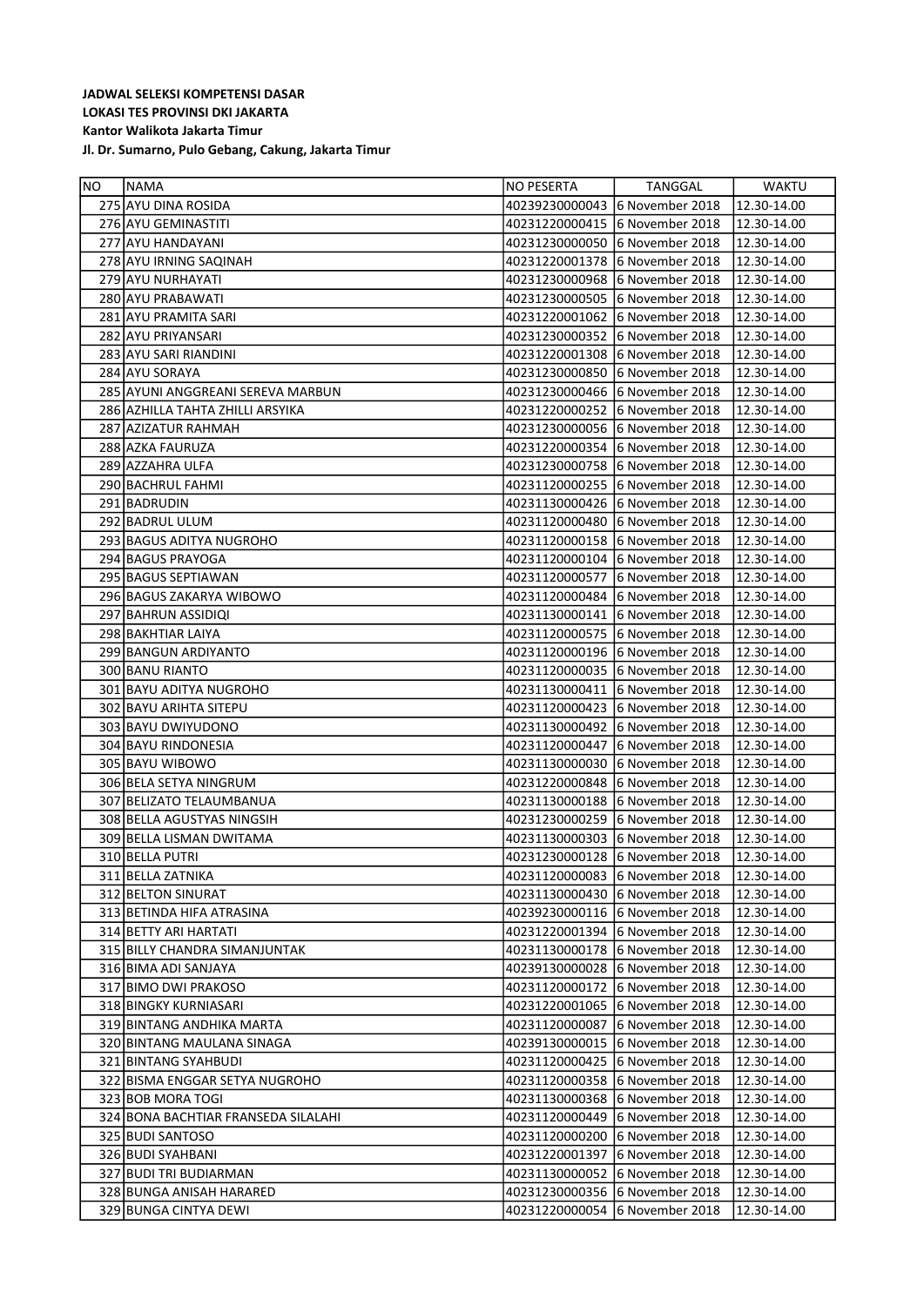**JADWAL SELEKSI KOMPETENSI DASAR**
**LOKASI TES PROVINSI DKI JAKARTA**
**Kantor Walikota Jakarta Timur**
**Jl. Dr. Sumarno, Pulo Gebang, Cakung, Jakarta Timur**

| NO | NAMA | NO PESERTA | TANGGAL | WAKTU |
|---|---|---|---|---|
| 275 | AYU DINA ROSIDA | 40239230000043 | 6 November 2018 | 12.30-14.00 |
| 276 | AYU GEMINASTITI | 40231220000415 | 6 November 2018 | 12.30-14.00 |
| 277 | AYU HANDAYANI | 40231230000050 | 6 November 2018 | 12.30-14.00 |
| 278 | AYU IRNING SAQINAH | 40231220001378 | 6 November 2018 | 12.30-14.00 |
| 279 | AYU NURHAYATI | 40231230000968 | 6 November 2018 | 12.30-14.00 |
| 280 | AYU PRABAWATI | 40231230000505 | 6 November 2018 | 12.30-14.00 |
| 281 | AYU PRAMITA SARI | 40231220001062 | 6 November 2018 | 12.30-14.00 |
| 282 | AYU PRIYANSARI | 40231230000352 | 6 November 2018 | 12.30-14.00 |
| 283 | AYU SARI RIANDINI | 40231220001308 | 6 November 2018 | 12.30-14.00 |
| 284 | AYU SORAYA | 40231230000850 | 6 November 2018 | 12.30-14.00 |
| 285 | AYUNI ANGGREANI SEREVA MARBUN | 40231230000466 | 6 November 2018 | 12.30-14.00 |
| 286 | AZHILLA TAHTA ZHILLI ARSYIKA | 40231220000252 | 6 November 2018 | 12.30-14.00 |
| 287 | AZIZATUR RAHMAH | 40231230000056 | 6 November 2018 | 12.30-14.00 |
| 288 | AZKA FAURUZA | 40231220000354 | 6 November 2018 | 12.30-14.00 |
| 289 | AZZAHRA ULFA | 40231230000758 | 6 November 2018 | 12.30-14.00 |
| 290 | BACHRUL FAHMI | 40231120000255 | 6 November 2018 | 12.30-14.00 |
| 291 | BADRUDIN | 40231130000426 | 6 November 2018 | 12.30-14.00 |
| 292 | BADRUL ULUM | 40231120000480 | 6 November 2018 | 12.30-14.00 |
| 293 | BAGUS ADITYA NUGROHO | 40231120000158 | 6 November 2018 | 12.30-14.00 |
| 294 | BAGUS PRAYOGA | 40231120000104 | 6 November 2018 | 12.30-14.00 |
| 295 | BAGUS SEPTIAWAN | 40231120000577 | 6 November 2018 | 12.30-14.00 |
| 296 | BAGUS ZAKARYA WIBOWO | 40231120000484 | 6 November 2018 | 12.30-14.00 |
| 297 | BAHRUN ASSIDIQI | 40231130000141 | 6 November 2018 | 12.30-14.00 |
| 298 | BAKHTIAR LAIYA | 40231120000575 | 6 November 2018 | 12.30-14.00 |
| 299 | BANGUN ARDIYANTO | 40231120000196 | 6 November 2018 | 12.30-14.00 |
| 300 | BANU RIANTO | 40231120000035 | 6 November 2018 | 12.30-14.00 |
| 301 | BAYU ADITYA NUGROHO | 40231130000411 | 6 November 2018 | 12.30-14.00 |
| 302 | BAYU ARIHTA SITEPU | 40231120000423 | 6 November 2018 | 12.30-14.00 |
| 303 | BAYU DWIYUDONO | 40231130000492 | 6 November 2018 | 12.30-14.00 |
| 304 | BAYU RINDONESIA | 40231120000447 | 6 November 2018 | 12.30-14.00 |
| 305 | BAYU WIBOWO | 40231130000030 | 6 November 2018 | 12.30-14.00 |
| 306 | BELA SETYA NINGRUM | 40231220000848 | 6 November 2018 | 12.30-14.00 |
| 307 | BELIZATO TELAUMBANUA | 40231130000188 | 6 November 2018 | 12.30-14.00 |
| 308 | BELLA AGUSTYAS NINGSIH | 40231230000259 | 6 November 2018 | 12.30-14.00 |
| 309 | BELLA LISMAN DWITAMA | 40231130000303 | 6 November 2018 | 12.30-14.00 |
| 310 | BELLA PUTRI | 40231230000128 | 6 November 2018 | 12.30-14.00 |
| 311 | BELLA ZATNIKA | 40231120000083 | 6 November 2018 | 12.30-14.00 |
| 312 | BELTON SINURAT | 40231130000430 | 6 November 2018 | 12.30-14.00 |
| 313 | BETINDA HIFA ATRASINA | 40239230000116 | 6 November 2018 | 12.30-14.00 |
| 314 | BETTY ARI HARTATI | 40231220001394 | 6 November 2018 | 12.30-14.00 |
| 315 | BILLY CHANDRA SIMANJUNTAK | 40231130000178 | 6 November 2018 | 12.30-14.00 |
| 316 | BIMA ADI SANJAYA | 40239130000028 | 6 November 2018 | 12.30-14.00 |
| 317 | BIMO DWI PRAKOSO | 40231120000172 | 6 November 2018 | 12.30-14.00 |
| 318 | BINGKY KURNIASARI | 40231220001065 | 6 November 2018 | 12.30-14.00 |
| 319 | BINTANG ANDHIKA MARTA | 40231120000087 | 6 November 2018 | 12.30-14.00 |
| 320 | BINTANG MAULANA SINAGA | 40239130000015 | 6 November 2018 | 12.30-14.00 |
| 321 | BINTANG SYAHBUDI | 40231120000425 | 6 November 2018 | 12.30-14.00 |
| 322 | BISMA ENGGAR SETYA NUGROHO | 40231120000358 | 6 November 2018 | 12.30-14.00 |
| 323 | BOB MORA TOGI | 40231130000368 | 6 November 2018 | 12.30-14.00 |
| 324 | BONA BACHTIAR FRANSEDA SILALAHI | 40231120000449 | 6 November 2018 | 12.30-14.00 |
| 325 | BUDI SANTOSO | 40231120000200 | 6 November 2018 | 12.30-14.00 |
| 326 | BUDI SYAHBANI | 40231220001397 | 6 November 2018 | 12.30-14.00 |
| 327 | BUDI TRI BUDIARMAN | 40231130000052 | 6 November 2018 | 12.30-14.00 |
| 328 | BUNGA ANISAH HARARED | 40231230000356 | 6 November 2018 | 12.30-14.00 |
| 329 | BUNGA CINTYA DEWI | 40231220000054 | 6 November 2018 | 12.30-14.00 |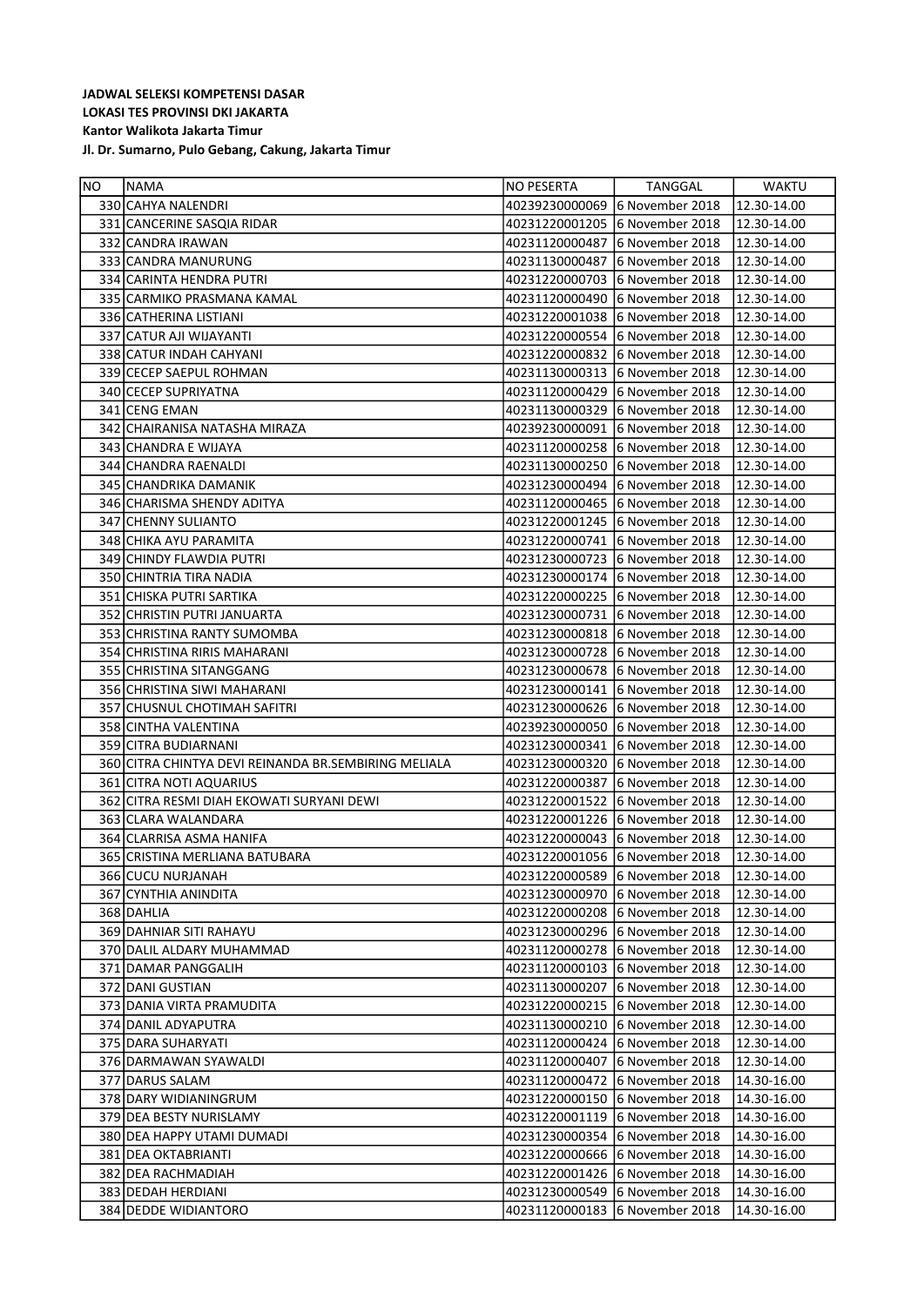**JADWAL SELEKSI KOMPETENSI DASAR**
**LOKASI TES PROVINSI DKI JAKARTA**
**Kantor Walikota Jakarta Timur**
**Jl. Dr. Sumarno, Pulo Gebang, Cakung, Jakarta Timur**

| NO | NAMA | NO PESERTA | TANGGAL | WAKTU |
|---|---|---|---|---|
| 330 | CAHYA NALENDRI | 40239230000069 | 6 November 2018 | 12.30-14.00 |
| 331 | CANCERINE SASQIA RIDAR | 40231220001205 | 6 November 2018 | 12.30-14.00 |
| 332 | CANDRA IRAWAN | 40231120000487 | 6 November 2018 | 12.30-14.00 |
| 333 | CANDRA MANURUNG | 40231130000487 | 6 November 2018 | 12.30-14.00 |
| 334 | CARINTA HENDRA PUTRI | 40231220000703 | 6 November 2018 | 12.30-14.00 |
| 335 | CARMIKO PRASMANA KAMAL | 40231120000490 | 6 November 2018 | 12.30-14.00 |
| 336 | CATHERINA LISTIANI | 40231220001038 | 6 November 2018 | 12.30-14.00 |
| 337 | CATUR AJI WIJAYANTI | 40231220000554 | 6 November 2018 | 12.30-14.00 |
| 338 | CATUR INDAH CAHYANI | 40231220000832 | 6 November 2018 | 12.30-14.00 |
| 339 | CECEP SAEPUL ROHMAN | 40231130000313 | 6 November 2018 | 12.30-14.00 |
| 340 | CECEP SUPRIYATNA | 40231120000429 | 6 November 2018 | 12.30-14.00 |
| 341 | CENG EMAN | 40231130000329 | 6 November 2018 | 12.30-14.00 |
| 342 | CHAIRANISA NATASHA MIRAZA | 40239230000091 | 6 November 2018 | 12.30-14.00 |
| 343 | CHANDRA E WIJAYA | 40231120000258 | 6 November 2018 | 12.30-14.00 |
| 344 | CHANDRA RAENALDI | 40231130000250 | 6 November 2018 | 12.30-14.00 |
| 345 | CHANDRIKA DAMANIK | 40231230000494 | 6 November 2018 | 12.30-14.00 |
| 346 | CHARISMA SHENDY ADITYA | 40231120000465 | 6 November 2018 | 12.30-14.00 |
| 347 | CHENNY SULIANTO | 40231220001245 | 6 November 2018 | 12.30-14.00 |
| 348 | CHIKA AYU PARAMITA | 40231220000741 | 6 November 2018 | 12.30-14.00 |
| 349 | CHINDY FLAWDIA PUTRI | 40231230000723 | 6 November 2018 | 12.30-14.00 |
| 350 | CHINTRIA TIRA NADIA | 40231230000174 | 6 November 2018 | 12.30-14.00 |
| 351 | CHISKA PUTRI SARTIKA | 40231220000225 | 6 November 2018 | 12.30-14.00 |
| 352 | CHRISTIN PUTRI JANUARTA | 40231230000731 | 6 November 2018 | 12.30-14.00 |
| 353 | CHRISTINA RANTY SUMOMBA | 40231230000818 | 6 November 2018 | 12.30-14.00 |
| 354 | CHRISTINA RIRIS MAHARANI | 40231230000728 | 6 November 2018 | 12.30-14.00 |
| 355 | CHRISTINA SITANGGANG | 40231230000678 | 6 November 2018 | 12.30-14.00 |
| 356 | CHRISTINA SIWI MAHARANI | 40231230000141 | 6 November 2018 | 12.30-14.00 |
| 357 | CHUSNUL CHOTIMAH SAFITRI | 40231230000626 | 6 November 2018 | 12.30-14.00 |
| 358 | CINTHA VALENTINA | 40239230000050 | 6 November 2018 | 12.30-14.00 |
| 359 | CITRA BUDIARNANI | 40231230000341 | 6 November 2018 | 12.30-14.00 |
| 360 | CITRA CHINTYA DEVI REINANDA BR.SEMBIRING MELIALA | 40231230000320 | 6 November 2018 | 12.30-14.00 |
| 361 | CITRA NOTI AQUARIUS | 40231220000387 | 6 November 2018 | 12.30-14.00 |
| 362 | CITRA RESMI DIAH EKOWATI SURYANI DEWI | 40231220001522 | 6 November 2018 | 12.30-14.00 |
| 363 | CLARA WALANDARA | 40231220001226 | 6 November 2018 | 12.30-14.00 |
| 364 | CLARRISA ASMA HANIFA | 40231220000043 | 6 November 2018 | 12.30-14.00 |
| 365 | CRISTINA MERLIANA BATUBARA | 40231220001056 | 6 November 2018 | 12.30-14.00 |
| 366 | CUCU NURJANAH | 40231220000589 | 6 November 2018 | 12.30-14.00 |
| 367 | CYNTHIA ANINDITA | 40231230000970 | 6 November 2018 | 12.30-14.00 |
| 368 | DAHLIA | 40231220000208 | 6 November 2018 | 12.30-14.00 |
| 369 | DAHNIAR SITI RAHAYU | 40231230000296 | 6 November 2018 | 12.30-14.00 |
| 370 | DALIL ALDARY MUHAMMAD | 40231120000278 | 6 November 2018 | 12.30-14.00 |
| 371 | DAMAR PANGGALIH | 40231120000103 | 6 November 2018 | 12.30-14.00 |
| 372 | DANI GUSTIAN | 40231130000207 | 6 November 2018 | 12.30-14.00 |
| 373 | DANIA VIRTA PRAMUDITA | 40231220000215 | 6 November 2018 | 12.30-14.00 |
| 374 | DANIL ADYAPUTRA | 40231130000210 | 6 November 2018 | 12.30-14.00 |
| 375 | DARA SUHARYATI | 40231120000424 | 6 November 2018 | 12.30-14.00 |
| 376 | DARMAWAN SYAWALDI | 40231120000407 | 6 November 2018 | 12.30-14.00 |
| 377 | DARUS SALAM | 40231120000472 | 6 November 2018 | 14.30-16.00 |
| 378 | DARY WIDIANINGRUM | 40231220000150 | 6 November 2018 | 14.30-16.00 |
| 379 | DEA BESTY NURISLAMY | 40231220001119 | 6 November 2018 | 14.30-16.00 |
| 380 | DEA HAPPY UTAMI DUMADI | 40231230000354 | 6 November 2018 | 14.30-16.00 |
| 381 | DEA OKTABRIANTI | 40231220000666 | 6 November 2018 | 14.30-16.00 |
| 382 | DEA RACHMADIAH | 40231220001426 | 6 November 2018 | 14.30-16.00 |
| 383 | DEDAH HERDIANI | 40231230000549 | 6 November 2018 | 14.30-16.00 |
| 384 | DEDDE WIDIANTORO | 40231120000183 | 6 November 2018 | 14.30-16.00 |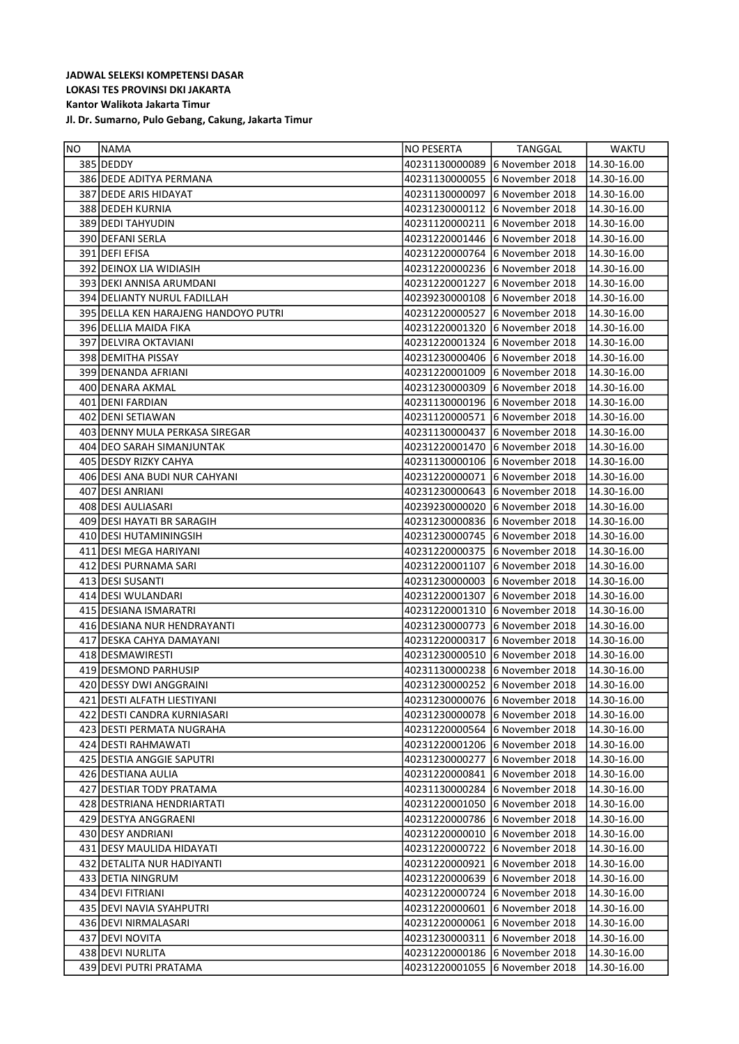**JADWAL SELEKSI KOMPETENSI DASAR**
**LOKASI TES PROVINSI DKI JAKARTA**
**Kantor Walikota Jakarta Timur**
**Jl. Dr. Sumarno, Pulo Gebang, Cakung, Jakarta Timur**

| NO | NAMA | NO PESERTA | TANGGAL | WAKTU |
|---|---|---|---|---|
| 385 | DEDDY | 40231130000089 | 6 November 2018 | 14.30-16.00 |
| 386 | DEDE ADITYA PERMANA | 40231130000055 | 6 November 2018 | 14.30-16.00 |
| 387 | DEDE ARIS HIDAYAT | 40231130000097 | 6 November 2018 | 14.30-16.00 |
| 388 | DEDEH KURNIA | 40231230000112 | 6 November 2018 | 14.30-16.00 |
| 389 | DEDI TAHYUDIN | 40231120000211 | 6 November 2018 | 14.30-16.00 |
| 390 | DEFANI SERLA | 40231220001446 | 6 November 2018 | 14.30-16.00 |
| 391 | DEFI EFISA | 40231220000764 | 6 November 2018 | 14.30-16.00 |
| 392 | DEINOX LIA WIDIASIH | 40231220000236 | 6 November 2018 | 14.30-16.00 |
| 393 | DEKI ANNISA ARUMDANI | 40231220001227 | 6 November 2018 | 14.30-16.00 |
| 394 | DELIANTY NURUL FADILLAH | 40239230000108 | 6 November 2018 | 14.30-16.00 |
| 395 | DELLA KEN HARAJENG HANDOYO PUTRI | 40231220000527 | 6 November 2018 | 14.30-16.00 |
| 396 | DELLIA MAIDA FIKA | 40231220001320 | 6 November 2018 | 14.30-16.00 |
| 397 | DELVIRA OKTAVIANI | 40231220001324 | 6 November 2018 | 14.30-16.00 |
| 398 | DEMITHA PISSAY | 40231230000406 | 6 November 2018 | 14.30-16.00 |
| 399 | DENANDA AFRIANI | 40231220001009 | 6 November 2018 | 14.30-16.00 |
| 400 | DENARA AKMAL | 40231230000309 | 6 November 2018 | 14.30-16.00 |
| 401 | DENI FARDIAN | 40231130000196 | 6 November 2018 | 14.30-16.00 |
| 402 | DENI SETIAWAN | 40231120000571 | 6 November 2018 | 14.30-16.00 |
| 403 | DENNY MULA PERKASA SIREGAR | 40231130000437 | 6 November 2018 | 14.30-16.00 |
| 404 | DEO SARAH SIMANJUNTAK | 40231220001470 | 6 November 2018 | 14.30-16.00 |
| 405 | DESDY RIZKY CAHYA | 40231130000106 | 6 November 2018 | 14.30-16.00 |
| 406 | DESI ANA BUDI NUR CAHYANI | 40231220000071 | 6 November 2018 | 14.30-16.00 |
| 407 | DESI ANRIANI | 40231230000643 | 6 November 2018 | 14.30-16.00 |
| 408 | DESI AULIASARI | 40239230000020 | 6 November 2018 | 14.30-16.00 |
| 409 | DESI HAYATI BR SARAGIH | 40231230000836 | 6 November 2018 | 14.30-16.00 |
| 410 | DESI HUTAMININGSIH | 40231230000745 | 6 November 2018 | 14.30-16.00 |
| 411 | DESI MEGA HARIYANI | 40231230000375 | 6 November 2018 | 14.30-16.00 |
| 412 | DESI PURNAMA SARI | 40231220001107 | 6 November 2018 | 14.30-16.00 |
| 413 | DESI SUSANTI | 40231230000003 | 6 November 2018 | 14.30-16.00 |
| 414 | DESI WULANDARI | 40231220001307 | 6 November 2018 | 14.30-16.00 |
| 415 | DESIANA ISMARATRI | 40231220001310 | 6 November 2018 | 14.30-16.00 |
| 416 | DESIANA NUR HENDRAYANTI | 40231230000773 | 6 November 2018 | 14.30-16.00 |
| 417 | DESKA CAHYA DAMAYANI | 40231220000317 | 6 November 2018 | 14.30-16.00 |
| 418 | DESMAWIRESTI | 40231230000510 | 6 November 2018 | 14.30-16.00 |
| 419 | DESMOND PARHUSIP | 40231130000238 | 6 November 2018 | 14.30-16.00 |
| 420 | DESSY DWI ANGGRAINI | 40231230000252 | 6 November 2018 | 14.30-16.00 |
| 421 | DESTI ALFATH LIESTIYANI | 40231230000076 | 6 November 2018 | 14.30-16.00 |
| 422 | DESTI CANDRA KURNIASARI | 40231230000078 | 6 November 2018 | 14.30-16.00 |
| 423 | DESTI PERMATA NUGRAHA | 40231220000564 | 6 November 2018 | 14.30-16.00 |
| 424 | DESTI RAHMAWATI | 40231220001206 | 6 November 2018 | 14.30-16.00 |
| 425 | DESTIA ANGGIE SAPUTRI | 40231230000277 | 6 November 2018 | 14.30-16.00 |
| 426 | DESTIANA AULIA | 40231220000841 | 6 November 2018 | 14.30-16.00 |
| 427 | DESTIAR TODY PRATAMA | 40231130000284 | 6 November 2018 | 14.30-16.00 |
| 428 | DESTRIANA HENDRIARTATI | 40231220001050 | 6 November 2018 | 14.30-16.00 |
| 429 | DESTYA ANGGRAENI | 40231220000786 | 6 November 2018 | 14.30-16.00 |
| 430 | DESY ANDRIANI | 40231220000010 | 6 November 2018 | 14.30-16.00 |
| 431 | DESY MAULIDA HIDAYATI | 40231220000722 | 6 November 2018 | 14.30-16.00 |
| 432 | DETALITA NUR HADIYANTI | 40231220000921 | 6 November 2018 | 14.30-16.00 |
| 433 | DETIA NINGRUM | 40231220000639 | 6 November 2018 | 14.30-16.00 |
| 434 | DEVI FITRIANI | 40231220000724 | 6 November 2018 | 14.30-16.00 |
| 435 | DEVI NAVIA SYAHPUTRI | 40231220000601 | 6 November 2018 | 14.30-16.00 |
| 436 | DEVI NIRMALASARI | 40231220000061 | 6 November 2018 | 14.30-16.00 |
| 437 | DEVI NOVITA | 40231230000311 | 6 November 2018 | 14.30-16.00 |
| 438 | DEVI NURLITA | 40231220000186 | 6 November 2018 | 14.30-16.00 |
| 439 | DEVI PUTRI PRATAMA | 40231220001055 | 6 November 2018 | 14.30-16.00 |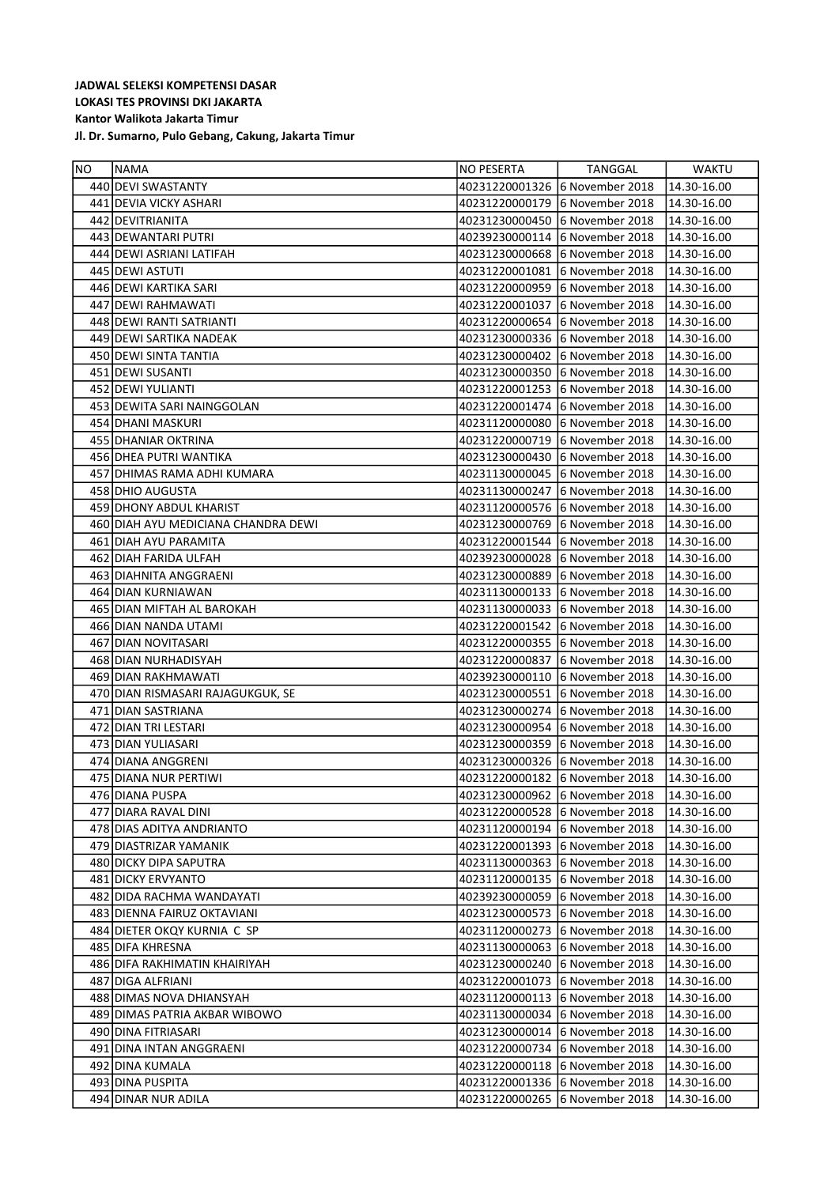**JADWAL SELEKSI KOMPETENSI DASAR**
**LOKASI TES PROVINSI DKI JAKARTA**
**Kantor Walikota Jakarta Timur**
**Jl. Dr. Sumarno, Pulo Gebang, Cakung, Jakarta Timur**

| NO | NAMA | NO PESERTA | TANGGAL | WAKTU |
|---|---|---|---|---|
| 440 | DEVI SWASTANTY | 40231220001326 | 6 November 2018 | 14.30-16.00 |
| 441 | DEVIA VICKY ASHARI | 40231220000179 | 6 November 2018 | 14.30-16.00 |
| 442 | DEVITRIANITA | 40231230000450 | 6 November 2018 | 14.30-16.00 |
| 443 | DEWANTARI PUTRI | 40239230000114 | 6 November 2018 | 14.30-16.00 |
| 444 | DEWI ASRIANI LATIFAH | 40231230000668 | 6 November 2018 | 14.30-16.00 |
| 445 | DEWI ASTUTI | 40231220001081 | 6 November 2018 | 14.30-16.00 |
| 446 | DEWI KARTIKA SARI | 40231220000959 | 6 November 2018 | 14.30-16.00 |
| 447 | DEWI RAHMAWATI | 40231220001037 | 6 November 2018 | 14.30-16.00 |
| 448 | DEWI RANTI SATRIANTI | 40231220000654 | 6 November 2018 | 14.30-16.00 |
| 449 | DEWI SARTIKA NADEAK | 40231230000336 | 6 November 2018 | 14.30-16.00 |
| 450 | DEWI SINTA TANTIA | 40231230000402 | 6 November 2018 | 14.30-16.00 |
| 451 | DEWI SUSANTI | 40231230000350 | 6 November 2018 | 14.30-16.00 |
| 452 | DEWI YULIANTI | 40231220001253 | 6 November 2018 | 14.30-16.00 |
| 453 | DEWITA SARI NAINGGOLAN | 40231220001474 | 6 November 2018 | 14.30-16.00 |
| 454 | DHANI MASKURI | 40231120000080 | 6 November 2018 | 14.30-16.00 |
| 455 | DHANIAR OKTRINA | 40231220000719 | 6 November 2018 | 14.30-16.00 |
| 456 | DHEA PUTRI WANTIKA | 40231230000430 | 6 November 2018 | 14.30-16.00 |
| 457 | DHIMAS RAMA ADHI KUMARA | 40231130000045 | 6 November 2018 | 14.30-16.00 |
| 458 | DHIO AUGUSTA | 40231130000247 | 6 November 2018 | 14.30-16.00 |
| 459 | DHONY ABDUL KHARIST | 40231120000576 | 6 November 2018 | 14.30-16.00 |
| 460 | DIAH AYU MEDICIANA CHANDRA DEWI | 40231230000769 | 6 November 2018 | 14.30-16.00 |
| 461 | DIAH AYU PARAMITA | 40231220001544 | 6 November 2018 | 14.30-16.00 |
| 462 | DIAH FARIDA ULFAH | 40239230000028 | 6 November 2018 | 14.30-16.00 |
| 463 | DIAHNITA ANGGRAENI | 40231230000889 | 6 November 2018 | 14.30-16.00 |
| 464 | DIAN KURNIAWAN | 40231130000133 | 6 November 2018 | 14.30-16.00 |
| 465 | DIAN MIFTAH AL BAROKAH | 40231130000033 | 6 November 2018 | 14.30-16.00 |
| 466 | DIAN NANDA UTAMI | 40231220001542 | 6 November 2018 | 14.30-16.00 |
| 467 | DIAN NOVITASARI | 40231220000355 | 6 November 2018 | 14.30-16.00 |
| 468 | DIAN NURHADISYAH | 40231220000837 | 6 November 2018 | 14.30-16.00 |
| 469 | DIAN RAKHMAWATI | 40239230000110 | 6 November 2018 | 14.30-16.00 |
| 470 | DIAN RISMASARI RAJAGUKGUK, SE | 40231230000551 | 6 November 2018 | 14.30-16.00 |
| 471 | DIAN SASTRIANA | 40231230000274 | 6 November 2018 | 14.30-16.00 |
| 472 | DIAN TRI LESTARI | 40231230000954 | 6 November 2018 | 14.30-16.00 |
| 473 | DIAN YULIASARI | 40231230000359 | 6 November 2018 | 14.30-16.00 |
| 474 | DIANA ANGGRENI | 40231230000326 | 6 November 2018 | 14.30-16.00 |
| 475 | DIANA NUR PERTIWI | 40231220000182 | 6 November 2018 | 14.30-16.00 |
| 476 | DIANA PUSPA | 40231230000962 | 6 November 2018 | 14.30-16.00 |
| 477 | DIARA RAVAL DINI | 40231220000528 | 6 November 2018 | 14.30-16.00 |
| 478 | DIAS ADITYA ANDRIANTO | 40231120000194 | 6 November 2018 | 14.30-16.00 |
| 479 | DIASTRIZAR YAMANIK | 40231220001393 | 6 November 2018 | 14.30-16.00 |
| 480 | DICKY DIPA SAPUTRA | 40231130000363 | 6 November 2018 | 14.30-16.00 |
| 481 | DICKY ERVYANTO | 40231120000135 | 6 November 2018 | 14.30-16.00 |
| 482 | DIDA RACHMA WANDAYATI | 40239230000059 | 6 November 2018 | 14.30-16.00 |
| 483 | DIENNA FAIRUZ OKTAVIANI | 40231230000573 | 6 November 2018 | 14.30-16.00 |
| 484 | DIETER OKQY KURNIA C SP | 40231120000273 | 6 November 2018 | 14.30-16.00 |
| 485 | DIFA KHRESNA | 40231130000063 | 6 November 2018 | 14.30-16.00 |
| 486 | DIFA RAKHIMATIN KHAIRIYAH | 40231230000240 | 6 November 2018 | 14.30-16.00 |
| 487 | DIGA ALFRIANI | 40231220001073 | 6 November 2018 | 14.30-16.00 |
| 488 | DIMAS NOVA DHIANSYAH | 40231120000113 | 6 November 2018 | 14.30-16.00 |
| 489 | DIMAS PATRIA AKBAR WIBOWO | 40231130000034 | 6 November 2018 | 14.30-16.00 |
| 490 | DINA FITRIASARI | 40231230000014 | 6 November 2018 | 14.30-16.00 |
| 491 | DINA INTAN ANGGRAENI | 40231220000734 | 6 November 2018 | 14.30-16.00 |
| 492 | DINA KUMALA | 40231220000118 | 6 November 2018 | 14.30-16.00 |
| 493 | DINA PUSPITA | 40231220001336 | 6 November 2018 | 14.30-16.00 |
| 494 | DINAR NUR ADILA | 40231220000265 | 6 November 2018 | 14.30-16.00 |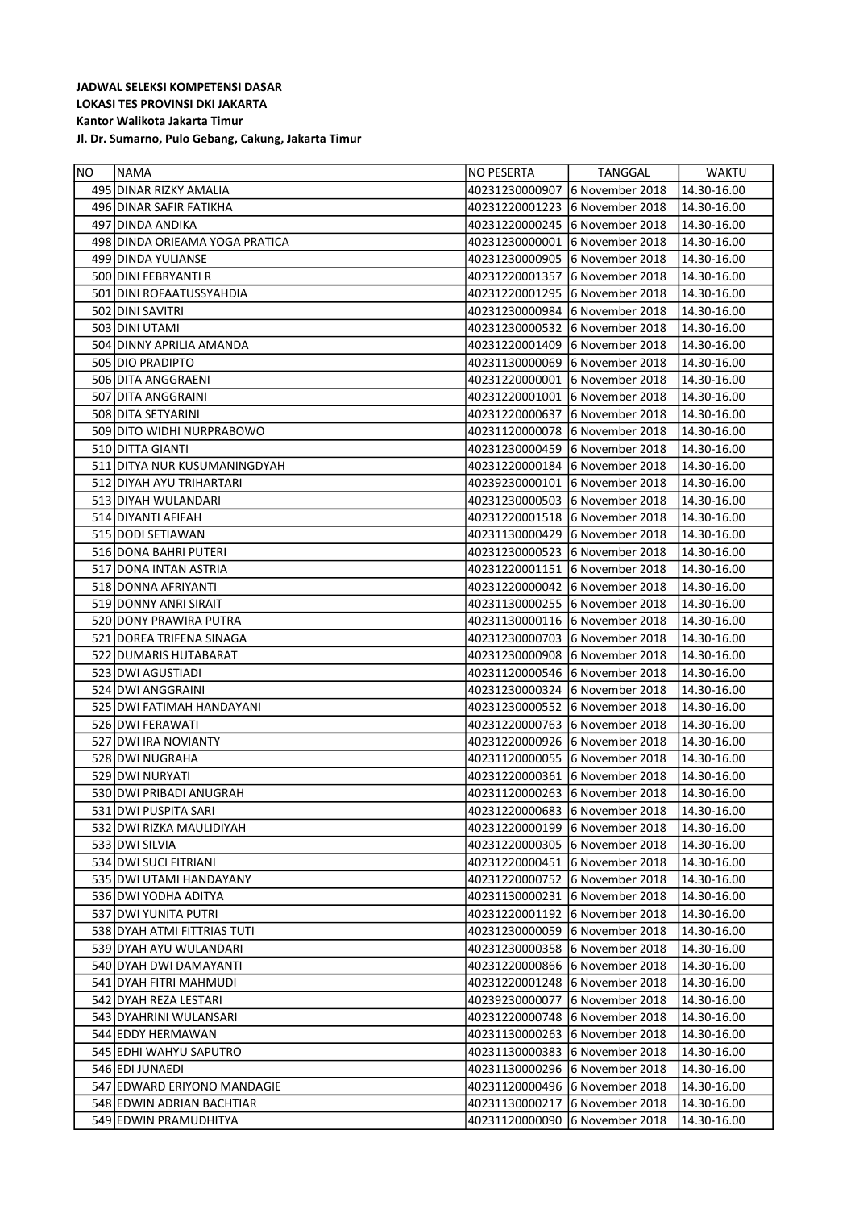**JADWAL SELEKSI KOMPETENSI DASAR**
**LOKASI TES PROVINSI DKI JAKARTA**
**Kantor Walikota Jakarta Timur**
**Jl. Dr. Sumarno, Pulo Gebang, Cakung, Jakarta Timur**

| NO | NAMA | NO PESERTA | TANGGAL | WAKTU |
|---|---|---|---|---|
| 495 | DINAR RIZKY AMALIA | 40231230000907 | 6 November 2018 | 14.30-16.00 |
| 496 | DINAR SAFIR FATIKHA | 40231220001223 | 6 November 2018 | 14.30-16.00 |
| 497 | DINDA ANDIKA | 40231220000245 | 6 November 2018 | 14.30-16.00 |
| 498 | DINDA ORIEAMA YOGA PRATICA | 40231230000001 | 6 November 2018 | 14.30-16.00 |
| 499 | DINDA YULIANSE | 40231230000905 | 6 November 2018 | 14.30-16.00 |
| 500 | DINI FEBRYANTI R | 40231220001357 | 6 November 2018 | 14.30-16.00 |
| 501 | DINI ROFAATUSSYAHDIA | 40231220001295 | 6 November 2018 | 14.30-16.00 |
| 502 | DINI SAVITRI | 40231230000984 | 6 November 2018 | 14.30-16.00 |
| 503 | DINI UTAMI | 40231230000532 | 6 November 2018 | 14.30-16.00 |
| 504 | DINNY APRILIA AMANDA | 40231220001409 | 6 November 2018 | 14.30-16.00 |
| 505 | DIO PRADIPTO | 40231130000069 | 6 November 2018 | 14.30-16.00 |
| 506 | DITA ANGGRAENI | 40231220000001 | 6 November 2018 | 14.30-16.00 |
| 507 | DITA ANGGRAINI | 40231220001001 | 6 November 2018 | 14.30-16.00 |
| 508 | DITA SETYARINI | 40231220000637 | 6 November 2018 | 14.30-16.00 |
| 509 | DITO WIDHI NURPRABOWO | 40231120000078 | 6 November 2018 | 14.30-16.00 |
| 510 | DITTA GIANTI | 40231230000459 | 6 November 2018 | 14.30-16.00 |
| 511 | DITYA NUR KUSUMANINGDYAH | 40231220000184 | 6 November 2018 | 14.30-16.00 |
| 512 | DIYAH AYU TRIHARTARI | 40239230000101 | 6 November 2018 | 14.30-16.00 |
| 513 | DIYAH WULANDARI | 40231230000503 | 6 November 2018 | 14.30-16.00 |
| 514 | DIYANTI AFIFAH | 40231220001518 | 6 November 2018 | 14.30-16.00 |
| 515 | DODI SETIAWAN | 40231130000429 | 6 November 2018 | 14.30-16.00 |
| 516 | DONA BAHRI PUTERI | 40231230000523 | 6 November 2018 | 14.30-16.00 |
| 517 | DONA INTAN ASTRIA | 40231220001151 | 6 November 2018 | 14.30-16.00 |
| 518 | DONNA AFRIYANTI | 40231220000042 | 6 November 2018 | 14.30-16.00 |
| 519 | DONNY ANRI SIRAIT | 40231130000255 | 6 November 2018 | 14.30-16.00 |
| 520 | DONY PRAWIRA PUTRA | 40231130000116 | 6 November 2018 | 14.30-16.00 |
| 521 | DOREA TRIFENA SINAGA | 40231230000703 | 6 November 2018 | 14.30-16.00 |
| 522 | DUMARIS HUTABARAT | 40231230000908 | 6 November 2018 | 14.30-16.00 |
| 523 | DWI AGUSTIADI | 40231120000546 | 6 November 2018 | 14.30-16.00 |
| 524 | DWI ANGGRAINI | 40231230000324 | 6 November 2018 | 14.30-16.00 |
| 525 | DWI FATIMAH HANDAYANI | 40231230000552 | 6 November 2018 | 14.30-16.00 |
| 526 | DWI FERAWATI | 40231220000763 | 6 November 2018 | 14.30-16.00 |
| 527 | DWI IRA NOVIANTY | 40231220000926 | 6 November 2018 | 14.30-16.00 |
| 528 | DWI NUGRAHA | 40231120000055 | 6 November 2018 | 14.30-16.00 |
| 529 | DWI NURYATI | 40231220000361 | 6 November 2018 | 14.30-16.00 |
| 530 | DWI PRIBADI ANUGRAH | 40231120000263 | 6 November 2018 | 14.30-16.00 |
| 531 | DWI PUSPITA SARI | 40231220000683 | 6 November 2018 | 14.30-16.00 |
| 532 | DWI RIZKA MAULIDIYAH | 40231220000199 | 6 November 2018 | 14.30-16.00 |
| 533 | DWI SILVIA | 40231220000305 | 6 November 2018 | 14.30-16.00 |
| 534 | DWI SUCI FITRIANI | 40231220000451 | 6 November 2018 | 14.30-16.00 |
| 535 | DWI UTAMI HANDAYANY | 40231220000752 | 6 November 2018 | 14.30-16.00 |
| 536 | DWI YODHA ADITYA | 40231130000231 | 6 November 2018 | 14.30-16.00 |
| 537 | DWI YUNITA PUTRI | 40231220001192 | 6 November 2018 | 14.30-16.00 |
| 538 | DYAH ATMI FITTRIAS TUTI | 40231230000059 | 6 November 2018 | 14.30-16.00 |
| 539 | DYAH AYU WULANDARI | 40231230000358 | 6 November 2018 | 14.30-16.00 |
| 540 | DYAH DWI DAMAYANTI | 40231220000866 | 6 November 2018 | 14.30-16.00 |
| 541 | DYAH FITRI MAHMUDI | 40231220001248 | 6 November 2018 | 14.30-16.00 |
| 542 | DYAH REZA LESTARI | 40239230000077 | 6 November 2018 | 14.30-16.00 |
| 543 | DYAHRINI WULANSARI | 40231220000748 | 6 November 2018 | 14.30-16.00 |
| 544 | EDDY HERMAWAN | 40231130000263 | 6 November 2018 | 14.30-16.00 |
| 545 | EDHI WAHYU SAPUTRO | 40231130000383 | 6 November 2018 | 14.30-16.00 |
| 546 | EDI JUNAEDI | 40231130000296 | 6 November 2018 | 14.30-16.00 |
| 547 | EDWARD ERIYONO MANDAGIE | 40231120000496 | 6 November 2018 | 14.30-16.00 |
| 548 | EDWIN ADRIAN BACHTIAR | 40231130000217 | 6 November 2018 | 14.30-16.00 |
| 549 | EDWIN PRAMUDHITYA | 40231120000090 | 6 November 2018 | 14.30-16.00 |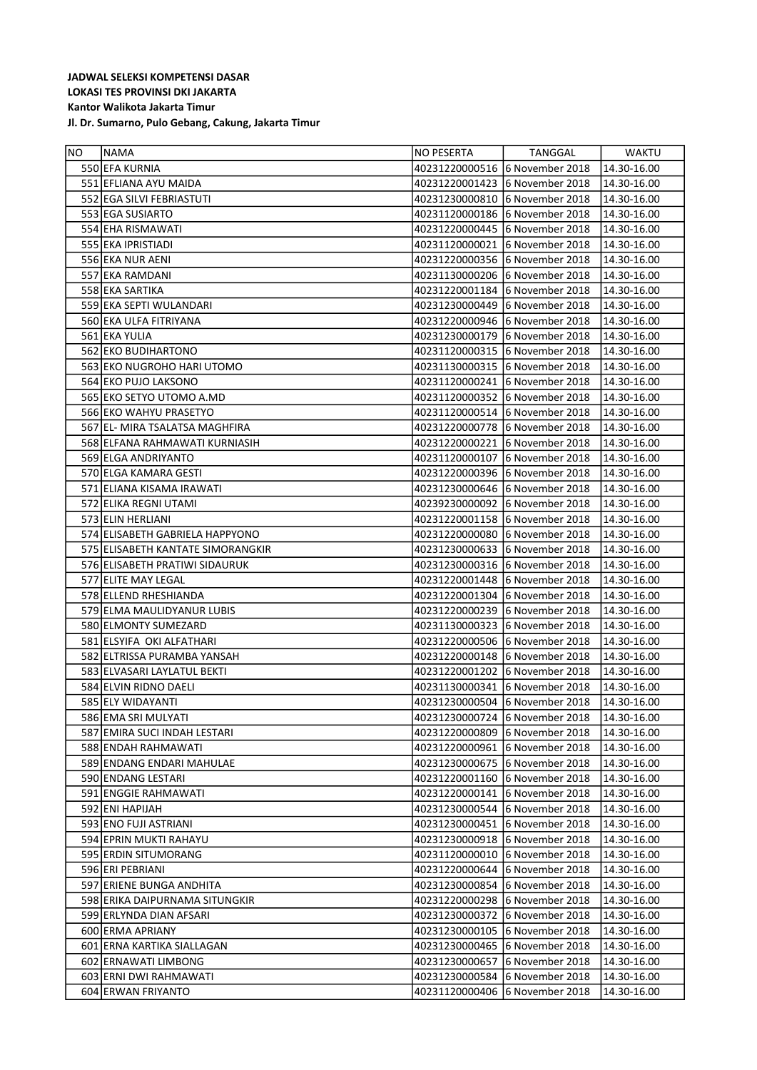**JADWAL SELEKSI KOMPETENSI DASAR**
**LOKASI TES PROVINSI DKI JAKARTA**
**Kantor Walikota Jakarta Timur**
**Jl. Dr. Sumarno, Pulo Gebang, Cakung, Jakarta Timur**

| NO | NAMA | NO PESERTA | TANGGAL | WAKTU |
|---|---|---|---|---|
| 550 | EFA KURNIA | 40231220000516 | 6 November 2018 | 14.30-16.00 |
| 551 | EFLIANA AYU MAIDA | 40231220001423 | 6 November 2018 | 14.30-16.00 |
| 552 | EGA SILVI FEBRIASTUTI | 40231230000810 | 6 November 2018 | 14.30-16.00 |
| 553 | EGA SUSIARTO | 40231120000186 | 6 November 2018 | 14.30-16.00 |
| 554 | EHA RISMAWATI | 40231220000445 | 6 November 2018 | 14.30-16.00 |
| 555 | EKA IPRISTIADI | 40231120000021 | 6 November 2018 | 14.30-16.00 |
| 556 | EKA NUR AENI | 40231220000356 | 6 November 2018 | 14.30-16.00 |
| 557 | EKA RAMDANI | 40231130000206 | 6 November 2018 | 14.30-16.00 |
| 558 | EKA SARTIKA | 40231220001184 | 6 November 2018 | 14.30-16.00 |
| 559 | EKA SEPTI WULANDARI | 40231230000449 | 6 November 2018 | 14.30-16.00 |
| 560 | EKA ULFA FITRIYANA | 40231220000946 | 6 November 2018 | 14.30-16.00 |
| 561 | EKA YULIA | 40231230000179 | 6 November 2018 | 14.30-16.00 |
| 562 | EKO BUDIHARTONO | 40231120000315 | 6 November 2018 | 14.30-16.00 |
| 563 | EKO NUGROHO HARI UTOMO | 40231130000315 | 6 November 2018 | 14.30-16.00 |
| 564 | EKO PUJO LAKSONO | 40231120000241 | 6 November 2018 | 14.30-16.00 |
| 565 | EKO SETYO UTOMO A.MD | 40231120000352 | 6 November 2018 | 14.30-16.00 |
| 566 | EKO WAHYU PRASETYO | 40231120000514 | 6 November 2018 | 14.30-16.00 |
| 567 | EL- MIRA TSALATSA MAGHFIRA | 40231220000778 | 6 November 2018 | 14.30-16.00 |
| 568 | ELFANA RAHMAWATI KURNIASIH | 40231220000221 | 6 November 2018 | 14.30-16.00 |
| 569 | ELGA ANDRIYANTO | 40231120000107 | 6 November 2018 | 14.30-16.00 |
| 570 | ELGA KAMARA GESTI | 40231220000396 | 6 November 2018 | 14.30-16.00 |
| 571 | ELIANA KISAMA IRAWATI | 40231230000646 | 6 November 2018 | 14.30-16.00 |
| 572 | ELIKA REGNI UTAMI | 40239230000092 | 6 November 2018 | 14.30-16.00 |
| 573 | ELIN HERLIANI | 40231220001158 | 6 November 2018 | 14.30-16.00 |
| 574 | ELISABETH GABRIELA HAPPYONO | 40231220000080 | 6 November 2018 | 14.30-16.00 |
| 575 | ELISABETH KANTATE SIMORANGKIR | 40231230000633 | 6 November 2018 | 14.30-16.00 |
| 576 | ELISABETH PRATIWI SIDAURUK | 40231230000316 | 6 November 2018 | 14.30-16.00 |
| 577 | ELITE MAY LEGAL | 40231220001448 | 6 November 2018 | 14.30-16.00 |
| 578 | ELLEND RHESHIANDA | 40231220001304 | 6 November 2018 | 14.30-16.00 |
| 579 | ELMA MAULIDYANUR LUBIS | 40231220000239 | 6 November 2018 | 14.30-16.00 |
| 580 | ELMONTY SUMEZARD | 40231130000323 | 6 November 2018 | 14.30-16.00 |
| 581 | ELSYIFA OKI ALFATHARI | 40231220000506 | 6 November 2018 | 14.30-16.00 |
| 582 | ELTRISSA PURAMBA YANSAH | 40231220000148 | 6 November 2018 | 14.30-16.00 |
| 583 | ELVASARI LAYLATUL BEKTI | 40231220001202 | 6 November 2018 | 14.30-16.00 |
| 584 | ELVIN RIDNO DAELI | 40231130000341 | 6 November 2018 | 14.30-16.00 |
| 585 | ELY WIDAYANTI | 40231230000504 | 6 November 2018 | 14.30-16.00 |
| 586 | EMA SRI MULYATI | 40231230000724 | 6 November 2018 | 14.30-16.00 |
| 587 | EMIRA SUCI INDAH LESTARI | 40231220000809 | 6 November 2018 | 14.30-16.00 |
| 588 | ENDAH RAHMAWATI | 40231220000961 | 6 November 2018 | 14.30-16.00 |
| 589 | ENDANG ENDARI MAHULAE | 40231230000675 | 6 November 2018 | 14.30-16.00 |
| 590 | ENDANG LESTARI | 40231220001160 | 6 November 2018 | 14.30-16.00 |
| 591 | ENGGIE RAHMAWATI | 40231220000141 | 6 November 2018 | 14.30-16.00 |
| 592 | ENI HAPIJAH | 40231230000544 | 6 November 2018 | 14.30-16.00 |
| 593 | ENO FUJI ASTRIANI | 40231230000451 | 6 November 2018 | 14.30-16.00 |
| 594 | EPRIN MUKTI RAHAYU | 40231230000918 | 6 November 2018 | 14.30-16.00 |
| 595 | ERDIN SITUMORANG | 40231120000010 | 6 November 2018 | 14.30-16.00 |
| 596 | ERI PEBRIANI | 40231220000644 | 6 November 2018 | 14.30-16.00 |
| 597 | ERIENE BUNGA ANDHITA | 40231230000854 | 6 November 2018 | 14.30-16.00 |
| 598 | ERIKA DAIPURNAMA SITUNGKIR | 40231220000298 | 6 November 2018 | 14.30-16.00 |
| 599 | ERLYNDA DIAN AFSARI | 40231230000372 | 6 November 2018 | 14.30-16.00 |
| 600 | ERMA APRIANY | 40231230000105 | 6 November 2018 | 14.30-16.00 |
| 601 | ERNA KARTIKA SIALLAGAN | 40231230000465 | 6 November 2018 | 14.30-16.00 |
| 602 | ERNAWATI LIMBONG | 40231230000657 | 6 November 2018 | 14.30-16.00 |
| 603 | ERNI DWI RAHMAWATI | 40231230000584 | 6 November 2018 | 14.30-16.00 |
| 604 | ERWAN FRIYANTO | 40231120000406 | 6 November 2018 | 14.30-16.00 |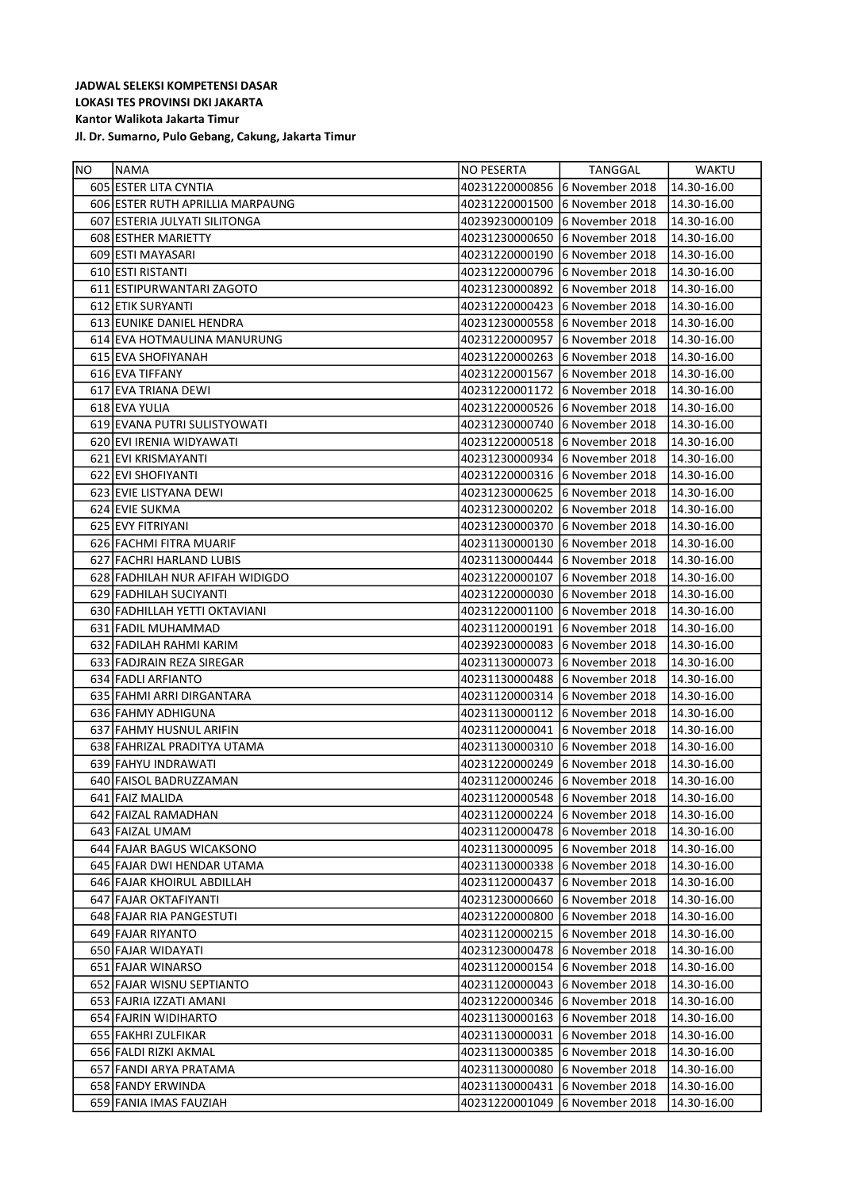**JADWAL SELEKSI KOMPETENSI DASAR**
**LOKASI TES PROVINSI DKI JAKARTA**
**Kantor Walikota Jakarta Timur**
**Jl. Dr. Sumarno, Pulo Gebang, Cakung, Jakarta Timur**

| NO | NAMA | NO PESERTA | TANGGAL | WAKTU |
|---|---|---|---|---|
| 605 | ESTER LITA CYNTIA | 40231220000856 | 6 November 2018 | 14.30-16.00 |
| 606 | ESTER RUTH APRILLIA MARPAUNG | 40231220001500 | 6 November 2018 | 14.30-16.00 |
| 607 | ESTERIA JULYATI SILITONGA | 40239230000109 | 6 November 2018 | 14.30-16.00 |
| 608 | ESTHER MARIETTY | 40231230000650 | 6 November 2018 | 14.30-16.00 |
| 609 | ESTI MAYASARI | 40231220000190 | 6 November 2018 | 14.30-16.00 |
| 610 | ESTI RISTANTI | 40231220000796 | 6 November 2018 | 14.30-16.00 |
| 611 | ESTIPURWANTARI ZAGOTO | 40231230000892 | 6 November 2018 | 14.30-16.00 |
| 612 | ETIK SURYANTI | 40231220000423 | 6 November 2018 | 14.30-16.00 |
| 613 | EUNIKE DANIEL HENDRA | 40231230000558 | 6 November 2018 | 14.30-16.00 |
| 614 | EVA HOTMAULINA MANURUNG | 40231220000957 | 6 November 2018 | 14.30-16.00 |
| 615 | EVA SHOFIYANAH | 40231220000263 | 6 November 2018 | 14.30-16.00 |
| 616 | EVA TIFFANY | 40231220001567 | 6 November 2018 | 14.30-16.00 |
| 617 | EVA TRIANA DEWI | 40231220001172 | 6 November 2018 | 14.30-16.00 |
| 618 | EVA YULIA | 40231220000526 | 6 November 2018 | 14.30-16.00 |
| 619 | EVANA PUTRI SULISTYOWATI | 40231230000740 | 6 November 2018 | 14.30-16.00 |
| 620 | EVI IRENIA WIDYAWATI | 40231220000518 | 6 November 2018 | 14.30-16.00 |
| 621 | EVI KRISMAYANTI | 40231230000934 | 6 November 2018 | 14.30-16.00 |
| 622 | EVI SHOFIYANTI | 40231220000316 | 6 November 2018 | 14.30-16.00 |
| 623 | EVIE LISTYANA DEWI | 40231230000625 | 6 November 2018 | 14.30-16.00 |
| 624 | EVIE SUKMA | 40231230000202 | 6 November 2018 | 14.30-16.00 |
| 625 | EVY FITRIYANI | 40231230000370 | 6 November 2018 | 14.30-16.00 |
| 626 | FACHMI FITRA MUARIF | 40231130000130 | 6 November 2018 | 14.30-16.00 |
| 627 | FACHRI HARLAND LUBIS | 40231130000444 | 6 November 2018 | 14.30-16.00 |
| 628 | FADHILAH NUR AFIFAH WIDIGDO | 40231220000107 | 6 November 2018 | 14.30-16.00 |
| 629 | FADHILAH SUCIYANTI | 40231220000030 | 6 November 2018 | 14.30-16.00 |
| 630 | FADHILLAH YETTI OKTAVIANI | 40231220001100 | 6 November 2018 | 14.30-16.00 |
| 631 | FADIL MUHAMMAD | 40231120000191 | 6 November 2018 | 14.30-16.00 |
| 632 | FADILAH RAHMI KARIM | 40239230000083 | 6 November 2018 | 14.30-16.00 |
| 633 | FADJRAIN REZA SIREGAR | 40231130000073 | 6 November 2018 | 14.30-16.00 |
| 634 | FADLI ARFIANTO | 40231130000488 | 6 November 2018 | 14.30-16.00 |
| 635 | FAHMI ARRI DIRGANTARA | 40231120000314 | 6 November 2018 | 14.30-16.00 |
| 636 | FAHMY ADHIGUNA | 40231130000112 | 6 November 2018 | 14.30-16.00 |
| 637 | FAHMY HUSNUL ARIFIN | 40231120000041 | 6 November 2018 | 14.30-16.00 |
| 638 | FAHRIZAL PRADITYA UTAMA | 40231130000310 | 6 November 2018 | 14.30-16.00 |
| 639 | FAHYU INDRAWATI | 40231220000249 | 6 November 2018 | 14.30-16.00 |
| 640 | FAISOL BADRUZZAMAN | 40231120000246 | 6 November 2018 | 14.30-16.00 |
| 641 | FAIZ MALIDA | 40231120000548 | 6 November 2018 | 14.30-16.00 |
| 642 | FAIZAL RAMADHAN | 40231120000224 | 6 November 2018 | 14.30-16.00 |
| 643 | FAIZAL UMAM | 40231120000478 | 6 November 2018 | 14.30-16.00 |
| 644 | FAJAR BAGUS WICAKSONO | 40231130000095 | 6 November 2018 | 14.30-16.00 |
| 645 | FAJAR DWI HENDAR UTAMA | 40231130000338 | 6 November 2018 | 14.30-16.00 |
| 646 | FAJAR KHOIRUL ABDILLAH | 40231120000437 | 6 November 2018 | 14.30-16.00 |
| 647 | FAJAR OKTAFIYANTI | 40231230000660 | 6 November 2018 | 14.30-16.00 |
| 648 | FAJAR RIA PANGESTUTI | 40231220000800 | 6 November 2018 | 14.30-16.00 |
| 649 | FAJAR RIYANTO | 40231120000215 | 6 November 2018 | 14.30-16.00 |
| 650 | FAJAR WIDAYATI | 40231230000478 | 6 November 2018 | 14.30-16.00 |
| 651 | FAJAR WINARSO | 40231120000154 | 6 November 2018 | 14.30-16.00 |
| 652 | FAJAR WISNU SEPTIANTO | 40231120000043 | 6 November 2018 | 14.30-16.00 |
| 653 | FAJRIA IZZATI AMANI | 40231220000346 | 6 November 2018 | 14.30-16.00 |
| 654 | FAJRIN WIDIHARTO | 40231130000163 | 6 November 2018 | 14.30-16.00 |
| 655 | FAKHRI ZULFIKAR | 40231130000031 | 6 November 2018 | 14.30-16.00 |
| 656 | FALDI RIZKI AKMAL | 40231130000385 | 6 November 2018 | 14.30-16.00 |
| 657 | FANDI ARYA PRATAMA | 40231130000080 | 6 November 2018 | 14.30-16.00 |
| 658 | FANDY ERWINDA | 40231130000431 | 6 November 2018 | 14.30-16.00 |
| 659 | FANIA IMAS FAUZIAH | 40231220001049 | 6 November 2018 | 14.30-16.00 |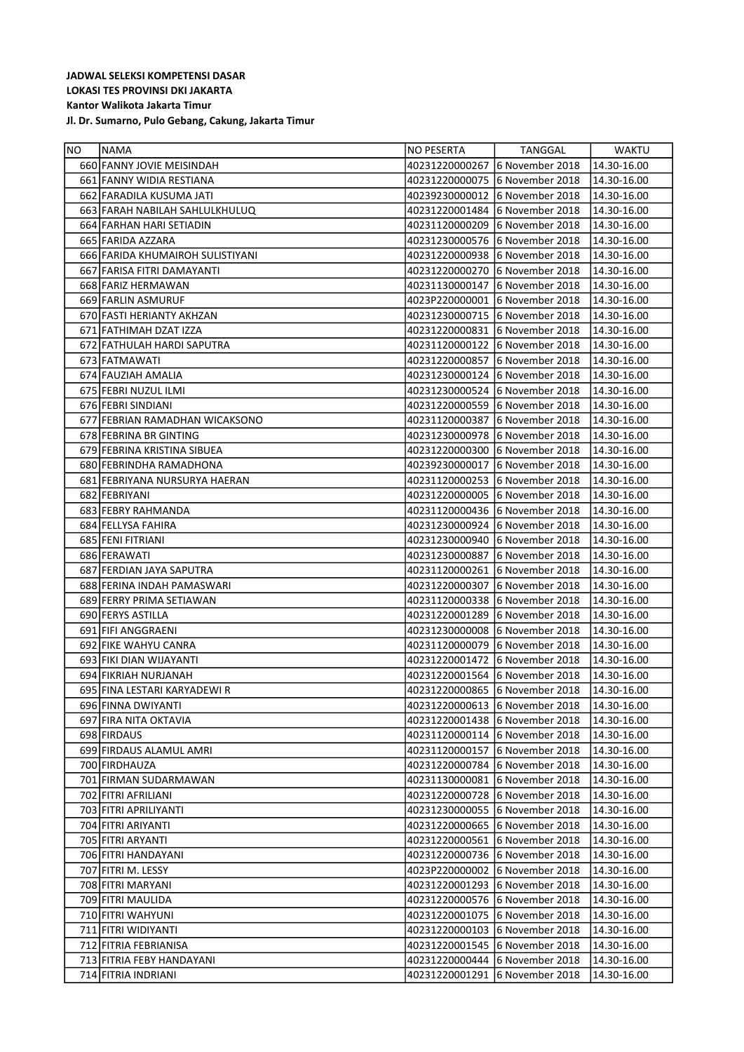**JADWAL SELEKSI KOMPETENSI DASAR**
**LOKASI TES PROVINSI DKI JAKARTA**
**Kantor Walikota Jakarta Timur**
**Jl. Dr. Sumarno, Pulo Gebang, Cakung, Jakarta Timur**

| NO | NAMA | NO PESERTA | TANGGAL | WAKTU |
|---|---|---|---|---|
| 660 | FANNY JOVIE MEISINDAH | 40231220000267 | 6 November 2018 | 14.30-16.00 |
| 661 | FANNY WIDIA RESTIANA | 40231220000075 | 6 November 2018 | 14.30-16.00 |
| 662 | FARADILA KUSUMA JATI | 40239230000012 | 6 November 2018 | 14.30-16.00 |
| 663 | FARAH NABILAH SAHLULKHULUQ | 40231220001484 | 6 November 2018 | 14.30-16.00 |
| 664 | FARHAN HARI SETIADIN | 40231120000209 | 6 November 2018 | 14.30-16.00 |
| 665 | FARIDA AZZARA | 40231230000576 | 6 November 2018 | 14.30-16.00 |
| 666 | FARIDA KHUMAIROH SULISTIYANI | 40231220000938 | 6 November 2018 | 14.30-16.00 |
| 667 | FARISA FITRI DAMAYANTI | 40231220000270 | 6 November 2018 | 14.30-16.00 |
| 668 | FARIZ HERMAWAN | 40231130000147 | 6 November 2018 | 14.30-16.00 |
| 669 | FARLIN ASMURUF | 4023P220000001 | 6 November 2018 | 14.30-16.00 |
| 670 | FASTI HERIANTY AKHZAN | 40231230000715 | 6 November 2018 | 14.30-16.00 |
| 671 | FATHIMAH DZAT IZZA | 40231220000831 | 6 November 2018 | 14.30-16.00 |
| 672 | FATHULAH HARDI SAPUTRA | 40231120000122 | 6 November 2018 | 14.30-16.00 |
| 673 | FATMAWATI | 40231220000857 | 6 November 2018 | 14.30-16.00 |
| 674 | FAUZIAH AMALIA | 40231230000124 | 6 November 2018 | 14.30-16.00 |
| 675 | FEBRI NUZUL ILMI | 40231230000524 | 6 November 2018 | 14.30-16.00 |
| 676 | FEBRI SINDIANI | 40231220000559 | 6 November 2018 | 14.30-16.00 |
| 677 | FEBRIAN RAMADHAN WICAKSONO | 40231120000387 | 6 November 2018 | 14.30-16.00 |
| 678 | FEBRINA BR GINTING | 40231230000978 | 6 November 2018 | 14.30-16.00 |
| 679 | FEBRINA KRISTINA SIBUEA | 40231220000300 | 6 November 2018 | 14.30-16.00 |
| 680 | FEBRINDHA RAMADHONA | 40239230000017 | 6 November 2018 | 14.30-16.00 |
| 681 | FEBRIYANA NURSURYA HAERAN | 40231120000253 | 6 November 2018 | 14.30-16.00 |
| 682 | FEBRIYANI | 40231220000005 | 6 November 2018 | 14.30-16.00 |
| 683 | FEBRY RAHMANDA | 40231120000436 | 6 November 2018 | 14.30-16.00 |
| 684 | FELLYSA FAHIRA | 40231230000924 | 6 November 2018 | 14.30-16.00 |
| 685 | FENI FITRIANI | 40231230000940 | 6 November 2018 | 14.30-16.00 |
| 686 | FERAWATI | 40231230000887 | 6 November 2018 | 14.30-16.00 |
| 687 | FERDIAN JAYA SAPUTRA | 40231120000261 | 6 November 2018 | 14.30-16.00 |
| 688 | FERINA INDAH PAMASWARI | 40231220000307 | 6 November 2018 | 14.30-16.00 |
| 689 | FERRY PRIMA SETIAWAN | 40231120000338 | 6 November 2018 | 14.30-16.00 |
| 690 | FERYS ASTILLA | 40231220001289 | 6 November 2018 | 14.30-16.00 |
| 691 | FIFI ANGGRAENI | 40231230000008 | 6 November 2018 | 14.30-16.00 |
| 692 | FIKE WAHYU CANRA | 40231120000079 | 6 November 2018 | 14.30-16.00 |
| 693 | FIKI DIAN WIJAYANTI | 40231220001472 | 6 November 2018 | 14.30-16.00 |
| 694 | FIKRIAH NURJANAH | 40231220001564 | 6 November 2018 | 14.30-16.00 |
| 695 | FINA LESTARI KARYADEWI R | 40231220000865 | 6 November 2018 | 14.30-16.00 |
| 696 | FINNA DWIYANTI | 40231220000613 | 6 November 2018 | 14.30-16.00 |
| 697 | FIRA NITA OKTAVIA | 40231220001438 | 6 November 2018 | 14.30-16.00 |
| 698 | FIRDAUS | 40231120000114 | 6 November 2018 | 14.30-16.00 |
| 699 | FIRDAUS ALAMUL AMRI | 40231120000157 | 6 November 2018 | 14.30-16.00 |
| 700 | FIRDHAUZA | 40231220000784 | 6 November 2018 | 14.30-16.00 |
| 701 | FIRMAN SUDARMAWAN | 40231130000081 | 6 November 2018 | 14.30-16.00 |
| 702 | FITRI AFRILIANI | 40231220000728 | 6 November 2018 | 14.30-16.00 |
| 703 | FITRI APRILIYANTI | 40231230000055 | 6 November 2018 | 14.30-16.00 |
| 704 | FITRI ARIYANTI | 40231220000665 | 6 November 2018 | 14.30-16.00 |
| 705 | FITRI ARYANTI | 40231220000561 | 6 November 2018 | 14.30-16.00 |
| 706 | FITRI HANDAYANI | 40231220000736 | 6 November 2018 | 14.30-16.00 |
| 707 | FITRI M. LESSY | 4023P220000002 | 6 November 2018 | 14.30-16.00 |
| 708 | FITRI MARYANI | 40231220001293 | 6 November 2018 | 14.30-16.00 |
| 709 | FITRI MAULIDA | 40231220000576 | 6 November 2018 | 14.30-16.00 |
| 710 | FITRI WAHYUNI | 40231220001075 | 6 November 2018 | 14.30-16.00 |
| 711 | FITRI WIDIYANTI | 40231220000103 | 6 November 2018 | 14.30-16.00 |
| 712 | FITRIA FEBRIANISA | 40231220001545 | 6 November 2018 | 14.30-16.00 |
| 713 | FITRIA FEBY HANDAYANI | 40231220000444 | 6 November 2018 | 14.30-16.00 |
| 714 | FITRIA INDRIANI | 40231220001291 | 6 November 2018 | 14.30-16.00 |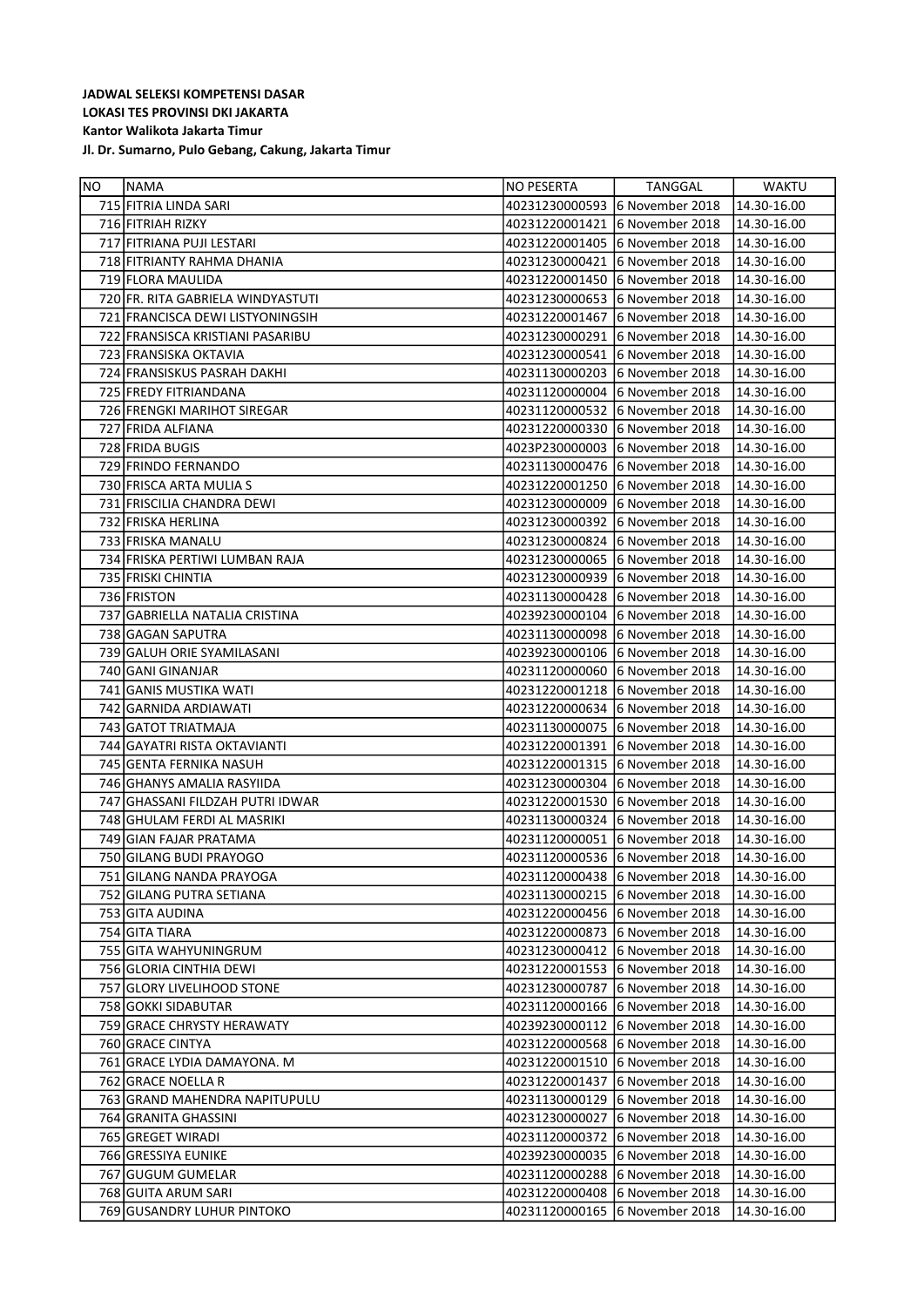**JADWAL SELEKSI KOMPETENSI DASAR**
**LOKASI TES PROVINSI DKI JAKARTA**
**Kantor Walikota Jakarta Timur**
**Jl. Dr. Sumarno, Pulo Gebang, Cakung, Jakarta Timur**

| NO | NAMA | NO PESERTA | TANGGAL | WAKTU |
|---|---|---|---|---|
| 715 | FITRIA LINDA SARI | 40231230000593 | 6 November 2018 | 14.30-16.00 |
| 716 | FITRIAH RIZKY | 40231220001421 | 6 November 2018 | 14.30-16.00 |
| 717 | FITRIANA PUJI LESTARI | 40231220001405 | 6 November 2018 | 14.30-16.00 |
| 718 | FITRIANTY RAHMA DHANIA | 40231230000421 | 6 November 2018 | 14.30-16.00 |
| 719 | FLORA MAULIDA | 40231220001450 | 6 November 2018 | 14.30-16.00 |
| 720 | FR. RITA GABRIELA WINDYASTUTI | 40231230000653 | 6 November 2018 | 14.30-16.00 |
| 721 | FRANCISCA DEWI LISTYONINGSIH | 40231220001467 | 6 November 2018 | 14.30-16.00 |
| 722 | FRANSISCA KRISTIANI PASARIBU | 40231230000291 | 6 November 2018 | 14.30-16.00 |
| 723 | FRANSISKA OKTAVIA | 40231230000541 | 6 November 2018 | 14.30-16.00 |
| 724 | FRANSISKUS PASRAH DAKHI | 40231130000203 | 6 November 2018 | 14.30-16.00 |
| 725 | FREDY FITRIANDANA | 40231120000004 | 6 November 2018 | 14.30-16.00 |
| 726 | FRENGKI MARIHOT SIREGAR | 40231120000532 | 6 November 2018 | 14.30-16.00 |
| 727 | FRIDA ALFIANA | 40231220000330 | 6 November 2018 | 14.30-16.00 |
| 728 | FRIDA BUGIS | 4023P230000003 | 6 November 2018 | 14.30-16.00 |
| 729 | FRINDO FERNANDO | 40231130000476 | 6 November 2018 | 14.30-16.00 |
| 730 | FRISCA ARTA MULIA S | 40231220001250 | 6 November 2018 | 14.30-16.00 |
| 731 | FRISCILIA CHANDRA DEWI | 40231230000009 | 6 November 2018 | 14.30-16.00 |
| 732 | FRISKA HERLINA | 40231230000392 | 6 November 2018 | 14.30-16.00 |
| 733 | FRISKA MANALU | 40231230000824 | 6 November 2018 | 14.30-16.00 |
| 734 | FRISKA PERTIWI LUMBAN RAJA | 40231230000065 | 6 November 2018 | 14.30-16.00 |
| 735 | FRISKI CHINTIA | 40231230000939 | 6 November 2018 | 14.30-16.00 |
| 736 | FRISTON | 40231130000428 | 6 November 2018 | 14.30-16.00 |
| 737 | GABRIELLA NATALIA CRISTINA | 40239230000104 | 6 November 2018 | 14.30-16.00 |
| 738 | GAGAN SAPUTRA | 40231130000098 | 6 November 2018 | 14.30-16.00 |
| 739 | GALUH ORIE SYAMILASANI | 40239230000106 | 6 November 2018 | 14.30-16.00 |
| 740 | GANI GINANJAR | 40231120000060 | 6 November 2018 | 14.30-16.00 |
| 741 | GANIS MUSTIKA WATI | 40231220001218 | 6 November 2018 | 14.30-16.00 |
| 742 | GARNIDA ARDIAWATI | 40231220000634 | 6 November 2018 | 14.30-16.00 |
| 743 | GATOT TRIATMAJA | 40231130000075 | 6 November 2018 | 14.30-16.00 |
| 744 | GAYATRI RISTA OKTAVIANTI | 40231220001391 | 6 November 2018 | 14.30-16.00 |
| 745 | GENTA FERNIKA NASUH | 40231220001315 | 6 November 2018 | 14.30-16.00 |
| 746 | GHANYS AMALIA RASYIIDA | 40231230000304 | 6 November 2018 | 14.30-16.00 |
| 747 | GHASSANI FILDZAH PUTRI IDWAR | 40231220001530 | 6 November 2018 | 14.30-16.00 |
| 748 | GHULAM FERDI AL MASRIKI | 40231130000324 | 6 November 2018 | 14.30-16.00 |
| 749 | GIAN FAJAR PRATAMA | 40231120000051 | 6 November 2018 | 14.30-16.00 |
| 750 | GILANG BUDI PRAYOGO | 40231120000536 | 6 November 2018 | 14.30-16.00 |
| 751 | GILANG NANDA PRAYOGA | 40231120000438 | 6 November 2018 | 14.30-16.00 |
| 752 | GILANG PUTRA SETIANA | 40231130000215 | 6 November 2018 | 14.30-16.00 |
| 753 | GITA AUDINA | 40231220000456 | 6 November 2018 | 14.30-16.00 |
| 754 | GITA TIARA | 40231220000873 | 6 November 2018 | 14.30-16.00 |
| 755 | GITA WAHYUNINGRUM | 40231230000412 | 6 November 2018 | 14.30-16.00 |
| 756 | GLORIA CINTHIA DEWI | 40231220001553 | 6 November 2018 | 14.30-16.00 |
| 757 | GLORY LIVELIHOOD STONE | 40231230000787 | 6 November 2018 | 14.30-16.00 |
| 758 | GOKKI SIDABUTAR | 40231120000166 | 6 November 2018 | 14.30-16.00 |
| 759 | GRACE CHRYSTY HERAWATY | 40239230000112 | 6 November 2018 | 14.30-16.00 |
| 760 | GRACE CINTYA | 40231220000568 | 6 November 2018 | 14.30-16.00 |
| 761 | GRACE LYDIA DAMAYONA. M | 40231220001510 | 6 November 2018 | 14.30-16.00 |
| 762 | GRACE NOELLA R | 40231220001437 | 6 November 2018 | 14.30-16.00 |
| 763 | GRAND MAHENDRA NAPITUPULU | 40231130000129 | 6 November 2018 | 14.30-16.00 |
| 764 | GRANITA GHASSINI | 40231230000027 | 6 November 2018 | 14.30-16.00 |
| 765 | GREGET WIRADI | 40231120000372 | 6 November 2018 | 14.30-16.00 |
| 766 | GRESSIYA EUNIKE | 40239230000035 | 6 November 2018 | 14.30-16.00 |
| 767 | GUGUM GUMELAR | 40231120000288 | 6 November 2018 | 14.30-16.00 |
| 768 | GUITA ARUM SARI | 40231220000408 | 6 November 2018 | 14.30-16.00 |
| 769 | GUSANDRY LUHUR PINTOKO | 40231120000165 | 6 November 2018 | 14.30-16.00 |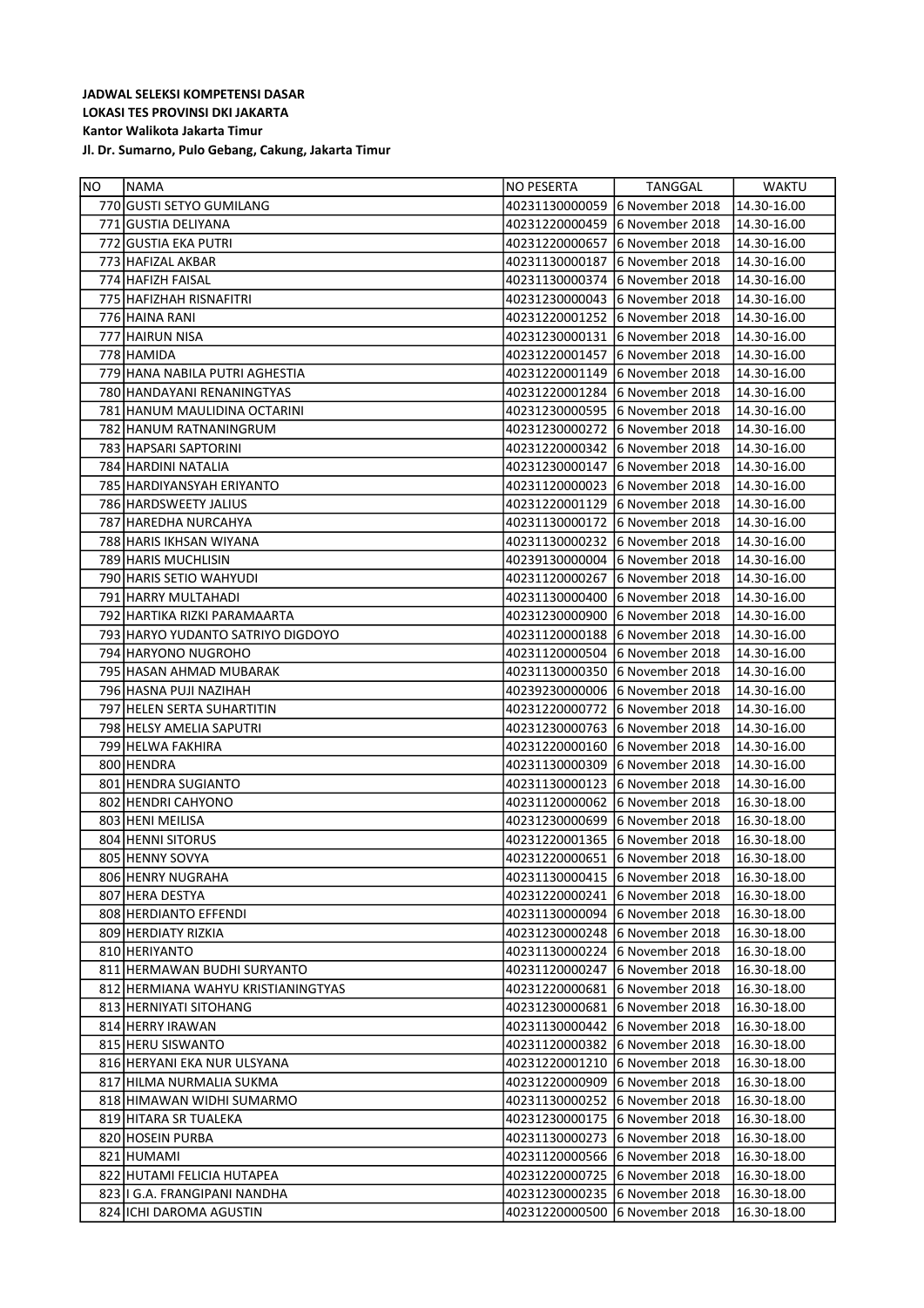**JADWAL SELEKSI KOMPETENSI DASAR**
**LOKASI TES PROVINSI DKI JAKARTA**
**Kantor Walikota Jakarta Timur**
**Jl. Dr. Sumarno, Pulo Gebang, Cakung, Jakarta Timur**

| NO | NAMA | NO PESERTA | TANGGAL | WAKTU |
|---|---|---|---|---|
| 770 | GUSTI SETYO GUMILANG | 40231130000059 | 6 November 2018 | 14.30-16.00 |
| 771 | GUSTIA DELIYANA | 40231220000459 | 6 November 2018 | 14.30-16.00 |
| 772 | GUSTIA EKA PUTRI | 40231220000657 | 6 November 2018 | 14.30-16.00 |
| 773 | HAFIZAL AKBAR | 40231130000187 | 6 November 2018 | 14.30-16.00 |
| 774 | HAFIZH FAISAL | 40231130000374 | 6 November 2018 | 14.30-16.00 |
| 775 | HAFIZHAH RISNAFITRI | 40231230000043 | 6 November 2018 | 14.30-16.00 |
| 776 | HAINA RANI | 40231220001252 | 6 November 2018 | 14.30-16.00 |
| 777 | HAIRUN NISA | 40231230000131 | 6 November 2018 | 14.30-16.00 |
| 778 | HAMIDA | 40231220001457 | 6 November 2018 | 14.30-16.00 |
| 779 | HANA NABILA PUTRI AGHESTIA | 40231220001149 | 6 November 2018 | 14.30-16.00 |
| 780 | HANDAYANI RENANINGTYAS | 40231220001284 | 6 November 2018 | 14.30-16.00 |
| 781 | HANUM MAULIDINA OCTARINI | 40231230000595 | 6 November 2018 | 14.30-16.00 |
| 782 | HANUM RATNANINGRUM | 40231230000272 | 6 November 2018 | 14.30-16.00 |
| 783 | HAPSARI SAPTORINI | 40231220000342 | 6 November 2018 | 14.30-16.00 |
| 784 | HARDINI NATALIA | 40231230000147 | 6 November 2018 | 14.30-16.00 |
| 785 | HARDIYANSYAH ERIYANTO | 40231120000023 | 6 November 2018 | 14.30-16.00 |
| 786 | HARDSWEETY JALIUS | 40231220001129 | 6 November 2018 | 14.30-16.00 |
| 787 | HAREDHA NURCAHYA | 40231130000172 | 6 November 2018 | 14.30-16.00 |
| 788 | HARIS IKHSAN WIYANA | 40231130000232 | 6 November 2018 | 14.30-16.00 |
| 789 | HARIS MUCHLISIN | 40239130000004 | 6 November 2018 | 14.30-16.00 |
| 790 | HARIS SETIO WAHYUDI | 40231120000267 | 6 November 2018 | 14.30-16.00 |
| 791 | HARRY MULTAHADI | 40231130000400 | 6 November 2018 | 14.30-16.00 |
| 792 | HARTIKA RIZKI PARAMAARTA | 40231230000900 | 6 November 2018 | 14.30-16.00 |
| 793 | HARYO YUDANTO SATRIYO DIGDOYO | 40231120000188 | 6 November 2018 | 14.30-16.00 |
| 794 | HARYONO NUGROHO | 40231120000504 | 6 November 2018 | 14.30-16.00 |
| 795 | HASAN AHMAD MUBARAK | 40231130000350 | 6 November 2018 | 14.30-16.00 |
| 796 | HASNA PUJI NAZIHAH | 40239230000006 | 6 November 2018 | 14.30-16.00 |
| 797 | HELEN SERTA SUHARTITIN | 40231220000772 | 6 November 2018 | 14.30-16.00 |
| 798 | HELSY AMELIA SAPUTRI | 40231230000763 | 6 November 2018 | 14.30-16.00 |
| 799 | HELWA FAKHIRA | 40231220000160 | 6 November 2018 | 14.30-16.00 |
| 800 | HENDRA | 40231130000309 | 6 November 2018 | 14.30-16.00 |
| 801 | HENDRA SUGIANTO | 40231130000123 | 6 November 2018 | 14.30-16.00 |
| 802 | HENDRI CAHYONO | 40231120000062 | 6 November 2018 | 16.30-18.00 |
| 803 | HENI MEILISA | 40231230000699 | 6 November 2018 | 16.30-18.00 |
| 804 | HENNI SITORUS | 40231220001365 | 6 November 2018 | 16.30-18.00 |
| 805 | HENNY SOVYA | 40231220000651 | 6 November 2018 | 16.30-18.00 |
| 806 | HENRY NUGRAHA | 40231130000415 | 6 November 2018 | 16.30-18.00 |
| 807 | HERA DESTYA | 40231220000241 | 6 November 2018 | 16.30-18.00 |
| 808 | HERDIANTO EFFENDI | 40231130000094 | 6 November 2018 | 16.30-18.00 |
| 809 | HERDIATY RIZKIA | 40231230000248 | 6 November 2018 | 16.30-18.00 |
| 810 | HERIYANTO | 40231130000224 | 6 November 2018 | 16.30-18.00 |
| 811 | HERMAWAN BUDHI SURYANTO | 40231120000247 | 6 November 2018 | 16.30-18.00 |
| 812 | HERMIANA WAHYU KRISTIANINGTYAS | 40231220000681 | 6 November 2018 | 16.30-18.00 |
| 813 | HERNIYATI SITOHANG | 40231230000681 | 6 November 2018 | 16.30-18.00 |
| 814 | HERRY IRAWAN | 40231130000442 | 6 November 2018 | 16.30-18.00 |
| 815 | HERU SISWANTO | 40231120000382 | 6 November 2018 | 16.30-18.00 |
| 816 | HERYANI EKA NUR ULSYANA | 40231220001210 | 6 November 2018 | 16.30-18.00 |
| 817 | HILMA NURMALIA SUKMA | 40231220000909 | 6 November 2018 | 16.30-18.00 |
| 818 | HIMAWAN WIDHI SUMARMO | 40231130000252 | 6 November 2018 | 16.30-18.00 |
| 819 | HITARA SR TUALEKA | 40231230000175 | 6 November 2018 | 16.30-18.00 |
| 820 | HOSEIN PURBA | 40231130000273 | 6 November 2018 | 16.30-18.00 |
| 821 | HUMAMI | 40231120000566 | 6 November 2018 | 16.30-18.00 |
| 822 | HUTAMI FELICIA HUTAPEA | 40231220000725 | 6 November 2018 | 16.30-18.00 |
| 823 | I G.A. FRANGIPANI NANDHA | 40231230000235 | 6 November 2018 | 16.30-18.00 |
| 824 | ICHI DAROMA AGUSTIN | 40231220000500 | 6 November 2018 | 16.30-18.00 |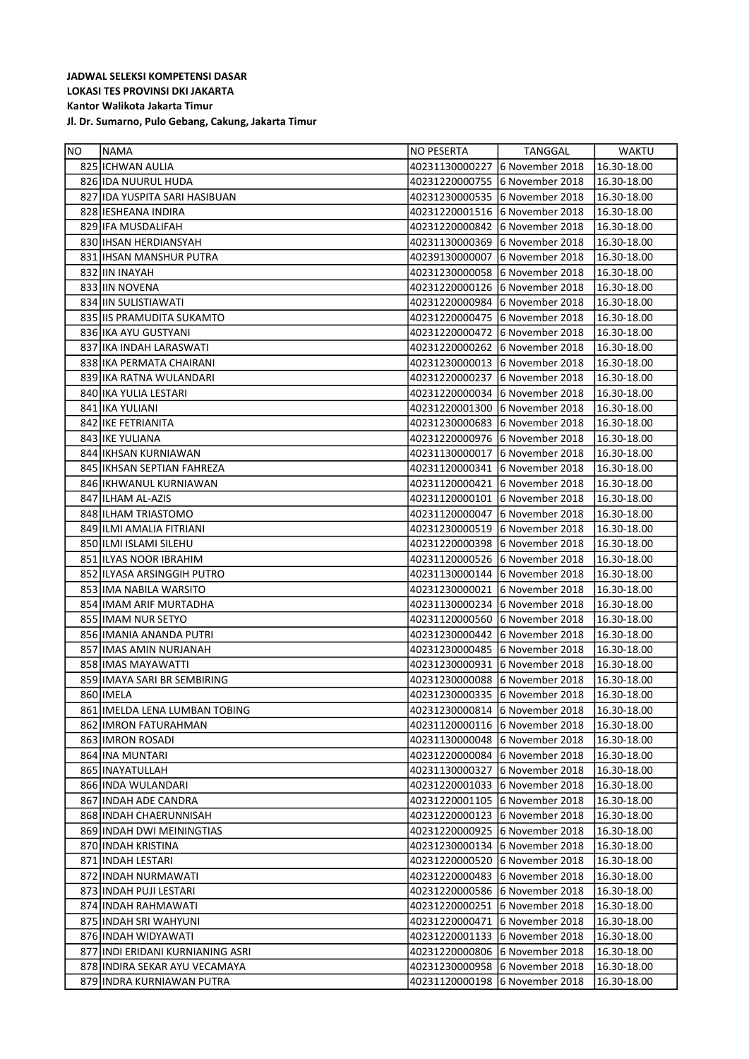**JADWAL SELEKSI KOMPETENSI DASAR**
**LOKASI TES PROVINSI DKI JAKARTA**
**Kantor Walikota Jakarta Timur**
**Jl. Dr. Sumarno, Pulo Gebang, Cakung, Jakarta Timur**

| NO | NAMA | NO PESERTA | TANGGAL | WAKTU |
|---|---|---|---|---|
| 825 | ICHWAN AULIA | 40231130000227 | 6 November 2018 | 16.30-18.00 |
| 826 | IDA NUURUL HUDA | 40231220000755 | 6 November 2018 | 16.30-18.00 |
| 827 | IDA YUSPITA SARI HASIBUAN | 40231230000535 | 6 November 2018 | 16.30-18.00 |
| 828 | IESHEANA INDIRA | 40231220001516 | 6 November 2018 | 16.30-18.00 |
| 829 | IFA MUSDALIFAH | 40231220000842 | 6 November 2018 | 16.30-18.00 |
| 830 | IHSAN HERDIANSYAH | 40231130000369 | 6 November 2018 | 16.30-18.00 |
| 831 | IHSAN MANSHUR PUTRA | 40239130000007 | 6 November 2018 | 16.30-18.00 |
| 832 | IIN INAYAH | 40231230000058 | 6 November 2018 | 16.30-18.00 |
| 833 | IIN NOVENA | 40231220000126 | 6 November 2018 | 16.30-18.00 |
| 834 | IIN SULISTIAWATI | 40231220000984 | 6 November 2018 | 16.30-18.00 |
| 835 | IIS PRAMUDITA SUKAMTO | 40231220000475 | 6 November 2018 | 16.30-18.00 |
| 836 | IKA AYU GUSTYANI | 40231220000472 | 6 November 2018 | 16.30-18.00 |
| 837 | IKA INDAH LARASWATI | 40231220000262 | 6 November 2018 | 16.30-18.00 |
| 838 | IKA PERMATA CHAIRANI | 40231230000013 | 6 November 2018 | 16.30-18.00 |
| 839 | IKA RATNA WULANDARI | 40231220000237 | 6 November 2018 | 16.30-18.00 |
| 840 | IKA YULIA LESTARI | 40231220000034 | 6 November 2018 | 16.30-18.00 |
| 841 | IKA YULIANI | 40231220001300 | 6 November 2018 | 16.30-18.00 |
| 842 | IKE FETRIANITA | 40231230000683 | 6 November 2018 | 16.30-18.00 |
| 843 | IKE YULIANA | 40231220000976 | 6 November 2018 | 16.30-18.00 |
| 844 | IKHSAN KURNIAWAN | 40231130000017 | 6 November 2018 | 16.30-18.00 |
| 845 | IKHSAN SEPTIAN FAHREZA | 40231120000341 | 6 November 2018 | 16.30-18.00 |
| 846 | IKHWANUL KURNIAWAN | 40231120000421 | 6 November 2018 | 16.30-18.00 |
| 847 | ILHAM AL-AZIS | 40231120000101 | 6 November 2018 | 16.30-18.00 |
| 848 | ILHAM TRIASTOMO | 40231120000047 | 6 November 2018 | 16.30-18.00 |
| 849 | ILMI AMALIA FITRIANI | 40231230000519 | 6 November 2018 | 16.30-18.00 |
| 850 | ILMI ISLAMI SILEHU | 40231220000398 | 6 November 2018 | 16.30-18.00 |
| 851 | ILYAS NOOR IBRAHIM | 40231120000526 | 6 November 2018 | 16.30-18.00 |
| 852 | ILYASA ARSINGGIH PUTRO | 40231130000144 | 6 November 2018 | 16.30-18.00 |
| 853 | IMA NABILA WARSITO | 40231230000021 | 6 November 2018 | 16.30-18.00 |
| 854 | IMAM ARIF MURTADHA | 40231130000234 | 6 November 2018 | 16.30-18.00 |
| 855 | IMAM NUR SETYO | 40231120000560 | 6 November 2018 | 16.30-18.00 |
| 856 | IMANIA ANANDA PUTRI | 40231230000442 | 6 November 2018 | 16.30-18.00 |
| 857 | IMAS AMIN NURJANAH | 40231230000485 | 6 November 2018 | 16.30-18.00 |
| 858 | IMAS MAYAWATTI | 40231230000931 | 6 November 2018 | 16.30-18.00 |
| 859 | IMAYA SARI BR SEMBIRING | 40231230000088 | 6 November 2018 | 16.30-18.00 |
| 860 | IMELA | 40231230000335 | 6 November 2018 | 16.30-18.00 |
| 861 | IMELDA LENA LUMBAN TOBING | 40231230000814 | 6 November 2018 | 16.30-18.00 |
| 862 | IMRON FATURAHMAN | 40231120000116 | 6 November 2018 | 16.30-18.00 |
| 863 | IMRON ROSADI | 40231130000048 | 6 November 2018 | 16.30-18.00 |
| 864 | INA MUNTARI | 40231220000084 | 6 November 2018 | 16.30-18.00 |
| 865 | INAYATULLAH | 40231130000327 | 6 November 2018 | 16.30-18.00 |
| 866 | INDA WULANDARI | 40231220001033 | 6 November 2018 | 16.30-18.00 |
| 867 | INDAH ADE CANDRA | 40231220001105 | 6 November 2018 | 16.30-18.00 |
| 868 | INDAH CHAERUNNISAH | 40231220000123 | 6 November 2018 | 16.30-18.00 |
| 869 | INDAH DWI MEININGTIAS | 40231220000925 | 6 November 2018 | 16.30-18.00 |
| 870 | INDAH KRISTINA | 40231230000134 | 6 November 2018 | 16.30-18.00 |
| 871 | INDAH LESTARI | 40231220000520 | 6 November 2018 | 16.30-18.00 |
| 872 | INDAH NURMAWATI | 40231220000483 | 6 November 2018 | 16.30-18.00 |
| 873 | INDAH PUJI LESTARI | 40231220000586 | 6 November 2018 | 16.30-18.00 |
| 874 | INDAH RAHMAWATI | 40231220000251 | 6 November 2018 | 16.30-18.00 |
| 875 | INDAH SRI WAHYUNI | 40231220000471 | 6 November 2018 | 16.30-18.00 |
| 876 | INDAH WIDYAWATI | 40231220001133 | 6 November 2018 | 16.30-18.00 |
| 877 | INDI ERIDANI KURNIANING ASRI | 40231220000806 | 6 November 2018 | 16.30-18.00 |
| 878 | INDIRA SEKAR AYU VECAMAYA | 40231230000958 | 6 November 2018 | 16.30-18.00 |
| 879 | INDRA KURNIAWAN PUTRA | 40231120000198 | 6 November 2018 | 16.30-18.00 |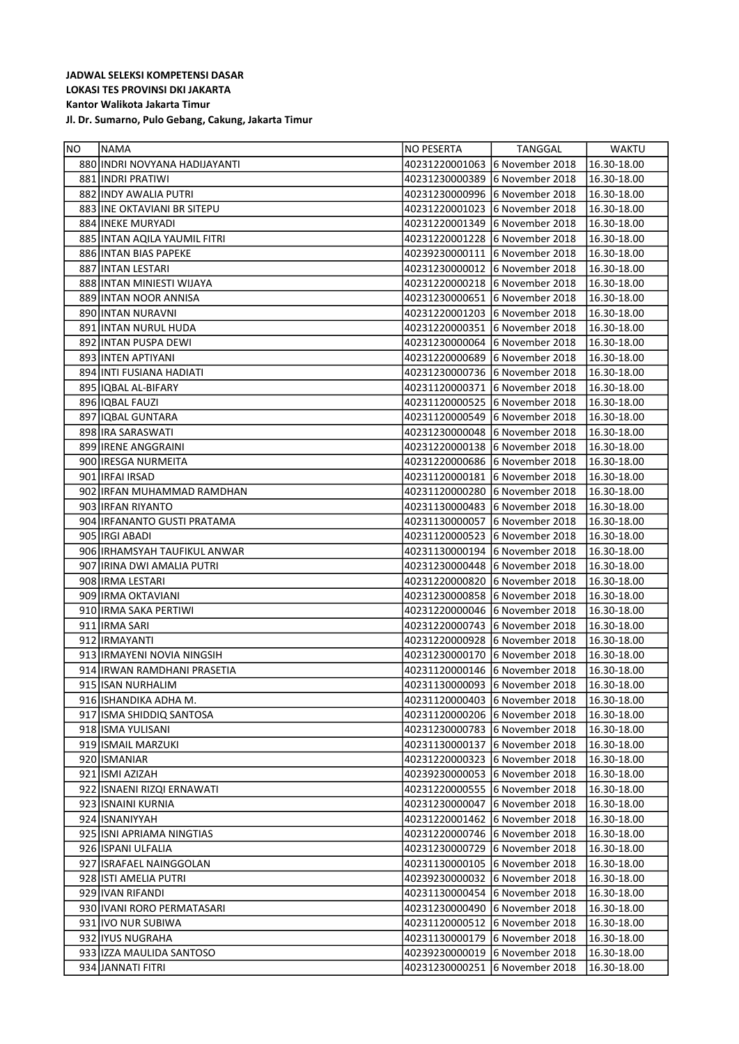**JADWAL SELEKSI KOMPETENSI DASAR**
**LOKASI TES PROVINSI DKI JAKARTA**
**Kantor Walikota Jakarta Timur**
**Jl. Dr. Sumarno, Pulo Gebang, Cakung, Jakarta Timur**

| NO | NAMA | NO PESERTA | TANGGAL | WAKTU |
|---|---|---|---|---|
| 880 | INDRI NOVYANA HADIJAYANTI | 40231220001063 | 6 November 2018 | 16.30-18.00 |
| 881 | INDRI PRATIWI | 40231230000389 | 6 November 2018 | 16.30-18.00 |
| 882 | INDY AWALIA PUTRI | 40231230000996 | 6 November 2018 | 16.30-18.00 |
| 883 | INE OKTAVIANI BR SITEPU | 40231220001023 | 6 November 2018 | 16.30-18.00 |
| 884 | INEKE MURYADI | 40231220001349 | 6 November 2018 | 16.30-18.00 |
| 885 | INTAN AQILA YAUMIL FITRI | 40231220001228 | 6 November 2018 | 16.30-18.00 |
| 886 | INTAN BIAS PAPEKE | 40239230000111 | 6 November 2018 | 16.30-18.00 |
| 887 | INTAN LESTARI | 40231230000012 | 6 November 2018 | 16.30-18.00 |
| 888 | INTAN MINIESTI WIJAYA | 40231220000218 | 6 November 2018 | 16.30-18.00 |
| 889 | INTAN NOOR ANNISA | 40231230000651 | 6 November 2018 | 16.30-18.00 |
| 890 | INTAN NURAVNI | 40231220001203 | 6 November 2018 | 16.30-18.00 |
| 891 | INTAN NURUL HUDA | 40231220000351 | 6 November 2018 | 16.30-18.00 |
| 892 | INTAN PUSPA DEWI | 40231230000064 | 6 November 2018 | 16.30-18.00 |
| 893 | INTEN APTIYANI | 40231220000689 | 6 November 2018 | 16.30-18.00 |
| 894 | INTI FUSIANA HADIATI | 40231230000736 | 6 November 2018 | 16.30-18.00 |
| 895 | IQBAL AL-BIFARY | 40231120000371 | 6 November 2018 | 16.30-18.00 |
| 896 | IQBAL FAUZI | 40231120000525 | 6 November 2018 | 16.30-18.00 |
| 897 | IQBAL GUNTARA | 40231120000549 | 6 November 2018 | 16.30-18.00 |
| 898 | IRA SARASWATI | 40231230000048 | 6 November 2018 | 16.30-18.00 |
| 899 | IRENE ANGGRAINI | 40231220000138 | 6 November 2018 | 16.30-18.00 |
| 900 | IRESGA NURMEITA | 40231220000686 | 6 November 2018 | 16.30-18.00 |
| 901 | IRFAI IRSAD | 40231120000181 | 6 November 2018 | 16.30-18.00 |
| 902 | IRFAN MUHAMMAD RAMDHAN | 40231120000280 | 6 November 2018 | 16.30-18.00 |
| 903 | IRFAN RIYANTO | 40231130000483 | 6 November 2018 | 16.30-18.00 |
| 904 | IRFANANTO GUSTI PRATAMA | 40231130000057 | 6 November 2018 | 16.30-18.00 |
| 905 | IRGI ABADI | 40231120000523 | 6 November 2018 | 16.30-18.00 |
| 906 | IRHAMSYAH TAUFIKUL ANWAR | 40231130000194 | 6 November 2018 | 16.30-18.00 |
| 907 | IRINA DWI AMALIA PUTRI | 40231230000448 | 6 November 2018 | 16.30-18.00 |
| 908 | IRMA LESTARI | 40231220000820 | 6 November 2018 | 16.30-18.00 |
| 909 | IRMA OKTAVIANI | 40231230000858 | 6 November 2018 | 16.30-18.00 |
| 910 | IRMA SAKA PERTIWI | 40231220000046 | 6 November 2018 | 16.30-18.00 |
| 911 | IRMA SARI | 40231220000743 | 6 November 2018 | 16.30-18.00 |
| 912 | IRMAYANTI | 40231220000928 | 6 November 2018 | 16.30-18.00 |
| 913 | IRMAYENI NOVIA NINGSIH | 40231230000170 | 6 November 2018 | 16.30-18.00 |
| 914 | IRWAN RAMDHANI PRASETIA | 40231120000146 | 6 November 2018 | 16.30-18.00 |
| 915 | ISAN NURHALIM | 40231130000093 | 6 November 2018 | 16.30-18.00 |
| 916 | ISHANDIKA ADHA M. | 40231120000403 | 6 November 2018 | 16.30-18.00 |
| 917 | ISMA SHIDDIQ SANTOSA | 40231120000206 | 6 November 2018 | 16.30-18.00 |
| 918 | ISMA YULISANI | 40231230000783 | 6 November 2018 | 16.30-18.00 |
| 919 | ISMAIL MARZUKI | 40231130000137 | 6 November 2018 | 16.30-18.00 |
| 920 | ISMANIAR | 40231220000323 | 6 November 2018 | 16.30-18.00 |
| 921 | ISMI AZIZAH | 40239230000053 | 6 November 2018 | 16.30-18.00 |
| 922 | ISNAENI RIZQI ERNAWATI | 40231220000555 | 6 November 2018 | 16.30-18.00 |
| 923 | ISNAINI KURNIA | 40231230000047 | 6 November 2018 | 16.30-18.00 |
| 924 | ISNANIYYAH | 40231220001462 | 6 November 2018 | 16.30-18.00 |
| 925 | ISNI APRIAMA NINGTIAS | 40231220000746 | 6 November 2018 | 16.30-18.00 |
| 926 | ISPANI ULFALIA | 40231230000729 | 6 November 2018 | 16.30-18.00 |
| 927 | ISRAFAEL NAINGGOLAN | 40231130000105 | 6 November 2018 | 16.30-18.00 |
| 928 | ISTI AMELIA PUTRI | 40239230000032 | 6 November 2018 | 16.30-18.00 |
| 929 | IVAN RIFANDI | 40231130000454 | 6 November 2018 | 16.30-18.00 |
| 930 | IVANI RORO PERMATASARI | 40231230000490 | 6 November 2018 | 16.30-18.00 |
| 931 | IVO NUR SUBIWA | 40231120000512 | 6 November 2018 | 16.30-18.00 |
| 932 | IYUS NUGRAHA | 40231130000179 | 6 November 2018 | 16.30-18.00 |
| 933 | IZZA MAULIDA SANTOSO | 40239230000019 | 6 November 2018 | 16.30-18.00 |
| 934 | JANNATI FITRI | 40231230000251 | 6 November 2018 | 16.30-18.00 |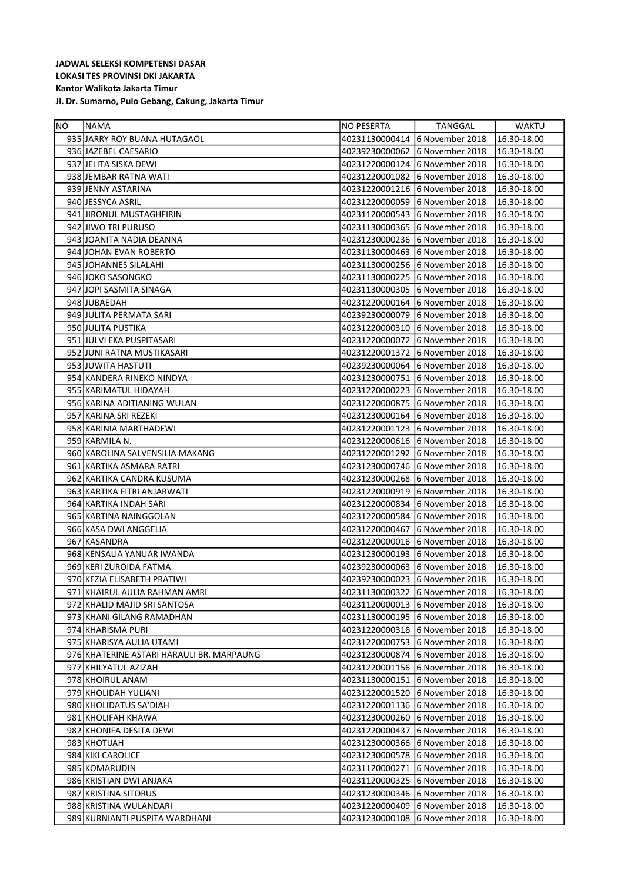**JADWAL SELEKSI KOMPETENSI DASAR**
**LOKASI TES PROVINSI DKI JAKARTA**
**Kantor Walikota Jakarta Timur**
**Jl. Dr. Sumarno, Pulo Gebang, Cakung, Jakarta Timur**

| NO | NAMA | NO PESERTA | TANGGAL | WAKTU |
|---|---|---|---|---|
| 935 | JARRY ROY BUANA HUTAGAOL | 40231130000414 | 6 November 2018 | 16.30-18.00 |
| 936 | JAZEBEL CAESARIO | 40239230000062 | 6 November 2018 | 16.30-18.00 |
| 937 | JELITA SISKA DEWI | 40231220000124 | 6 November 2018 | 16.30-18.00 |
| 938 | JEMBAR RATNA WATI | 40231220001082 | 6 November 2018 | 16.30-18.00 |
| 939 | JENNY ASTARINA | 40231220001216 | 6 November 2018 | 16.30-18.00 |
| 940 | JESSYCA ASRIL | 40231220000059 | 6 November 2018 | 16.30-18.00 |
| 941 | JIRONUL MUSTAGHFIRIN | 40231120000543 | 6 November 2018 | 16.30-18.00 |
| 942 | JIWO TRI PURUSO | 40231130000365 | 6 November 2018 | 16.30-18.00 |
| 943 | JOANITA NADIA DEANNA | 40231230000236 | 6 November 2018 | 16.30-18.00 |
| 944 | JOHAN EVAN ROBERTO | 40231130000463 | 6 November 2018 | 16.30-18.00 |
| 945 | JOHANNES SILALAHI | 40231130000256 | 6 November 2018 | 16.30-18.00 |
| 946 | JOKO SASONGKO | 40231130000225 | 6 November 2018 | 16.30-18.00 |
| 947 | JOPI SASMITA SINAGA | 40231130000305 | 6 November 2018 | 16.30-18.00 |
| 948 | JUBAEDAH | 40231220000164 | 6 November 2018 | 16.30-18.00 |
| 949 | JULITA PERMATA SARI | 40239230000079 | 6 November 2018 | 16.30-18.00 |
| 950 | JULITA PUSTIKA | 40231220000310 | 6 November 2018 | 16.30-18.00 |
| 951 | JULVI EKA PUSPITASARI | 40231220000072 | 6 November 2018 | 16.30-18.00 |
| 952 | JUNI RATNA MUSTIKASARI | 40231220001372 | 6 November 2018 | 16.30-18.00 |
| 953 | JUWITA HASTUTI | 40239230000064 | 6 November 2018 | 16.30-18.00 |
| 954 | KANDERA RINEKO NINDYA | 40231230000751 | 6 November 2018 | 16.30-18.00 |
| 955 | KARIMATUL HIDAYAH | 40231220000223 | 6 November 2018 | 16.30-18.00 |
| 956 | KARINA ADITIANING WULAN | 40231220000875 | 6 November 2018 | 16.30-18.00 |
| 957 | KARINA SRI REZEKI | 40231230000164 | 6 November 2018 | 16.30-18.00 |
| 958 | KARINIA MARTHADEWI | 40231220001123 | 6 November 2018 | 16.30-18.00 |
| 959 | KARMILA N. | 40231220000616 | 6 November 2018 | 16.30-18.00 |
| 960 | KAROLINA SALVENSILIA MAKANG | 40231220001292 | 6 November 2018 | 16.30-18.00 |
| 961 | KARTIKA ASMARA RATRI | 40231230000746 | 6 November 2018 | 16.30-18.00 |
| 962 | KARTIKA CANDRA KUSUMA | 40231230000268 | 6 November 2018 | 16.30-18.00 |
| 963 | KARTIKA FITRI ANJARWATI | 40231220000919 | 6 November 2018 | 16.30-18.00 |
| 964 | KARTIKA INDAH SARI | 40231220000834 | 6 November 2018 | 16.30-18.00 |
| 965 | KARTINA NAINGGOLAN | 40231220000584 | 6 November 2018 | 16.30-18.00 |
| 966 | KASA DWI ANGGELIA | 40231220000467 | 6 November 2018 | 16.30-18.00 |
| 967 | KASANDRA | 40231220000016 | 6 November 2018 | 16.30-18.00 |
| 968 | KENSALIA YANUAR IWANDA | 40231230000193 | 6 November 2018 | 16.30-18.00 |
| 969 | KERI ZUROIDA FATMA | 40239230000063 | 6 November 2018 | 16.30-18.00 |
| 970 | KEZIA ELISABETH PRATIWI | 40239230000023 | 6 November 2018 | 16.30-18.00 |
| 971 | KHAIRUL AULIA RAHMAN AMRI | 40231130000322 | 6 November 2018 | 16.30-18.00 |
| 972 | KHALID MAJID SRI SANTOSA | 40231120000013 | 6 November 2018 | 16.30-18.00 |
| 973 | KHANI GILANG RAMADHAN | 40231130000195 | 6 November 2018 | 16.30-18.00 |
| 974 | KHARISMA PURI | 40231220000318 | 6 November 2018 | 16.30-18.00 |
| 975 | KHARISYA AULIA UTAMI | 40231220000753 | 6 November 2018 | 16.30-18.00 |
| 976 | KHATERINE ASTARI HARAULI BR. MARPAUNG | 40231230000874 | 6 November 2018 | 16.30-18.00 |
| 977 | KHILYATUL AZIZAH | 40231220001156 | 6 November 2018 | 16.30-18.00 |
| 978 | KHOIRUL ANAM | 40231130000151 | 6 November 2018 | 16.30-18.00 |
| 979 | KHOLIDAH YULIANI | 40231220001520 | 6 November 2018 | 16.30-18.00 |
| 980 | KHOLIDATUS SA'DIAH | 40231220001136 | 6 November 2018 | 16.30-18.00 |
| 981 | KHOLIFAH KHAWA | 40231230000260 | 6 November 2018 | 16.30-18.00 |
| 982 | KHONIFA DESITA DEWI | 40231220000437 | 6 November 2018 | 16.30-18.00 |
| 983 | KHOTIJAH | 40231230000366 | 6 November 2018 | 16.30-18.00 |
| 984 | KIKI CAROLICE | 40231230000578 | 6 November 2018 | 16.30-18.00 |
| 985 | KOMARUDIN | 40231120000271 | 6 November 2018 | 16.30-18.00 |
| 986 | KRISTIAN DWI ANJAKA | 40231120000325 | 6 November 2018 | 16.30-18.00 |
| 987 | KRISTINA SITORUS | 40231230000346 | 6 November 2018 | 16.30-18.00 |
| 988 | KRISTINA WULANDARI | 40231220000409 | 6 November 2018 | 16.30-18.00 |
| 989 | KURNIANTI PUSPITA WARDHANI | 40231230000108 | 6 November 2018 | 16.30-18.00 |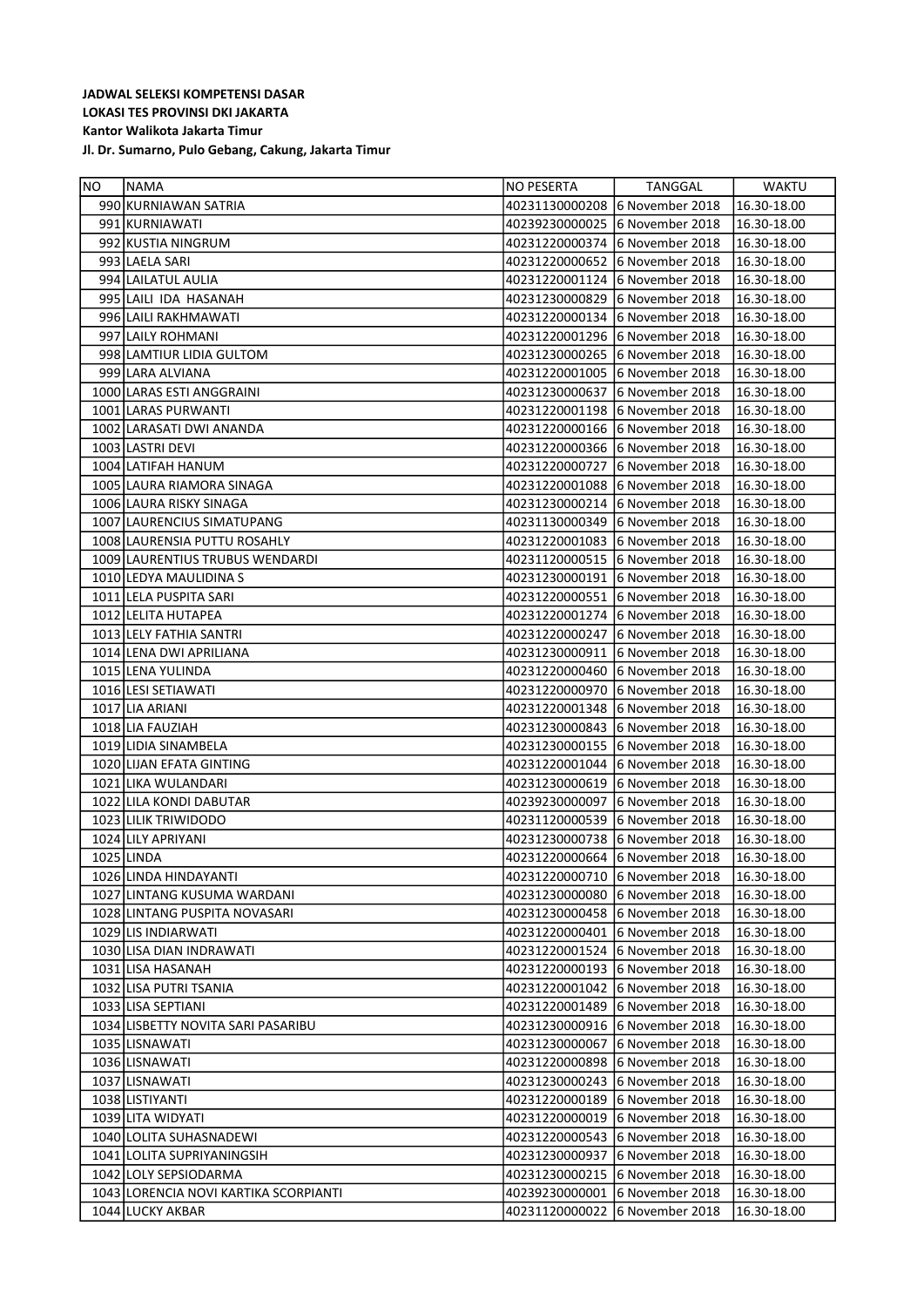**JADWAL SELEKSI KOMPETENSI DASAR**
**LOKASI TES PROVINSI DKI JAKARTA**
**Kantor Walikota Jakarta Timur**
**Jl. Dr. Sumarno, Pulo Gebang, Cakung, Jakarta Timur**

| NO | NAMA | NO PESERTA | TANGGAL | WAKTU |
|---|---|---|---|---|
| 990 | KURNIAWAN SATRIA | 40231130000208 | 6 November 2018 | 16.30-18.00 |
| 991 | KURNIAWATI | 40239230000025 | 6 November 2018 | 16.30-18.00 |
| 992 | KUSTIA NINGRUM | 40231220000374 | 6 November 2018 | 16.30-18.00 |
| 993 | LAELA SARI | 40231220000652 | 6 November 2018 | 16.30-18.00 |
| 994 | LAILATUL AULIA | 40231220001124 | 6 November 2018 | 16.30-18.00 |
| 995 | LAILI IDA HASANAH | 40231230000829 | 6 November 2018 | 16.30-18.00 |
| 996 | LAILI RAKHMAWATI | 40231220000134 | 6 November 2018 | 16.30-18.00 |
| 997 | LAILY ROHMANI | 40231220001296 | 6 November 2018 | 16.30-18.00 |
| 998 | LAMTIUR LIDIA GULTOM | 40231230000265 | 6 November 2018 | 16.30-18.00 |
| 999 | LARA ALVIANA | 40231220001005 | 6 November 2018 | 16.30-18.00 |
| 1000 | LARAS ESTI ANGGRAINI | 40231230000637 | 6 November 2018 | 16.30-18.00 |
| 1001 | LARAS PURWANTI | 40231220001198 | 6 November 2018 | 16.30-18.00 |
| 1002 | LARASATI DWI ANANDA | 40231220000166 | 6 November 2018 | 16.30-18.00 |
| 1003 | LASTRI DEVI | 40231220000366 | 6 November 2018 | 16.30-18.00 |
| 1004 | LATIFAH HANUM | 40231220000727 | 6 November 2018 | 16.30-18.00 |
| 1005 | LAURA RIAMORA SINAGA | 40231220001088 | 6 November 2018 | 16.30-18.00 |
| 1006 | LAURA RISKY SINAGA | 40231230000214 | 6 November 2018 | 16.30-18.00 |
| 1007 | LAURENCIUS SIMATUPANG | 40231130000349 | 6 November 2018 | 16.30-18.00 |
| 1008 | LAURENSIA PUTTU ROSAHLY | 40231220001083 | 6 November 2018 | 16.30-18.00 |
| 1009 | LAURENTIUS TRUBUS WENDARDI | 40231120000515 | 6 November 2018 | 16.30-18.00 |
| 1010 | LEDYA MAULIDINA S | 40231230000191 | 6 November 2018 | 16.30-18.00 |
| 1011 | LELA PUSPITA SARI | 40231220000551 | 6 November 2018 | 16.30-18.00 |
| 1012 | LELITA HUTAPEA | 40231220001274 | 6 November 2018 | 16.30-18.00 |
| 1013 | LELY FATHIA SANTRI | 40231220000247 | 6 November 2018 | 16.30-18.00 |
| 1014 | LENA DWI APRILIANA | 40231230000911 | 6 November 2018 | 16.30-18.00 |
| 1015 | LENA YULINDA | 40231220000460 | 6 November 2018 | 16.30-18.00 |
| 1016 | LESI SETIAWATI | 40231220000970 | 6 November 2018 | 16.30-18.00 |
| 1017 | LIA ARIANI | 40231220001348 | 6 November 2018 | 16.30-18.00 |
| 1018 | LIA FAUZIAH | 40231230000843 | 6 November 2018 | 16.30-18.00 |
| 1019 | LIDIA SINAMBELA | 40231230000155 | 6 November 2018 | 16.30-18.00 |
| 1020 | LIJAN EFATA GINTING | 40231220001044 | 6 November 2018 | 16.30-18.00 |
| 1021 | LIKA WULANDARI | 40231230000619 | 6 November 2018 | 16.30-18.00 |
| 1022 | LILA KONDI DABUTAR | 40239230000097 | 6 November 2018 | 16.30-18.00 |
| 1023 | LILIK TRIWIDODO | 40231120000539 | 6 November 2018 | 16.30-18.00 |
| 1024 | LILY APRIYANI | 40231230000738 | 6 November 2018 | 16.30-18.00 |
| 1025 | LINDA | 40231220000664 | 6 November 2018 | 16.30-18.00 |
| 1026 | LINDA HINDAYANTI | 40231220000710 | 6 November 2018 | 16.30-18.00 |
| 1027 | LINTANG KUSUMA WARDANI | 40231230000080 | 6 November 2018 | 16.30-18.00 |
| 1028 | LINTANG PUSPITA NOVASARI | 40231230000458 | 6 November 2018 | 16.30-18.00 |
| 1029 | LIS INDIARWATI | 40231220000401 | 6 November 2018 | 16.30-18.00 |
| 1030 | LISA DIAN INDRAWATI | 40231220001524 | 6 November 2018 | 16.30-18.00 |
| 1031 | LISA HASANAH | 40231220000193 | 6 November 2018 | 16.30-18.00 |
| 1032 | LISA PUTRI TSANIA | 40231220001042 | 6 November 2018 | 16.30-18.00 |
| 1033 | LISA SEPTIANI | 40231220001489 | 6 November 2018 | 16.30-18.00 |
| 1034 | LISBETTY NOVITA SARI PASARIBU | 40231230000916 | 6 November 2018 | 16.30-18.00 |
| 1035 | LISNAWATI | 40231230000067 | 6 November 2018 | 16.30-18.00 |
| 1036 | LISNAWATI | 40231220000898 | 6 November 2018 | 16.30-18.00 |
| 1037 | LISNAWATI | 40231230000243 | 6 November 2018 | 16.30-18.00 |
| 1038 | LISTIYANTI | 40231220000189 | 6 November 2018 | 16.30-18.00 |
| 1039 | LITA WIDYATI | 40231220000019 | 6 November 2018 | 16.30-18.00 |
| 1040 | LOLITA SUHASNADEWI | 40231220000543 | 6 November 2018 | 16.30-18.00 |
| 1041 | LOLITA SUPRIYANINGSIH | 40231230000937 | 6 November 2018 | 16.30-18.00 |
| 1042 | LOLY SEPSIODARMA | 40231230000215 | 6 November 2018 | 16.30-18.00 |
| 1043 | LORENCIA NOVI KARTIKA SCORPIANTI | 40239230000001 | 6 November 2018 | 16.30-18.00 |
| 1044 | LUCKY AKBAR | 40231120000022 | 6 November 2018 | 16.30-18.00 |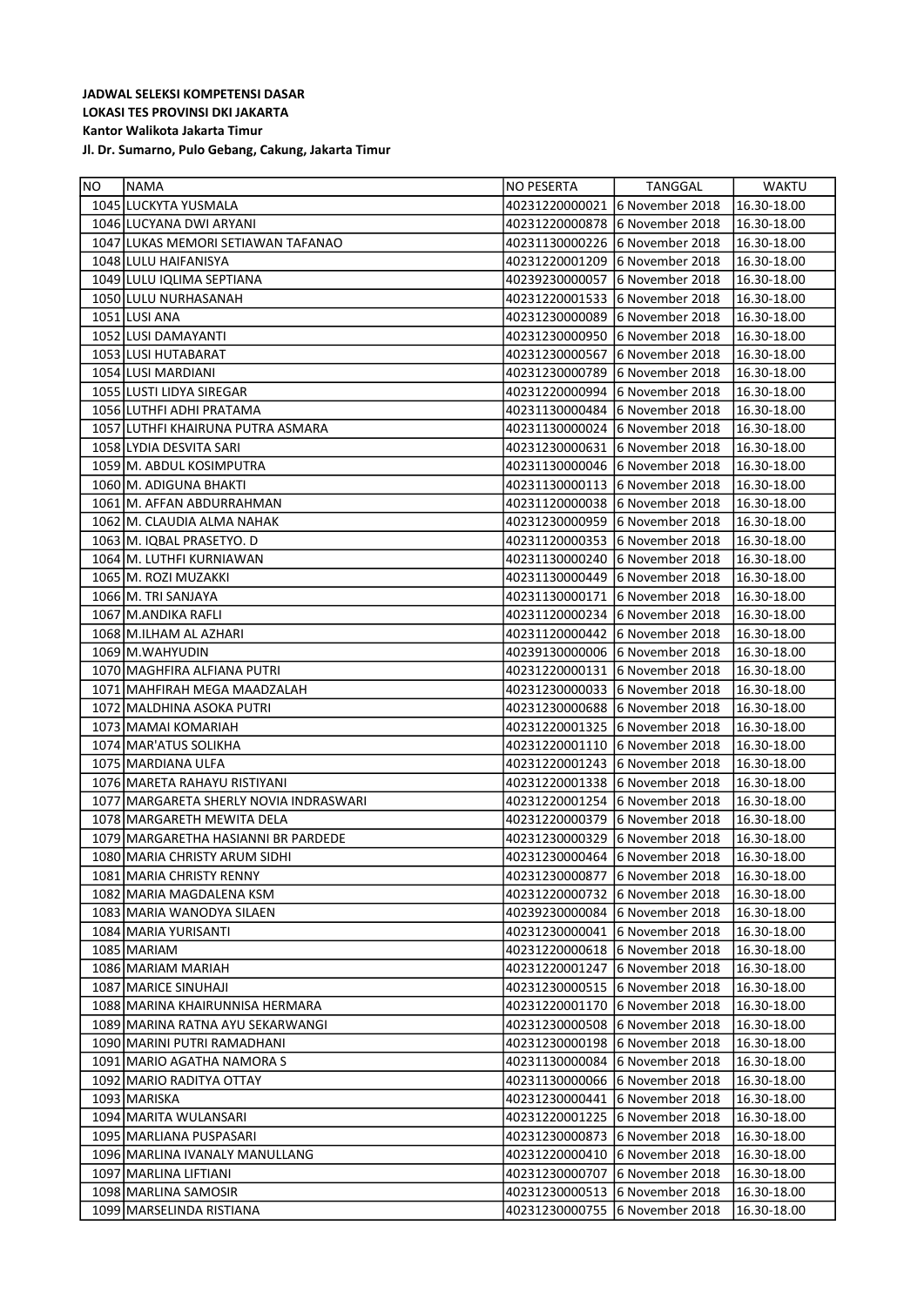**JADWAL SELEKSI KOMPETENSI DASAR**
**LOKASI TES PROVINSI DKI JAKARTA**
**Kantor Walikota Jakarta Timur**
**Jl. Dr. Sumarno, Pulo Gebang, Cakung, Jakarta Timur**

| NO | NAMA | NO PESERTA | TANGGAL | WAKTU |
|---|---|---|---|---|
| 1045 | LUCKYTA YUSMALA | 40231220000021 | 6 November 2018 | 16.30-18.00 |
| 1046 | LUCYANA DWI ARYANI | 40231220000878 | 6 November 2018 | 16.30-18.00 |
| 1047 | LUKAS MEMORI SETIAWAN TAFANAO | 40231130000226 | 6 November 2018 | 16.30-18.00 |
| 1048 | LULU HAIFANISYA | 40231220001209 | 6 November 2018 | 16.30-18.00 |
| 1049 | LULU IQLIMA SEPTIANA | 40239230000057 | 6 November 2018 | 16.30-18.00 |
| 1050 | LULU NURHASANAH | 40231220001533 | 6 November 2018 | 16.30-18.00 |
| 1051 | LUSI ANA | 40231230000089 | 6 November 2018 | 16.30-18.00 |
| 1052 | LUSI DAMAYANTI | 40231230000950 | 6 November 2018 | 16.30-18.00 |
| 1053 | LUSI HUTABARAT | 40231230000567 | 6 November 2018 | 16.30-18.00 |
| 1054 | LUSI MARDIANI | 40231230000789 | 6 November 2018 | 16.30-18.00 |
| 1055 | LUSTI LIDYA SIREGAR | 40231220000994 | 6 November 2018 | 16.30-18.00 |
| 1056 | LUTHFI ADHI PRATAMA | 40231130000484 | 6 November 2018 | 16.30-18.00 |
| 1057 | LUTHFI KHAIRUNA PUTRA ASMARA | 40231130000024 | 6 November 2018 | 16.30-18.00 |
| 1058 | LYDIA DESVITA SARI | 40231230000631 | 6 November 2018 | 16.30-18.00 |
| 1059 | M. ABDUL KOSIMPUTRA | 40231130000046 | 6 November 2018 | 16.30-18.00 |
| 1060 | M. ADIGUNA BHAKTI | 40231130000113 | 6 November 2018 | 16.30-18.00 |
| 1061 | M. AFFAN ABDURRAHMAN | 40231120000038 | 6 November 2018 | 16.30-18.00 |
| 1062 | M. CLAUDIA ALMA NAHAK | 40231230000959 | 6 November 2018 | 16.30-18.00 |
| 1063 | M. IQBAL PRASETYO. D | 40231120000353 | 6 November 2018 | 16.30-18.00 |
| 1064 | M. LUTHFI KURNIAWAN | 40231130000240 | 6 November 2018 | 16.30-18.00 |
| 1065 | M. ROZI MUZAKKI | 40231130000449 | 6 November 2018 | 16.30-18.00 |
| 1066 | M. TRI SANJAYA | 40231130000171 | 6 November 2018 | 16.30-18.00 |
| 1067 | M.ANDIKA RAFLI | 40231120000234 | 6 November 2018 | 16.30-18.00 |
| 1068 | M.ILHAM AL AZHARI | 40231120000442 | 6 November 2018 | 16.30-18.00 |
| 1069 | M.WAHYUDIN | 40239130000006 | 6 November 2018 | 16.30-18.00 |
| 1070 | MAGHFIRA ALFIANA PUTRI | 40231220000131 | 6 November 2018 | 16.30-18.00 |
| 1071 | MAHFIRAH MEGA MAADZALAH | 40231230000033 | 6 November 2018 | 16.30-18.00 |
| 1072 | MALDHINA ASOKA PUTRI | 40231230000688 | 6 November 2018 | 16.30-18.00 |
| 1073 | MAMAI KOMARIAH | 40231220001325 | 6 November 2018 | 16.30-18.00 |
| 1074 | MAR'ATUS SOLIKHA | 40231220001110 | 6 November 2018 | 16.30-18.00 |
| 1075 | MARDIANA ULFA | 40231220001243 | 6 November 2018 | 16.30-18.00 |
| 1076 | MARETA RAHAYU RISTIYANI | 40231220001338 | 6 November 2018 | 16.30-18.00 |
| 1077 | MARGARETA SHERLY NOVIA INDRASWARI | 40231220001254 | 6 November 2018 | 16.30-18.00 |
| 1078 | MARGARETH MEWITA DELA | 40231220000379 | 6 November 2018 | 16.30-18.00 |
| 1079 | MARGARETHA HASIANNI BR PARDEDE | 40231230000329 | 6 November 2018 | 16.30-18.00 |
| 1080 | MARIA CHRISTY ARUM SIDHI | 40231230000464 | 6 November 2018 | 16.30-18.00 |
| 1081 | MARIA CHRISTY RENNY | 40231230000877 | 6 November 2018 | 16.30-18.00 |
| 1082 | MARIA MAGDALENA KSM | 40231220000732 | 6 November 2018 | 16.30-18.00 |
| 1083 | MARIA WANODYA SILAEN | 40239230000084 | 6 November 2018 | 16.30-18.00 |
| 1084 | MARIA YURISANTI | 40231230000041 | 6 November 2018 | 16.30-18.00 |
| 1085 | MARIAM | 40231220000618 | 6 November 2018 | 16.30-18.00 |
| 1086 | MARIAM MARIAH | 40231220001247 | 6 November 2018 | 16.30-18.00 |
| 1087 | MARICE SINUHAJI | 40231230000515 | 6 November 2018 | 16.30-18.00 |
| 1088 | MARINA KHAIRUNNISA HERMARA | 40231220001170 | 6 November 2018 | 16.30-18.00 |
| 1089 | MARINA RATNA AYU SEKARWANGI | 40231230000508 | 6 November 2018 | 16.30-18.00 |
| 1090 | MARINI PUTRI RAMADHANI | 40231230000198 | 6 November 2018 | 16.30-18.00 |
| 1091 | MARIO AGATHA NAMORA S | 40231130000084 | 6 November 2018 | 16.30-18.00 |
| 1092 | MARIO RADITYA OTTAY | 40231130000066 | 6 November 2018 | 16.30-18.00 |
| 1093 | MARISKA | 40231230000441 | 6 November 2018 | 16.30-18.00 |
| 1094 | MARITA WULANSARI | 40231220001225 | 6 November 2018 | 16.30-18.00 |
| 1095 | MARLIANA PUSPASARI | 40231230000873 | 6 November 2018 | 16.30-18.00 |
| 1096 | MARLINA IVANALY MANULLANG | 40231220000410 | 6 November 2018 | 16.30-18.00 |
| 1097 | MARLINA LIFTIANI | 40231230000707 | 6 November 2018 | 16.30-18.00 |
| 1098 | MARLINA SAMOSIR | 40231230000513 | 6 November 2018 | 16.30-18.00 |
| 1099 | MARSELINDA RISTIANA | 40231230000755 | 6 November 2018 | 16.30-18.00 |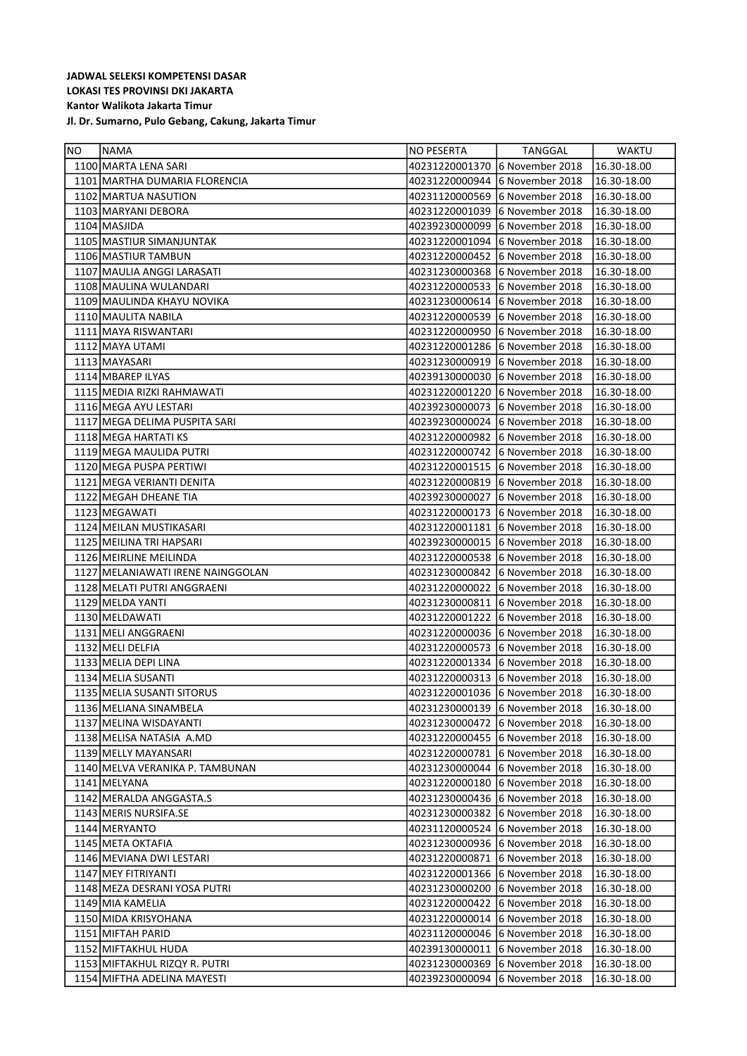**JADWAL SELEKSI KOMPETENSI DASAR**
**LOKASI TES PROVINSI DKI JAKARTA**
**Kantor Walikota Jakarta Timur**
**Jl. Dr. Sumarno, Pulo Gebang, Cakung, Jakarta Timur**

| NO | NAMA | NO PESERTA | TANGGAL | WAKTU |
|---|---|---|---|---|
| 1100 | MARTA LENA SARI | 40231220001370 | 6 November 2018 | 16.30-18.00 |
| 1101 | MARTHA DUMARIA FLORENCIA | 40231220000944 | 6 November 2018 | 16.30-18.00 |
| 1102 | MARTUA NASUTION | 40231120000569 | 6 November 2018 | 16.30-18.00 |
| 1103 | MARYANI DEBORA | 40231220001039 | 6 November 2018 | 16.30-18.00 |
| 1104 | MASJIDA | 40239230000099 | 6 November 2018 | 16.30-18.00 |
| 1105 | MASTIUR SIMANJUNTAK | 40231220001094 | 6 November 2018 | 16.30-18.00 |
| 1106 | MASTIUR TAMBUN | 40231220000452 | 6 November 2018 | 16.30-18.00 |
| 1107 | MAULIA ANGGI LARASATI | 40231230000368 | 6 November 2018 | 16.30-18.00 |
| 1108 | MAULINA WULANDARI | 40231220000533 | 6 November 2018 | 16.30-18.00 |
| 1109 | MAULINDA KHAYU NOVIKA | 40231230000614 | 6 November 2018 | 16.30-18.00 |
| 1110 | MAULITA NABILA | 40231220000539 | 6 November 2018 | 16.30-18.00 |
| 1111 | MAYA RISWANTARI | 40231220000950 | 6 November 2018 | 16.30-18.00 |
| 1112 | MAYA UTAMI | 40231220001286 | 6 November 2018 | 16.30-18.00 |
| 1113 | MAYASARI | 40231230000919 | 6 November 2018 | 16.30-18.00 |
| 1114 | MBAREP ILYAS | 40239130000030 | 6 November 2018 | 16.30-18.00 |
| 1115 | MEDIA RIZKI RAHMAWATI | 40231220001220 | 6 November 2018 | 16.30-18.00 |
| 1116 | MEGA AYU LESTARI | 40239230000073 | 6 November 2018 | 16.30-18.00 |
| 1117 | MEGA DELIMA PUSPITA SARI | 40239230000024 | 6 November 2018 | 16.30-18.00 |
| 1118 | MEGA HARTATI KS | 40231220000982 | 6 November 2018 | 16.30-18.00 |
| 1119 | MEGA MAULIDA PUTRI | 40231220000742 | 6 November 2018 | 16.30-18.00 |
| 1120 | MEGA PUSPA PERTIWI | 40231220001515 | 6 November 2018 | 16.30-18.00 |
| 1121 | MEGA VERIANTI DENITA | 40231220000819 | 6 November 2018 | 16.30-18.00 |
| 1122 | MEGAH DHEANE TIA | 40239230000027 | 6 November 2018 | 16.30-18.00 |
| 1123 | MEGAWATI | 40231220000173 | 6 November 2018 | 16.30-18.00 |
| 1124 | MEILAN MUSTIKASARI | 40231220001181 | 6 November 2018 | 16.30-18.00 |
| 1125 | MEILINA TRI HAPSARI | 40239230000015 | 6 November 2018 | 16.30-18.00 |
| 1126 | MEIRLINE MEILINDA | 40231220000538 | 6 November 2018 | 16.30-18.00 |
| 1127 | MELANIAWATI IRENE NAINGGOLAN | 40231230000842 | 6 November 2018 | 16.30-18.00 |
| 1128 | MELATI PUTRI ANGGRAENI | 40231220000022 | 6 November 2018 | 16.30-18.00 |
| 1129 | MELDA YANTI | 40231230000811 | 6 November 2018 | 16.30-18.00 |
| 1130 | MELDAWATI | 40231220001222 | 6 November 2018 | 16.30-18.00 |
| 1131 | MELI ANGGRAENI | 40231220000036 | 6 November 2018 | 16.30-18.00 |
| 1132 | MELI DELFIA | 40231220000573 | 6 November 2018 | 16.30-18.00 |
| 1133 | MELIA DEPI LINA | 40231220001334 | 6 November 2018 | 16.30-18.00 |
| 1134 | MELIA SUSANTI | 40231220000313 | 6 November 2018 | 16.30-18.00 |
| 1135 | MELIA SUSANTI SITORUS | 40231220001036 | 6 November 2018 | 16.30-18.00 |
| 1136 | MELIANA SINAMBELA | 40231230000139 | 6 November 2018 | 16.30-18.00 |
| 1137 | MELINA WISDAYANTI | 40231230000472 | 6 November 2018 | 16.30-18.00 |
| 1138 | MELISA NATASIA A.MD | 40231220000455 | 6 November 2018 | 16.30-18.00 |
| 1139 | MELLY MAYANSARI | 40231220000781 | 6 November 2018 | 16.30-18.00 |
| 1140 | MELVA VERANIKA P. TAMBUNAN | 40231230000044 | 6 November 2018 | 16.30-18.00 |
| 1141 | MELYANA | 40231220000180 | 6 November 2018 | 16.30-18.00 |
| 1142 | MERALDA ANGGASTA.S | 40231230000436 | 6 November 2018 | 16.30-18.00 |
| 1143 | MERIS NURSIFA.SE | 40231230000382 | 6 November 2018 | 16.30-18.00 |
| 1144 | MERYANTO | 40231120000524 | 6 November 2018 | 16.30-18.00 |
| 1145 | META OKTAFIA | 40231230000936 | 6 November 2018 | 16.30-18.00 |
| 1146 | MEVIANA DWI LESTARI | 40231220000871 | 6 November 2018 | 16.30-18.00 |
| 1147 | MEY FITRIYANTI | 40231220001366 | 6 November 2018 | 16.30-18.00 |
| 1148 | MEZA DESRANI YOSA PUTRI | 40231230000200 | 6 November 2018 | 16.30-18.00 |
| 1149 | MIA KAMELIA | 40231220000422 | 6 November 2018 | 16.30-18.00 |
| 1150 | MIDA KRISYOHANA | 40231220000014 | 6 November 2018 | 16.30-18.00 |
| 1151 | MIFTAH PARID | 40231120000046 | 6 November 2018 | 16.30-18.00 |
| 1152 | MIFTAKHUL HUDA | 40239130000011 | 6 November 2018 | 16.30-18.00 |
| 1153 | MIFTAKHUL RIZQY R. PUTRI | 40231230000369 | 6 November 2018 | 16.30-18.00 |
| 1154 | MIFTHA ADELINA MAYESTI | 40239230000094 | 6 November 2018 | 16.30-18.00 |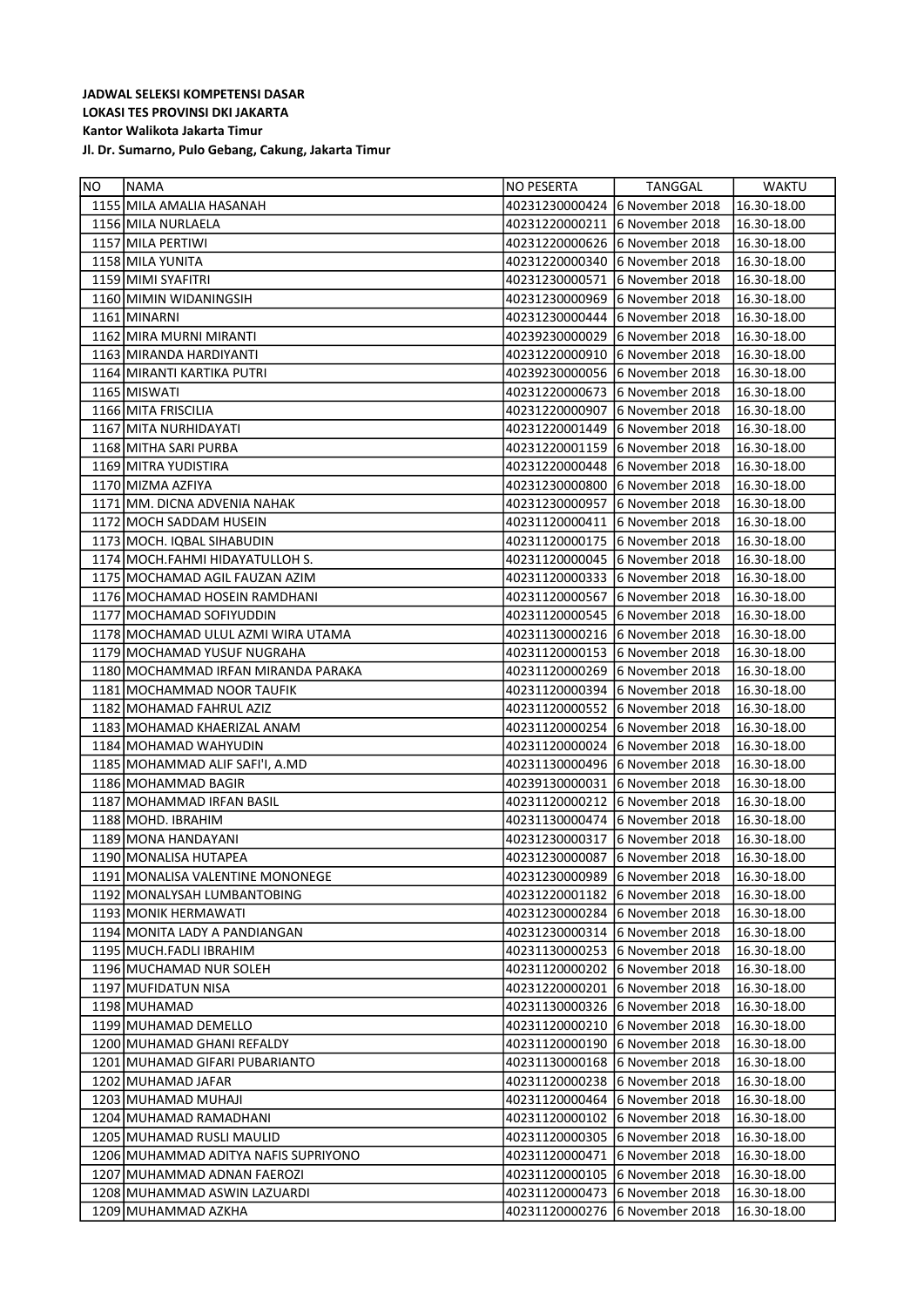**JADWAL SELEKSI KOMPETENSI DASAR**
**LOKASI TES PROVINSI DKI JAKARTA**
**Kantor Walikota Jakarta Timur**
**Jl. Dr. Sumarno, Pulo Gebang, Cakung, Jakarta Timur**

| NO | NAMA | NO PESERTA | TANGGAL | WAKTU |
|---|---|---|---|---|
| 1155 | MILA AMALIA HASANAH | 40231230000424 | 6 November 2018 | 16.30-18.00 |
| 1156 | MILA NURLAELA | 40231220000211 | 6 November 2018 | 16.30-18.00 |
| 1157 | MILA PERTIWI | 40231220000626 | 6 November 2018 | 16.30-18.00 |
| 1158 | MILA YUNITA | 40231220000340 | 6 November 2018 | 16.30-18.00 |
| 1159 | MIMI SYAFITRI | 40231230000571 | 6 November 2018 | 16.30-18.00 |
| 1160 | MIMIN WIDANINGSIH | 40231230000969 | 6 November 2018 | 16.30-18.00 |
| 1161 | MINARNI | 40231230000444 | 6 November 2018 | 16.30-18.00 |
| 1162 | MIRA MURNI MIRANTI | 40239230000029 | 6 November 2018 | 16.30-18.00 |
| 1163 | MIRANDA HARDIYANTI | 40231220000910 | 6 November 2018 | 16.30-18.00 |
| 1164 | MIRANTI KARTIKA PUTRI | 40239230000056 | 6 November 2018 | 16.30-18.00 |
| 1165 | MISWATI | 40231220000673 | 6 November 2018 | 16.30-18.00 |
| 1166 | MITA FRISCILIA | 40231220000907 | 6 November 2018 | 16.30-18.00 |
| 1167 | MITA NURHIDAYATI | 40231220001449 | 6 November 2018 | 16.30-18.00 |
| 1168 | MITHA SARI PURBA | 40231220001159 | 6 November 2018 | 16.30-18.00 |
| 1169 | MITRA YUDISTIRA | 40231220000448 | 6 November 2018 | 16.30-18.00 |
| 1170 | MIZMA AZFIYA | 40231230000800 | 6 November 2018 | 16.30-18.00 |
| 1171 | MM. DICNA ADVENIA NAHAK | 40231230000957 | 6 November 2018 | 16.30-18.00 |
| 1172 | MOCH SADDAM HUSEIN | 40231120000411 | 6 November 2018 | 16.30-18.00 |
| 1173 | MOCH. IQBAL SIHABUDIN | 40231120000175 | 6 November 2018 | 16.30-18.00 |
| 1174 | MOCH.FAHMI HIDAYATULLOH S. | 40231120000045 | 6 November 2018 | 16.30-18.00 |
| 1175 | MOCHAMAD AGIL FAUZAN AZIM | 40231120000333 | 6 November 2018 | 16.30-18.00 |
| 1176 | MOCHAMAD HOSEIN RAMDHANI | 40231120000567 | 6 November 2018 | 16.30-18.00 |
| 1177 | MOCHAMAD SOFIYUDDIN | 40231120000545 | 6 November 2018 | 16.30-18.00 |
| 1178 | MOCHAMAD ULUL AZMI WIRA UTAMA | 40231130000216 | 6 November 2018 | 16.30-18.00 |
| 1179 | MOCHAMAD YUSUF NUGRAHA | 40231120000153 | 6 November 2018 | 16.30-18.00 |
| 1180 | MOCHAMMAD IRFAN MIRANDA PARAKA | 40231120000269 | 6 November 2018 | 16.30-18.00 |
| 1181 | MOCHAMMAD NOOR TAUFIK | 40231120000394 | 6 November 2018 | 16.30-18.00 |
| 1182 | MOHAMAD FAHRUL AZIZ | 40231120000552 | 6 November 2018 | 16.30-18.00 |
| 1183 | MOHAMAD KHAERIZAL ANAM | 40231120000254 | 6 November 2018 | 16.30-18.00 |
| 1184 | MOHAMAD WAHYUDIN | 40231120000024 | 6 November 2018 | 16.30-18.00 |
| 1185 | MOHAMMAD ALIF SAFI'I, A.MD | 40231130000496 | 6 November 2018 | 16.30-18.00 |
| 1186 | MOHAMMAD BAGIR | 40239130000031 | 6 November 2018 | 16.30-18.00 |
| 1187 | MOHAMMAD IRFAN BASIL | 40231120000212 | 6 November 2018 | 16.30-18.00 |
| 1188 | MOHD. IBRAHIM | 40231130000474 | 6 November 2018 | 16.30-18.00 |
| 1189 | MONA HANDAYANI | 40231230000317 | 6 November 2018 | 16.30-18.00 |
| 1190 | MONALISA HUTAPEA | 40231230000087 | 6 November 2018 | 16.30-18.00 |
| 1191 | MONALISA VALENTINE MONONEGE | 40231230000989 | 6 November 2018 | 16.30-18.00 |
| 1192 | MONALYSAH LUMBANTOBING | 40231220001182 | 6 November 2018 | 16.30-18.00 |
| 1193 | MONIK HERMAWATI | 40231230000284 | 6 November 2018 | 16.30-18.00 |
| 1194 | MONITA LADY A PANDIANGAN | 40231230000314 | 6 November 2018 | 16.30-18.00 |
| 1195 | MUCH.FADLI IBRAHIM | 40231130000253 | 6 November 2018 | 16.30-18.00 |
| 1196 | MUCHAMAD NUR SOLEH | 40231120000202 | 6 November 2018 | 16.30-18.00 |
| 1197 | MUFIDATUN NISA | 40231220000201 | 6 November 2018 | 16.30-18.00 |
| 1198 | MUHAMAD | 40231130000326 | 6 November 2018 | 16.30-18.00 |
| 1199 | MUHAMAD DEMELLO | 40231120000210 | 6 November 2018 | 16.30-18.00 |
| 1200 | MUHAMAD GHANI REFALDY | 40231120000190 | 6 November 2018 | 16.30-18.00 |
| 1201 | MUHAMAD GIFARI PUBARIANTO | 40231130000168 | 6 November 2018 | 16.30-18.00 |
| 1202 | MUHAMAD JAFAR | 40231120000238 | 6 November 2018 | 16.30-18.00 |
| 1203 | MUHAMAD MUHAJI | 40231120000464 | 6 November 2018 | 16.30-18.00 |
| 1204 | MUHAMAD RAMADHANI | 40231120000102 | 6 November 2018 | 16.30-18.00 |
| 1205 | MUHAMAD RUSLI MAULID | 40231120000305 | 6 November 2018 | 16.30-18.00 |
| 1206 | MUHAMMAD ADITYA NAFIS SUPRIYONO | 40231120000471 | 6 November 2018 | 16.30-18.00 |
| 1207 | MUHAMMAD ADNAN FAEROZI | 40231120000105 | 6 November 2018 | 16.30-18.00 |
| 1208 | MUHAMMAD ASWIN LAZUARDI | 40231120000473 | 6 November 2018 | 16.30-18.00 |
| 1209 | MUHAMMAD AZKHA | 40231120000276 | 6 November 2018 | 16.30-18.00 |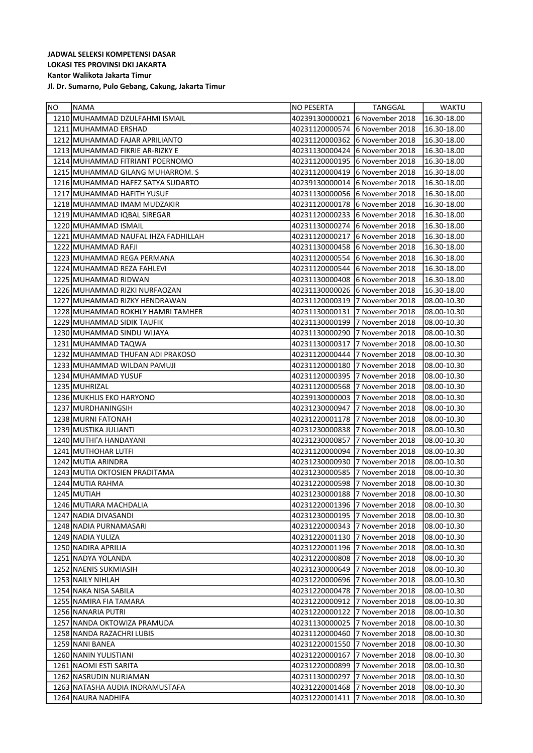**JADWAL SELEKSI KOMPETENSI DASAR**
**LOKASI TES PROVINSI DKI JAKARTA**
**Kantor Walikota Jakarta Timur**
**Jl. Dr. Sumarno, Pulo Gebang, Cakung, Jakarta Timur**

| NO | NAMA | NO PESERTA | TANGGAL | WAKTU |
|---|---|---|---|---|
| 1210 | MUHAMMAD DZULFAHMI ISMAIL | 40239130000021 | 6 November 2018 | 16.30-18.00 |
| 1211 | MUHAMMAD ERSHAD | 40231120000574 | 6 November 2018 | 16.30-18.00 |
| 1212 | MUHAMMAD FAJAR APRILIANTO | 40231120000362 | 6 November 2018 | 16.30-18.00 |
| 1213 | MUHAMMAD FIKRIE AR-RIZKY E | 40231130000424 | 6 November 2018 | 16.30-18.00 |
| 1214 | MUHAMMAD FITRIANT POERNOMO | 40231120000195 | 6 November 2018 | 16.30-18.00 |
| 1215 | MUHAMMAD GILANG MUHARROM. S | 40231120000419 | 6 November 2018 | 16.30-18.00 |
| 1216 | MUHAMMAD HAFEZ SATYA SUDARTO | 40239130000014 | 6 November 2018 | 16.30-18.00 |
| 1217 | MUHAMMAD HAFITH YUSUF | 40231130000056 | 6 November 2018 | 16.30-18.00 |
| 1218 | MUHAMMAD IMAM MUDZAKIR | 40231120000178 | 6 November 2018 | 16.30-18.00 |
| 1219 | MUHAMMAD IQBAL SIREGAR | 40231120000233 | 6 November 2018 | 16.30-18.00 |
| 1220 | MUHAMMAD ISMAIL | 40231130000274 | 6 November 2018 | 16.30-18.00 |
| 1221 | MUHAMMAD NAUFAL IHZA FADHILLAH | 40231120000217 | 6 November 2018 | 16.30-18.00 |
| 1222 | MUHAMMAD RAFJI | 40231130000458 | 6 November 2018 | 16.30-18.00 |
| 1223 | MUHAMMAD REGA PERMANA | 40231120000554 | 6 November 2018 | 16.30-18.00 |
| 1224 | MUHAMMAD REZA FAHLEVI | 40231120000544 | 6 November 2018 | 16.30-18.00 |
| 1225 | MUHAMMAD RIDWAN | 40231130000408 | 6 November 2018 | 16.30-18.00 |
| 1226 | MUHAMMAD RIZKI NURFAOZAN | 40231130000026 | 6 November 2018 | 16.30-18.00 |
| 1227 | MUHAMMAD RIZKY HENDRAWAN | 40231120000319 | 7 November 2018 | 08.00-10.30 |
| 1228 | MUHAMMAD ROKHLY HAMRI TAMHER | 40231130000131 | 7 November 2018 | 08.00-10.30 |
| 1229 | MUHAMMAD SIDIK TAUFIK | 40231130000199 | 7 November 2018 | 08.00-10.30 |
| 1230 | MUHAMMAD SINDU WIJAYA | 40231130000290 | 7 November 2018 | 08.00-10.30 |
| 1231 | MUHAMMAD TAQWA | 40231130000317 | 7 November 2018 | 08.00-10.30 |
| 1232 | MUHAMMAD THUFAN ADI PRAKOSO | 40231120000444 | 7 November 2018 | 08.00-10.30 |
| 1233 | MUHAMMAD WILDAN PAMUJI | 40231120000180 | 7 November 2018 | 08.00-10.30 |
| 1234 | MUHAMMAD YUSUF | 40231120000395 | 7 November 2018 | 08.00-10.30 |
| 1235 | MUHRIZAL | 40231120000568 | 7 November 2018 | 08.00-10.30 |
| 1236 | MUKHLIS EKO HARYONO | 40239130000003 | 7 November 2018 | 08.00-10.30 |
| 1237 | MURDHANINGSIH | 40231230000947 | 7 November 2018 | 08.00-10.30 |
| 1238 | MURNI FATONAH | 40231220001178 | 7 November 2018 | 08.00-10.30 |
| 1239 | MUSTIKA JULIANTI | 40231230000838 | 7 November 2018 | 08.00-10.30 |
| 1240 | MUTHI'A HANDAYANI | 40231230000857 | 7 November 2018 | 08.00-10.30 |
| 1241 | MUTHOHAR LUTFI | 40231120000094 | 7 November 2018 | 08.00-10.30 |
| 1242 | MUTIA ARINDRA | 40231230000930 | 7 November 2018 | 08.00-10.30 |
| 1243 | MUTIA OKTOSIEN PRADITAMA | 40231230000585 | 7 November 2018 | 08.00-10.30 |
| 1244 | MUTIA RAHMA | 40231220000598 | 7 November 2018 | 08.00-10.30 |
| 1245 | MUTIAH | 40231230000188 | 7 November 2018 | 08.00-10.30 |
| 1246 | MUTIARA MACHDALIA | 40231220001396 | 7 November 2018 | 08.00-10.30 |
| 1247 | NADIA DIVASANDI | 40231230000195 | 7 November 2018 | 08.00-10.30 |
| 1248 | NADIA PURNAMASARI | 40231220000343 | 7 November 2018 | 08.00-10.30 |
| 1249 | NADIA YULIZA | 40231220001130 | 7 November 2018 | 08.00-10.30 |
| 1250 | NADIRA APRILIA | 40231220001196 | 7 November 2018 | 08.00-10.30 |
| 1251 | NADYA YOLANDA | 40231220000808 | 7 November 2018 | 08.00-10.30 |
| 1252 | NAENIS SUKMIASIH | 40231230000649 | 7 November 2018 | 08.00-10.30 |
| 1253 | NAILY NIHLAH | 40231220000696 | 7 November 2018 | 08.00-10.30 |
| 1254 | NAKA NISA SABILA | 40231220000478 | 7 November 2018 | 08.00-10.30 |
| 1255 | NAMIRA FIA TAMARA | 40231220000912 | 7 November 2018 | 08.00-10.30 |
| 1256 | NANARIA PUTRI | 40231220000122 | 7 November 2018 | 08.00-10.30 |
| 1257 | NANDA OKTOWIZA PRAMUDA | 40231130000025 | 7 November 2018 | 08.00-10.30 |
| 1258 | NANDA RAZACHRI LUBIS | 40231120000460 | 7 November 2018 | 08.00-10.30 |
| 1259 | NANI BANEA | 40231220001550 | 7 November 2018 | 08.00-10.30 |
| 1260 | NANIN YULISTIANI | 40231220000167 | 7 November 2018 | 08.00-10.30 |
| 1261 | NAOMI ESTI SARITA | 40231220000899 | 7 November 2018 | 08.00-10.30 |
| 1262 | NASRUDIN NURJAMAN | 40231130000297 | 7 November 2018 | 08.00-10.30 |
| 1263 | NATASHA AUDIA INDRAMUSTAFA | 40231220001468 | 7 November 2018 | 08.00-10.30 |
| 1264 | NAURA NADHIFA | 40231220001411 | 7 November 2018 | 08.00-10.30 |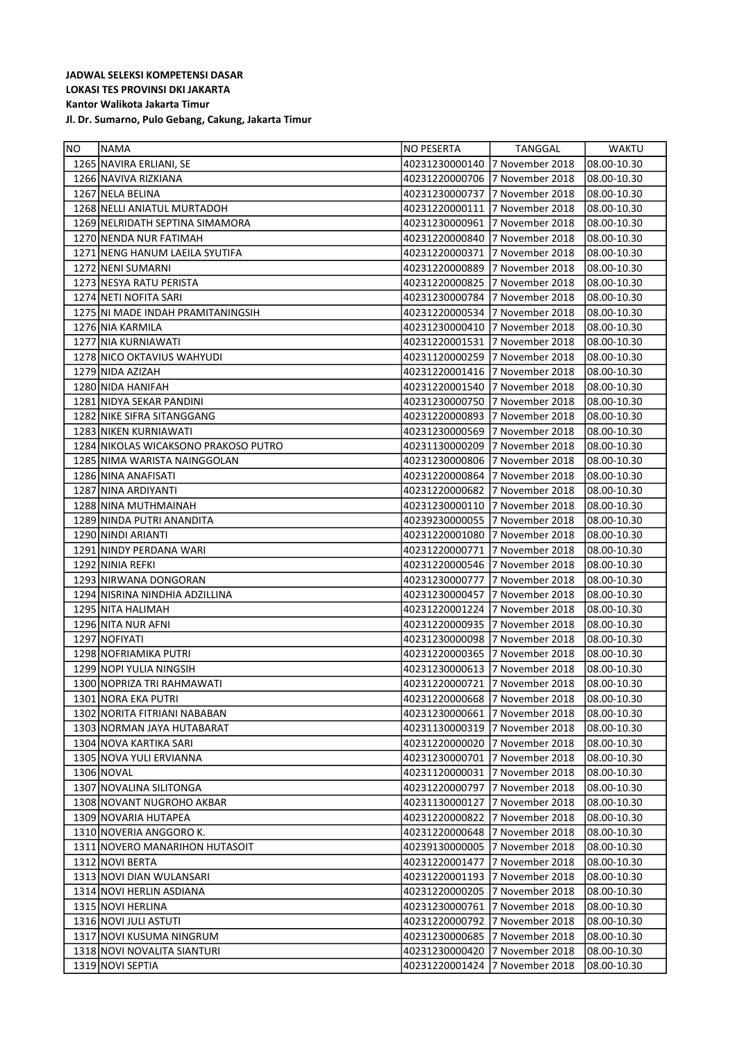**JADWAL SELEKSI KOMPETENSI DASAR**
**LOKASI TES PROVINSI DKI JAKARTA**
**Kantor Walikota Jakarta Timur**
**Jl. Dr. Sumarno, Pulo Gebang, Cakung, Jakarta Timur**

| NO | NAMA | NO PESERTA | TANGGAL | WAKTU |
|---|---|---|---|---|
| 1265 | NAVIRA ERLIANI, SE | 40231230000140 | 7 November 2018 | 08.00-10.30 |
| 1266 | NAVIVA RIZKIANA | 40231220000706 | 7 November 2018 | 08.00-10.30 |
| 1267 | NELA BELINA | 40231230000737 | 7 November 2018 | 08.00-10.30 |
| 1268 | NELLI ANIATUL MURTADOH | 40231220000111 | 7 November 2018 | 08.00-10.30 |
| 1269 | NELRIDATH SEPTINA SIMAMORA | 40231230000961 | 7 November 2018 | 08.00-10.30 |
| 1270 | NENDA NUR FATIMAH | 40231220000840 | 7 November 2018 | 08.00-10.30 |
| 1271 | NENG HANUM LAEILA SYUTIFA | 40231220000371 | 7 November 2018 | 08.00-10.30 |
| 1272 | NENI SUMARNI | 40231220000889 | 7 November 2018 | 08.00-10.30 |
| 1273 | NESYA RATU PERISTA | 40231220000825 | 7 November 2018 | 08.00-10.30 |
| 1274 | NETI NOFITA SARI | 40231230000784 | 7 November 2018 | 08.00-10.30 |
| 1275 | NI MADE INDAH PRAMITANINGSIH | 40231220000534 | 7 November 2018 | 08.00-10.30 |
| 1276 | NIA KARMILA | 40231230000410 | 7 November 2018 | 08.00-10.30 |
| 1277 | NIA KURNIAWATI | 40231220001531 | 7 November 2018 | 08.00-10.30 |
| 1278 | NICO OKTAVIUS WAHYUDI | 40231120000259 | 7 November 2018 | 08.00-10.30 |
| 1279 | NIDA AZIZAH | 40231220001416 | 7 November 2018 | 08.00-10.30 |
| 1280 | NIDA HANIFAH | 40231220001540 | 7 November 2018 | 08.00-10.30 |
| 1281 | NIDYA SEKAR PANDINI | 40231230000750 | 7 November 2018 | 08.00-10.30 |
| 1282 | NIKE SIFRA SITANGGANG | 40231220000893 | 7 November 2018 | 08.00-10.30 |
| 1283 | NIKEN KURNIAWATI | 40231230000569 | 7 November 2018 | 08.00-10.30 |
| 1284 | NIKOLAS WICAKSONO PRAKOSO PUTRO | 40231130000209 | 7 November 2018 | 08.00-10.30 |
| 1285 | NIMA WARISTA NAINGGOLAN | 40231230000806 | 7 November 2018 | 08.00-10.30 |
| 1286 | NINA ANAFISATI | 40231220000864 | 7 November 2018 | 08.00-10.30 |
| 1287 | NINA ARDIYANTI | 40231220000682 | 7 November 2018 | 08.00-10.30 |
| 1288 | NINA MUTHMAINAH | 40231230000110 | 7 November 2018 | 08.00-10.30 |
| 1289 | NINDA PUTRI ANANDITA | 40239230000055 | 7 November 2018 | 08.00-10.30 |
| 1290 | NINDI ARIANTI | 40231220001080 | 7 November 2018 | 08.00-10.30 |
| 1291 | NINDY PERDANA WARI | 40231220000771 | 7 November 2018 | 08.00-10.30 |
| 1292 | NINIA REFKI | 40231220000546 | 7 November 2018 | 08.00-10.30 |
| 1293 | NIRWANA DONGORAN | 40231230000777 | 7 November 2018 | 08.00-10.30 |
| 1294 | NISRINA NINDHIA ADZILLINA | 40231230000457 | 7 November 2018 | 08.00-10.30 |
| 1295 | NITA HALIMAH | 40231220001224 | 7 November 2018 | 08.00-10.30 |
| 1296 | NITA NUR AFNI | 40231220000935 | 7 November 2018 | 08.00-10.30 |
| 1297 | NOFIYATI | 40231230000098 | 7 November 2018 | 08.00-10.30 |
| 1298 | NOFRIAMIKA PUTRI | 40231220000365 | 7 November 2018 | 08.00-10.30 |
| 1299 | NOPI YULIA NINGSIH | 40231230000613 | 7 November 2018 | 08.00-10.30 |
| 1300 | NOPRIZA TRI RAHMAWATI | 40231220000721 | 7 November 2018 | 08.00-10.30 |
| 1301 | NORA EKA PUTRI | 40231220000668 | 7 November 2018 | 08.00-10.30 |
| 1302 | NORITA FITRIANI NABABAN | 40231230000661 | 7 November 2018 | 08.00-10.30 |
| 1303 | NORMAN JAYA HUTABARAT | 40231130000319 | 7 November 2018 | 08.00-10.30 |
| 1304 | NOVA KARTIKA SARI | 40231220000020 | 7 November 2018 | 08.00-10.30 |
| 1305 | NOVA YULI ERVIANNA | 40231230000701 | 7 November 2018 | 08.00-10.30 |
| 1306 | NOVAL | 40231120000031 | 7 November 2018 | 08.00-10.30 |
| 1307 | NOVALINA SILITONGA | 40231220000797 | 7 November 2018 | 08.00-10.30 |
| 1308 | NOVANT NUGROHO AKBAR | 40231130000127 | 7 November 2018 | 08.00-10.30 |
| 1309 | NOVARIA HUTAPEA | 40231220000822 | 7 November 2018 | 08.00-10.30 |
| 1310 | NOVERIA ANGGORO K. | 40231220000648 | 7 November 2018 | 08.00-10.30 |
| 1311 | NOVERO MANARIHON HUTASOIT | 40239130000005 | 7 November 2018 | 08.00-10.30 |
| 1312 | NOVI BERTA | 40231220001477 | 7 November 2018 | 08.00-10.30 |
| 1313 | NOVI DIAN WULANSARI | 40231220001193 | 7 November 2018 | 08.00-10.30 |
| 1314 | NOVI HERLIN ASDIANA | 40231220000205 | 7 November 2018 | 08.00-10.30 |
| 1315 | NOVI HERLINA | 40231230000761 | 7 November 2018 | 08.00-10.30 |
| 1316 | NOVI JULI ASTUTI | 40231220000792 | 7 November 2018 | 08.00-10.30 |
| 1317 | NOVI KUSUMA NINGRUM | 40231230000685 | 7 November 2018 | 08.00-10.30 |
| 1318 | NOVI NOVALITA SIANTURI | 40231230000420 | 7 November 2018 | 08.00-10.30 |
| 1319 | NOVI SEPTIA | 40231220001424 | 7 November 2018 | 08.00-10.30 |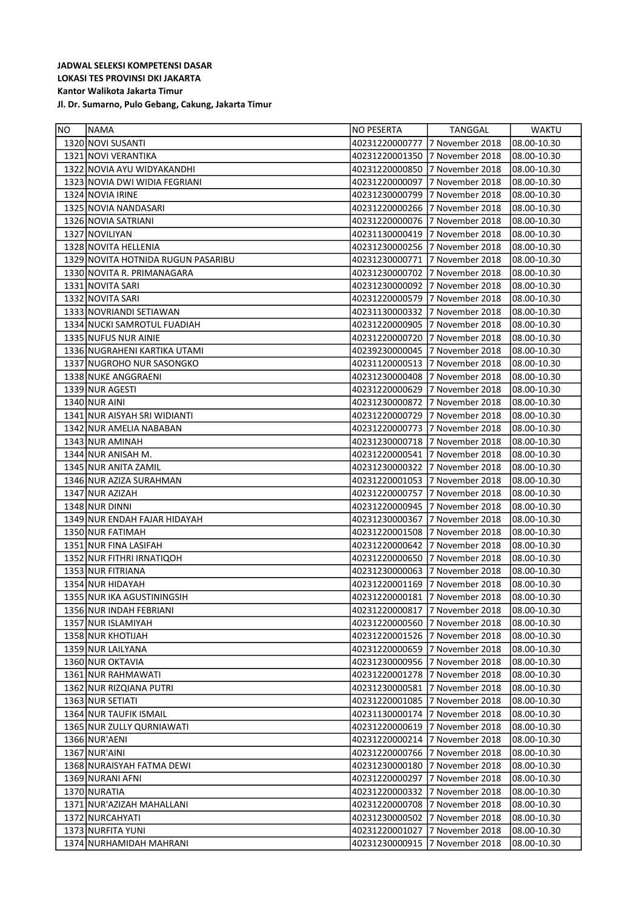**JADWAL SELEKSI KOMPETENSI DASAR**
**LOKASI TES PROVINSI DKI JAKARTA**
**Kantor Walikota Jakarta Timur**
**Jl. Dr. Sumarno, Pulo Gebang, Cakung, Jakarta Timur**

| NO | NAMA | NO PESERTA | TANGGAL | WAKTU |
|---|---|---|---|---|
| 1320 | NOVI SUSANTI | 40231220000777 | 7 November 2018 | 08.00-10.30 |
| 1321 | NOVI VERANTIKA | 40231220001350 | 7 November 2018 | 08.00-10.30 |
| 1322 | NOVIA AYU WIDYAKANDHI | 40231220000850 | 7 November 2018 | 08.00-10.30 |
| 1323 | NOVIA DWI WIDIA FEGRIANI | 40231220000097 | 7 November 2018 | 08.00-10.30 |
| 1324 | NOVIA IRINE | 40231230000799 | 7 November 2018 | 08.00-10.30 |
| 1325 | NOVIA NANDASARI | 40231220000266 | 7 November 2018 | 08.00-10.30 |
| 1326 | NOVIA SATRIANI | 40231220000076 | 7 November 2018 | 08.00-10.30 |
| 1327 | NOVILIYAN | 40231130000419 | 7 November 2018 | 08.00-10.30 |
| 1328 | NOVITA HELLENIA | 40231230000256 | 7 November 2018 | 08.00-10.30 |
| 1329 | NOVITA HOTNIDA RUGUN PASARIBU | 40231230000771 | 7 November 2018 | 08.00-10.30 |
| 1330 | NOVITA R. PRIMANAGARA | 40231230000702 | 7 November 2018 | 08.00-10.30 |
| 1331 | NOVITA SARI | 40231230000092 | 7 November 2018 | 08.00-10.30 |
| 1332 | NOVITA SARI | 40231220000579 | 7 November 2018 | 08.00-10.30 |
| 1333 | NOVRIANDI SETIAWAN | 40231130000332 | 7 November 2018 | 08.00-10.30 |
| 1334 | NUCKI SAMROTUL FUADIAH | 40231220000905 | 7 November 2018 | 08.00-10.30 |
| 1335 | NUFUS NUR AINIE | 40231220000720 | 7 November 2018 | 08.00-10.30 |
| 1336 | NUGRAHENI KARTIKA UTAMI | 40239230000045 | 7 November 2018 | 08.00-10.30 |
| 1337 | NUGROHO NUR SASONGKO | 40231120000513 | 7 November 2018 | 08.00-10.30 |
| 1338 | NUKE ANGGRAENI | 40231230000408 | 7 November 2018 | 08.00-10.30 |
| 1339 | NUR AGESTI | 40231220000629 | 7 November 2018 | 08.00-10.30 |
| 1340 | NUR AINI | 40231230000872 | 7 November 2018 | 08.00-10.30 |
| 1341 | NUR AISYAH SRI WIDIANTI | 40231220000729 | 7 November 2018 | 08.00-10.30 |
| 1342 | NUR AMELIA NABABAN | 40231220000773 | 7 November 2018 | 08.00-10.30 |
| 1343 | NUR AMINAH | 40231230000718 | 7 November 2018 | 08.00-10.30 |
| 1344 | NUR ANISAH M. | 40231220000541 | 7 November 2018 | 08.00-10.30 |
| 1345 | NUR ANITA ZAMIL | 40231230000322 | 7 November 2018 | 08.00-10.30 |
| 1346 | NUR AZIZA SURAHMAN | 40231220001053 | 7 November 2018 | 08.00-10.30 |
| 1347 | NUR AZIZAH | 40231220000757 | 7 November 2018 | 08.00-10.30 |
| 1348 | NUR DINNI | 40231220000945 | 7 November 2018 | 08.00-10.30 |
| 1349 | NUR ENDAH FAJAR HIDAYAH | 40231230000367 | 7 November 2018 | 08.00-10.30 |
| 1350 | NUR FATIMAH | 40231220001508 | 7 November 2018 | 08.00-10.30 |
| 1351 | NUR FINA LASIFAH | 40231220000642 | 7 November 2018 | 08.00-10.30 |
| 1352 | NUR FITHRI IRNATIQOH | 40231220000650 | 7 November 2018 | 08.00-10.30 |
| 1353 | NUR FITRIANA | 40231230000063 | 7 November 2018 | 08.00-10.30 |
| 1354 | NUR HIDAYAH | 40231220001169 | 7 November 2018 | 08.00-10.30 |
| 1355 | NUR IKA AGUSTININGSIH | 40231220000181 | 7 November 2018 | 08.00-10.30 |
| 1356 | NUR INDAH FEBRIANI | 40231220000817 | 7 November 2018 | 08.00-10.30 |
| 1357 | NUR ISLAMIYAH | 40231220000560 | 7 November 2018 | 08.00-10.30 |
| 1358 | NUR KHOTIJAH | 40231220001526 | 7 November 2018 | 08.00-10.30 |
| 1359 | NUR LAILYANA | 40231220000659 | 7 November 2018 | 08.00-10.30 |
| 1360 | NUR OKTAVIA | 40231230000956 | 7 November 2018 | 08.00-10.30 |
| 1361 | NUR RAHMAWATI | 40231220001278 | 7 November 2018 | 08.00-10.30 |
| 1362 | NUR RIZQIANA PUTRI | 40231230000581 | 7 November 2018 | 08.00-10.30 |
| 1363 | NUR SETIATI | 40231220001085 | 7 November 2018 | 08.00-10.30 |
| 1364 | NUR TAUFIK ISMAIL | 40231130000174 | 7 November 2018 | 08.00-10.30 |
| 1365 | NUR ZULLY QURNIAWATI | 40231220000619 | 7 November 2018 | 08.00-10.30 |
| 1366 | NUR'AENI | 40231220000214 | 7 November 2018 | 08.00-10.30 |
| 1367 | NUR'AINI | 40231220000766 | 7 November 2018 | 08.00-10.30 |
| 1368 | NURAISYAH FATMA DEWI | 40231230000180 | 7 November 2018 | 08.00-10.30 |
| 1369 | NURANI AFNI | 40231220000297 | 7 November 2018 | 08.00-10.30 |
| 1370 | NURATIA | 40231220000332 | 7 November 2018 | 08.00-10.30 |
| 1371 | NUR'AZIZAH MAHALLANI | 40231220000708 | 7 November 2018 | 08.00-10.30 |
| 1372 | NURCAHYATI | 40231230000502 | 7 November 2018 | 08.00-10.30 |
| 1373 | NURFITA YUNI | 40231220001027 | 7 November 2018 | 08.00-10.30 |
| 1374 | NURHAMIDAH MAHRANI | 40231230000915 | 7 November 2018 | 08.00-10.30 |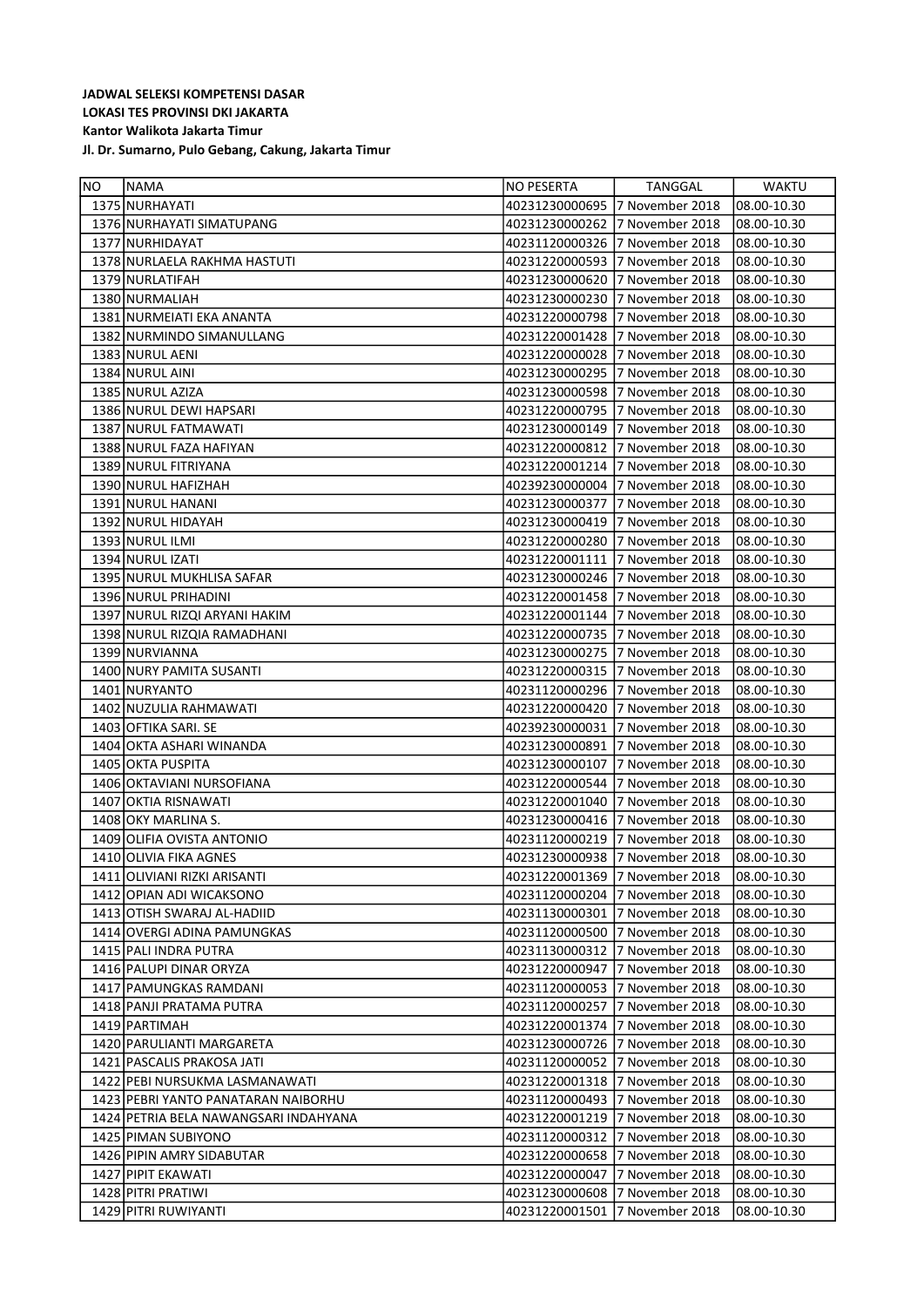**JADWAL SELEKSI KOMPETENSI DASAR**
**LOKASI TES PROVINSI DKI JAKARTA**
**Kantor Walikota Jakarta Timur**
**Jl. Dr. Sumarno, Pulo Gebang, Cakung, Jakarta Timur**

| NO | NAMA | NO PESERTA | TANGGAL | WAKTU |
|---|---|---|---|---|
| 1375 | NURHAYATI | 40231230000695 | 7 November 2018 | 08.00-10.30 |
| 1376 | NURHAYATI SIMATUPANG | 40231230000262 | 7 November 2018 | 08.00-10.30 |
| 1377 | NURHIDAYAT | 40231120000326 | 7 November 2018 | 08.00-10.30 |
| 1378 | NURLAELA RAKHMA HASTUTI | 40231220000593 | 7 November 2018 | 08.00-10.30 |
| 1379 | NURLATIFAH | 40231230000620 | 7 November 2018 | 08.00-10.30 |
| 1380 | NURMALIAH | 40231230000230 | 7 November 2018 | 08.00-10.30 |
| 1381 | NURMEIATI EKA ANANTA | 40231220000798 | 7 November 2018 | 08.00-10.30 |
| 1382 | NURMINDO SIMANULLANG | 40231220001428 | 7 November 2018 | 08.00-10.30 |
| 1383 | NURUL AENI | 40231220000028 | 7 November 2018 | 08.00-10.30 |
| 1384 | NURUL AINI | 40231230000295 | 7 November 2018 | 08.00-10.30 |
| 1385 | NURUL AZIZA | 40231230000598 | 7 November 2018 | 08.00-10.30 |
| 1386 | NURUL DEWI HAPSARI | 40231220000795 | 7 November 2018 | 08.00-10.30 |
| 1387 | NURUL FATMAWATI | 40231230000149 | 7 November 2018 | 08.00-10.30 |
| 1388 | NURUL FAZA HAFIYAN | 40231220000812 | 7 November 2018 | 08.00-10.30 |
| 1389 | NURUL FITRIYANA | 40231220001214 | 7 November 2018 | 08.00-10.30 |
| 1390 | NURUL HAFIZHAH | 40239230000004 | 7 November 2018 | 08.00-10.30 |
| 1391 | NURUL HANANI | 40231230000377 | 7 November 2018 | 08.00-10.30 |
| 1392 | NURUL HIDAYAH | 40231230000419 | 7 November 2018 | 08.00-10.30 |
| 1393 | NURUL ILMI | 40231220000280 | 7 November 2018 | 08.00-10.30 |
| 1394 | NURUL IZATI | 40231220001111 | 7 November 2018 | 08.00-10.30 |
| 1395 | NURUL MUKHLISA SAFAR | 40231230000246 | 7 November 2018 | 08.00-10.30 |
| 1396 | NURUL PRIHADINI | 40231220001458 | 7 November 2018 | 08.00-10.30 |
| 1397 | NURUL RIZQI ARYANI HAKIM | 40231220001144 | 7 November 2018 | 08.00-10.30 |
| 1398 | NURUL RIZQIA RAMADHANI | 40231220000735 | 7 November 2018 | 08.00-10.30 |
| 1399 | NURVIANNA | 40231230000275 | 7 November 2018 | 08.00-10.30 |
| 1400 | NURY PAMITA SUSANTI | 40231220000315 | 7 November 2018 | 08.00-10.30 |
| 1401 | NURYANTO | 40231120000296 | 7 November 2018 | 08.00-10.30 |
| 1402 | NUZULIA RAHMAWATI | 40231220000420 | 7 November 2018 | 08.00-10.30 |
| 1403 | OFTIKA SARI. SE | 40239230000031 | 7 November 2018 | 08.00-10.30 |
| 1404 | OKTA ASHARI WINANDA | 40231230000891 | 7 November 2018 | 08.00-10.30 |
| 1405 | OKTA PUSPITA | 40231230000107 | 7 November 2018 | 08.00-10.30 |
| 1406 | OKTAVIANI NURSOFIANA | 40231220000544 | 7 November 2018 | 08.00-10.30 |
| 1407 | OKTIA RISNAWATI | 40231220001040 | 7 November 2018 | 08.00-10.30 |
| 1408 | OKY MARLINA S. | 40231230000416 | 7 November 2018 | 08.00-10.30 |
| 1409 | OLIFIA OVISTA ANTONIO | 40231120000219 | 7 November 2018 | 08.00-10.30 |
| 1410 | OLIVIA FIKA AGNES | 40231230000938 | 7 November 2018 | 08.00-10.30 |
| 1411 | OLIVIANI RIZKI ARISANTI | 40231220001369 | 7 November 2018 | 08.00-10.30 |
| 1412 | OPIAN ADI WICAKSONO | 40231120000204 | 7 November 2018 | 08.00-10.30 |
| 1413 | OTISH SWARAJ AL-HADIID | 40231130000301 | 7 November 2018 | 08.00-10.30 |
| 1414 | OVERGI ADINA PAMUNGKAS | 40231120000500 | 7 November 2018 | 08.00-10.30 |
| 1415 | PALI INDRA PUTRA | 40231130000312 | 7 November 2018 | 08.00-10.30 |
| 1416 | PALUPI DINAR ORYZA | 40231220000947 | 7 November 2018 | 08.00-10.30 |
| 1417 | PAMUNGKAS RAMDANI | 40231120000053 | 7 November 2018 | 08.00-10.30 |
| 1418 | PANJI PRATAMA PUTRA | 40231120000257 | 7 November 2018 | 08.00-10.30 |
| 1419 | PARTIMAH | 40231220001374 | 7 November 2018 | 08.00-10.30 |
| 1420 | PARULIANTI MARGARETA | 40231230000726 | 7 November 2018 | 08.00-10.30 |
| 1421 | PASCALIS PRAKOSA JATI | 40231120000052 | 7 November 2018 | 08.00-10.30 |
| 1422 | PEBI NURSUKMA LASMANAWATI | 40231220001318 | 7 November 2018 | 08.00-10.30 |
| 1423 | PEBRI YANTO PANATARAN NAIBORHU | 40231120000493 | 7 November 2018 | 08.00-10.30 |
| 1424 | PETRIA BELA NAWANGSARI INDAHYANA | 40231220001219 | 7 November 2018 | 08.00-10.30 |
| 1425 | PIMAN SUBIYONO | 40231120000312 | 7 November 2018 | 08.00-10.30 |
| 1426 | PIPIN AMRY SIDABUTAR | 40231220000658 | 7 November 2018 | 08.00-10.30 |
| 1427 | PIPIT EKAWATI | 40231220000047 | 7 November 2018 | 08.00-10.30 |
| 1428 | PITRI PRATIWI | 40231230000608 | 7 November 2018 | 08.00-10.30 |
| 1429 | PITRI RUWIYANTI | 40231220001501 | 7 November 2018 | 08.00-10.30 |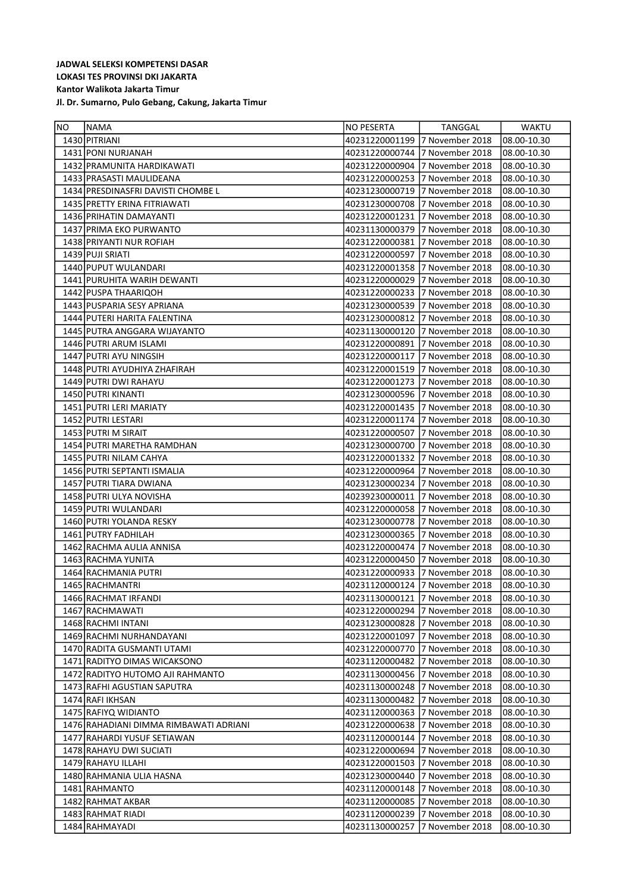**JADWAL SELEKSI KOMPETENSI DASAR**
**LOKASI TES PROVINSI DKI JAKARTA**
**Kantor Walikota Jakarta Timur**
**Jl. Dr. Sumarno, Pulo Gebang, Cakung, Jakarta Timur**

| NO | NAMA | NO PESERTA | TANGGAL | WAKTU |
|---|---|---|---|---|
| 1430 | PITRIANI | 40231220001199 | 7 November 2018 | 08.00-10.30 |
| 1431 | PONI NURJANAH | 40231220000744 | 7 November 2018 | 08.00-10.30 |
| 1432 | PRAMUNITA HARDIKAWATI | 40231220000904 | 7 November 2018 | 08.00-10.30 |
| 1433 | PRASASTI MAULIDEANA | 40231220000253 | 7 November 2018 | 08.00-10.30 |
| 1434 | PRESDINASFRI DAVISTI CHOMBE L | 40231230000719 | 7 November 2018 | 08.00-10.30 |
| 1435 | PRETTY ERINA FITRIAWATI | 40231230000708 | 7 November 2018 | 08.00-10.30 |
| 1436 | PRIHATIN DAMAYANTI | 40231220001231 | 7 November 2018 | 08.00-10.30 |
| 1437 | PRIMA EKO PURWANTO | 40231130000379 | 7 November 2018 | 08.00-10.30 |
| 1438 | PRIYANTI NUR ROFIAH | 40231220000381 | 7 November 2018 | 08.00-10.30 |
| 1439 | PUJI SRIATI | 40231220000597 | 7 November 2018 | 08.00-10.30 |
| 1440 | PUPUT WULANDARI | 40231220001358 | 7 November 2018 | 08.00-10.30 |
| 1441 | PURUHITA WARIH DEWANTI | 40231220000029 | 7 November 2018 | 08.00-10.30 |
| 1442 | PUSPA THAARIQOH | 40231220000233 | 7 November 2018 | 08.00-10.30 |
| 1443 | PUSPARIA SESY APRIANA | 40231230000539 | 7 November 2018 | 08.00-10.30 |
| 1444 | PUTERI HARITA FALENTINA | 40231230000812 | 7 November 2018 | 08.00-10.30 |
| 1445 | PUTRA ANGGARA WIJAYANTO | 40231130000120 | 7 November 2018 | 08.00-10.30 |
| 1446 | PUTRI ARUM ISLAMI | 40231220000891 | 7 November 2018 | 08.00-10.30 |
| 1447 | PUTRI AYU NINGSIH | 40231220000117 | 7 November 2018 | 08.00-10.30 |
| 1448 | PUTRI AYUDHIYA ZHAFIRAH | 40231220001519 | 7 November 2018 | 08.00-10.30 |
| 1449 | PUTRI DWI RAHAYU | 40231220001273 | 7 November 2018 | 08.00-10.30 |
| 1450 | PUTRI KINANTI | 40231230000596 | 7 November 2018 | 08.00-10.30 |
| 1451 | PUTRI LERI MARIATY | 40231220001435 | 7 November 2018 | 08.00-10.30 |
| 1452 | PUTRI LESTARI | 40231220001174 | 7 November 2018 | 08.00-10.30 |
| 1453 | PUTRI M SIRAIT | 40231220000507 | 7 November 2018 | 08.00-10.30 |
| 1454 | PUTRI MARETHA RAMDHAN | 40231230000700 | 7 November 2018 | 08.00-10.30 |
| 1455 | PUTRI NILAM CAHYA | 40231220001332 | 7 November 2018 | 08.00-10.30 |
| 1456 | PUTRI SEPTANTI ISMALIA | 40231220000964 | 7 November 2018 | 08.00-10.30 |
| 1457 | PUTRI TIARA DWIANA | 40231230000234 | 7 November 2018 | 08.00-10.30 |
| 1458 | PUTRI ULYA NOVISHA | 40239230000011 | 7 November 2018 | 08.00-10.30 |
| 1459 | PUTRI WULANDARI | 40231220000058 | 7 November 2018 | 08.00-10.30 |
| 1460 | PUTRI YOLANDA RESKY | 40231230000778 | 7 November 2018 | 08.00-10.30 |
| 1461 | PUTRY FADHILAH | 40231230000365 | 7 November 2018 | 08.00-10.30 |
| 1462 | RACHMA AULIA ANNISA | 40231220000474 | 7 November 2018 | 08.00-10.30 |
| 1463 | RACHMA YUNITA | 40231220000450 | 7 November 2018 | 08.00-10.30 |
| 1464 | RACHMANIA PUTRI | 40231220000933 | 7 November 2018 | 08.00-10.30 |
| 1465 | RACHMANTRI | 40231120000124 | 7 November 2018 | 08.00-10.30 |
| 1466 | RACHMAT IRFANDI | 40231130000121 | 7 November 2018 | 08.00-10.30 |
| 1467 | RACHMAWATI | 40231220000294 | 7 November 2018 | 08.00-10.30 |
| 1468 | RACHMI INTANI | 40231230000828 | 7 November 2018 | 08.00-10.30 |
| 1469 | RACHMI NURHANDAYANI | 40231220001097 | 7 November 2018 | 08.00-10.30 |
| 1470 | RADITA GUSMANTI UTAMI | 40231220000770 | 7 November 2018 | 08.00-10.30 |
| 1471 | RADITYO DIMAS WICAKSONO | 40231120000482 | 7 November 2018 | 08.00-10.30 |
| 1472 | RADITYO HUTOMO AJI RAHMANTO | 40231130000456 | 7 November 2018 | 08.00-10.30 |
| 1473 | RAFHI AGUSTIAN SAPUTRA | 40231130000248 | 7 November 2018 | 08.00-10.30 |
| 1474 | RAFI IKHSAN | 40231130000482 | 7 November 2018 | 08.00-10.30 |
| 1475 | RAFIYQ WIDIANTO | 40231120000363 | 7 November 2018 | 08.00-10.30 |
| 1476 | RAHADIANI DIMMA RIMBAWATI ADRIANI | 40231220000638 | 7 November 2018 | 08.00-10.30 |
| 1477 | RAHARDI YUSUF SETIAWAN | 40231120000144 | 7 November 2018 | 08.00-10.30 |
| 1478 | RAHAYU DWI SUCIATI | 40231220000694 | 7 November 2018 | 08.00-10.30 |
| 1479 | RAHAYU ILLAHI | 40231220001503 | 7 November 2018 | 08.00-10.30 |
| 1480 | RAHMANIA ULIA HASNA | 40231230000440 | 7 November 2018 | 08.00-10.30 |
| 1481 | RAHMANTO | 40231120000148 | 7 November 2018 | 08.00-10.30 |
| 1482 | RAHMAT AKBAR | 40231120000085 | 7 November 2018 | 08.00-10.30 |
| 1483 | RAHMAT RIADI | 40231120000239 | 7 November 2018 | 08.00-10.30 |
| 1484 | RAHMAYADI | 40231130000257 | 7 November 2018 | 08.00-10.30 |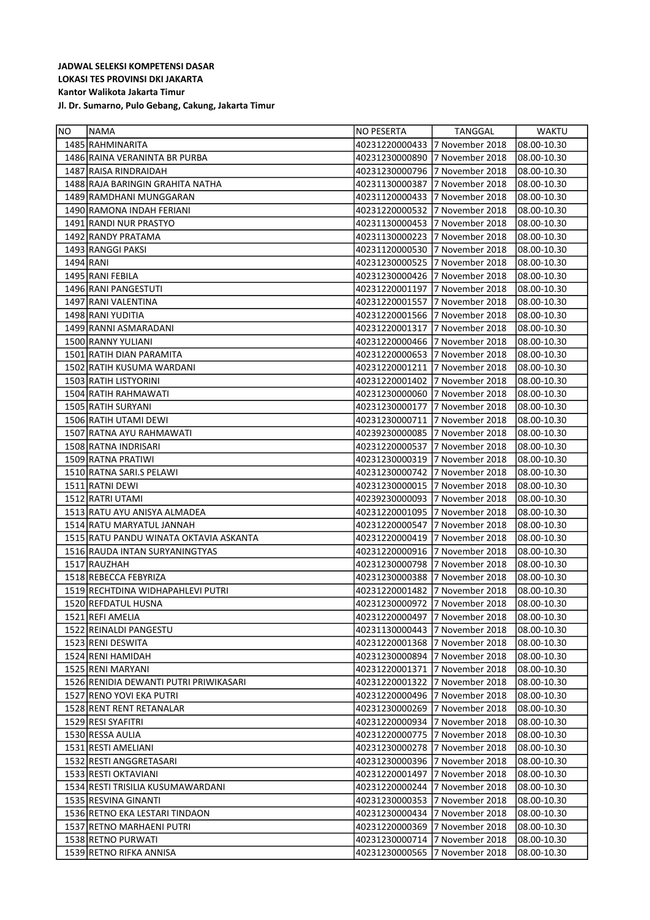**JADWAL SELEKSI KOMPETENSI DASAR**
**LOKASI TES PROVINSI DKI JAKARTA**
**Kantor Walikota Jakarta Timur**
**Jl. Dr. Sumarno, Pulo Gebang, Cakung, Jakarta Timur**

| NO | NAMA | NO PESERTA | TANGGAL | WAKTU |
|---|---|---|---|---|
| 1485 | RAHMINARITA | 40231220000433 | 7 November 2018 | 08.00-10.30 |
| 1486 | RAINA VERANINTA BR PURBA | 40231230000890 | 7 November 2018 | 08.00-10.30 |
| 1487 | RAISA RINDRAIDAH | 40231230000796 | 7 November 2018 | 08.00-10.30 |
| 1488 | RAJA BARINGIN GRAHITA NATHA | 40231130000387 | 7 November 2018 | 08.00-10.30 |
| 1489 | RAMDHANI MUNGGARAN | 40231120000433 | 7 November 2018 | 08.00-10.30 |
| 1490 | RAMONA INDAH FERIANI | 40231220000532 | 7 November 2018 | 08.00-10.30 |
| 1491 | RANDI NUR PRASTYO | 40231130000453 | 7 November 2018 | 08.00-10.30 |
| 1492 | RANDY PRATAMA | 40231130000223 | 7 November 2018 | 08.00-10.30 |
| 1493 | RANGGI PAKSI | 40231120000530 | 7 November 2018 | 08.00-10.30 |
| 1494 | RANI | 40231230000525 | 7 November 2018 | 08.00-10.30 |
| 1495 | RANI FEBILA | 40231230000426 | 7 November 2018 | 08.00-10.30 |
| 1496 | RANI PANGESTUTI | 40231220001197 | 7 November 2018 | 08.00-10.30 |
| 1497 | RANI VALENTINA | 40231220001557 | 7 November 2018 | 08.00-10.30 |
| 1498 | RANI YUDITIA | 40231220001566 | 7 November 2018 | 08.00-10.30 |
| 1499 | RANNI ASMARADANI | 40231220001317 | 7 November 2018 | 08.00-10.30 |
| 1500 | RANNY YULIANI | 40231220000466 | 7 November 2018 | 08.00-10.30 |
| 1501 | RATIH DIAN PARAMITA | 40231220000653 | 7 November 2018 | 08.00-10.30 |
| 1502 | RATIH KUSUMA WARDANI | 40231220001211 | 7 November 2018 | 08.00-10.30 |
| 1503 | RATIH LISTYORINI | 40231220001402 | 7 November 2018 | 08.00-10.30 |
| 1504 | RATIH RAHMAWATI | 40231230000060 | 7 November 2018 | 08.00-10.30 |
| 1505 | RATIH SURYANI | 40231230000177 | 7 November 2018 | 08.00-10.30 |
| 1506 | RATIH UTAMI DEWI | 40231230000711 | 7 November 2018 | 08.00-10.30 |
| 1507 | RATNA AYU RAHMAWATI | 40239230000085 | 7 November 2018 | 08.00-10.30 |
| 1508 | RATNA INDRISARI | 40231220000537 | 7 November 2018 | 08.00-10.30 |
| 1509 | RATNA PRATIWI | 40231230000319 | 7 November 2018 | 08.00-10.30 |
| 1510 | RATNA SARI.S PELAWI | 40231230000742 | 7 November 2018 | 08.00-10.30 |
| 1511 | RATNI DEWI | 40231230000015 | 7 November 2018 | 08.00-10.30 |
| 1512 | RATRI UTAMI | 40239230000093 | 7 November 2018 | 08.00-10.30 |
| 1513 | RATU AYU ANISYA ALMADEA | 40231220001095 | 7 November 2018 | 08.00-10.30 |
| 1514 | RATU MARYATUL JANNAH | 40231220000547 | 7 November 2018 | 08.00-10.30 |
| 1515 | RATU PANDU WINATA OKTAVIA ASKANTA | 40231220000419 | 7 November 2018 | 08.00-10.30 |
| 1516 | RAUDA INTAN SURYANINGTYAS | 40231220000916 | 7 November 2018 | 08.00-10.30 |
| 1517 | RAUZHAH | 40231230000798 | 7 November 2018 | 08.00-10.30 |
| 1518 | REBECCA FEBYRIZA | 40231230000388 | 7 November 2018 | 08.00-10.30 |
| 1519 | RECHTDINA WIDHAPAHLEVI PUTRI | 40231220001482 | 7 November 2018 | 08.00-10.30 |
| 1520 | REFDATUL HUSNA | 40231230000972 | 7 November 2018 | 08.00-10.30 |
| 1521 | REFI AMELIA | 40231220000497 | 7 November 2018 | 08.00-10.30 |
| 1522 | REINALDI PANGESTU | 40231130000443 | 7 November 2018 | 08.00-10.30 |
| 1523 | RENI DESWITA | 40231220001368 | 7 November 2018 | 08.00-10.30 |
| 1524 | RENI HAMIDAH | 40231230000894 | 7 November 2018 | 08.00-10.30 |
| 1525 | RENI MARYANI | 40231220001371 | 7 November 2018 | 08.00-10.30 |
| 1526 | RENIDIA DEWANTI PUTRI PRIWIKASARI | 40231220001322 | 7 November 2018 | 08.00-10.30 |
| 1527 | RENO YOVI EKA PUTRI | 40231220000496 | 7 November 2018 | 08.00-10.30 |
| 1528 | RENT RENT RETANALAR | 40231230000269 | 7 November 2018 | 08.00-10.30 |
| 1529 | RESI SYAFITRI | 40231220000934 | 7 November 2018 | 08.00-10.30 |
| 1530 | RESSA AULIA | 40231220000775 | 7 November 2018 | 08.00-10.30 |
| 1531 | RESTI AMELIANI | 40231230000278 | 7 November 2018 | 08.00-10.30 |
| 1532 | RESTI ANGGRETASARI | 40231230000396 | 7 November 2018 | 08.00-10.30 |
| 1533 | RESTI OKTAVIANI | 40231220001497 | 7 November 2018 | 08.00-10.30 |
| 1534 | RESTI TRISILIA KUSUMAWARDANI | 40231220000244 | 7 November 2018 | 08.00-10.30 |
| 1535 | RESVINA GINANTI | 40231230000353 | 7 November 2018 | 08.00-10.30 |
| 1536 | RETNO EKA LESTARI TINDAON | 40231230000434 | 7 November 2018 | 08.00-10.30 |
| 1537 | RETNO MARHAENI PUTRI | 40231220000369 | 7 November 2018 | 08.00-10.30 |
| 1538 | RETNO PURWATI | 40231230000714 | 7 November 2018 | 08.00-10.30 |
| 1539 | RETNO RIFKA ANNISA | 40231230000565 | 7 November 2018 | 08.00-10.30 |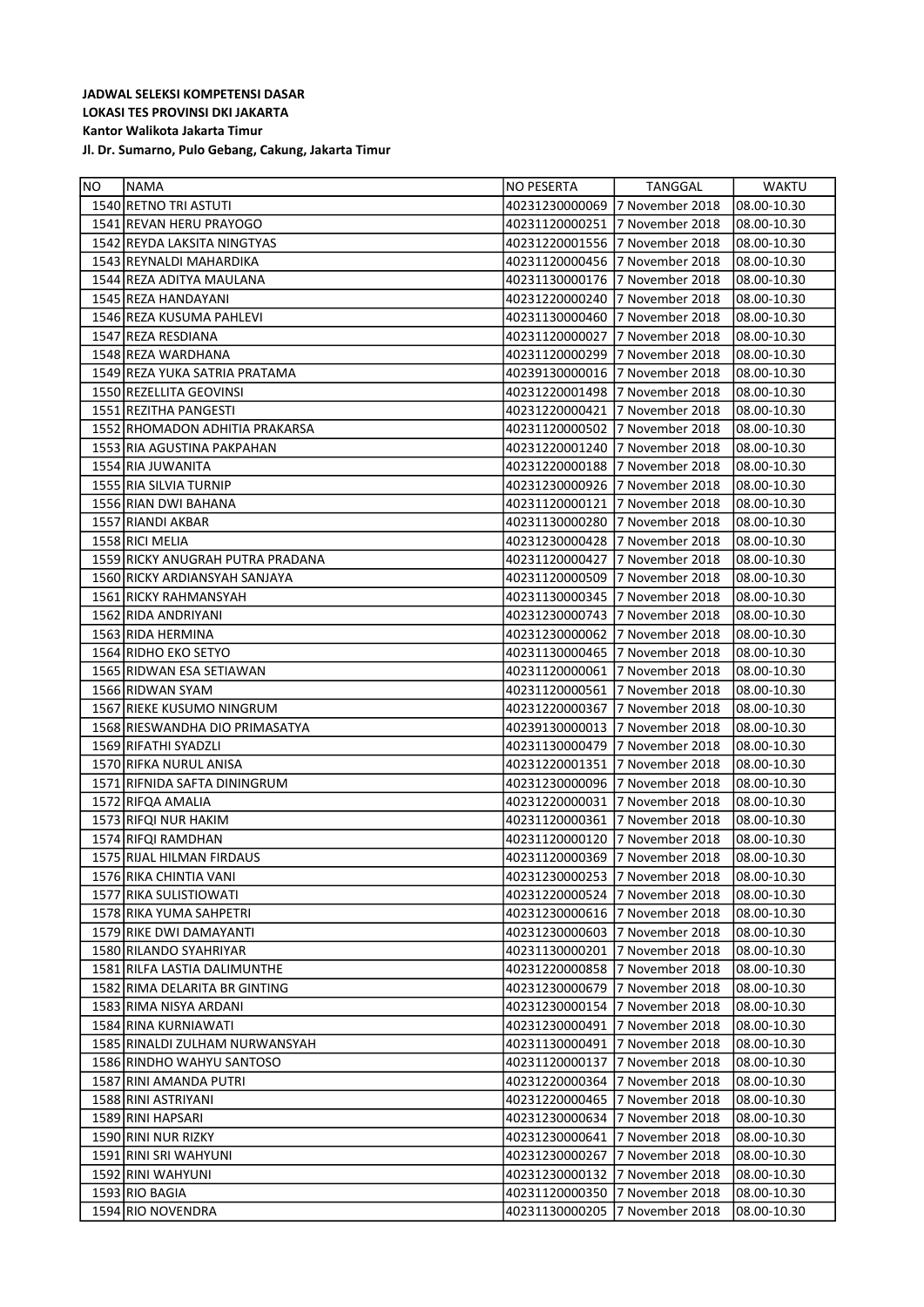**JADWAL SELEKSI KOMPETENSI DASAR**
**LOKASI TES PROVINSI DKI JAKARTA**
**Kantor Walikota Jakarta Timur**
**Jl. Dr. Sumarno, Pulo Gebang, Cakung, Jakarta Timur**

| NO | NAMA | NO PESERTA | TANGGAL | WAKTU |
|---|---|---|---|---|
| 1540 | RETNO TRI ASTUTI | 40231230000069 | 7 November 2018 | 08.00-10.30 |
| 1541 | REVAN HERU PRAYOGO | 40231120000251 | 7 November 2018 | 08.00-10.30 |
| 1542 | REYDA LAKSITA NINGTYAS | 40231220001556 | 7 November 2018 | 08.00-10.30 |
| 1543 | REYNALDI MAHARDIKA | 40231120000456 | 7 November 2018 | 08.00-10.30 |
| 1544 | REZA ADITYA MAULANA | 40231130000176 | 7 November 2018 | 08.00-10.30 |
| 1545 | REZA HANDAYANI | 40231220000240 | 7 November 2018 | 08.00-10.30 |
| 1546 | REZA KUSUMA PAHLEVI | 40231130000460 | 7 November 2018 | 08.00-10.30 |
| 1547 | REZA RESDIANA | 40231120000027 | 7 November 2018 | 08.00-10.30 |
| 1548 | REZA WARDHANA | 40231120000299 | 7 November 2018 | 08.00-10.30 |
| 1549 | REZA YUKA SATRIA PRATAMA | 40239130000016 | 7 November 2018 | 08.00-10.30 |
| 1550 | REZELLITA GEOVINSI | 40231220001498 | 7 November 2018 | 08.00-10.30 |
| 1551 | REZITHA PANGESTI | 40231220000421 | 7 November 2018 | 08.00-10.30 |
| 1552 | RHOMADON ADHITIA PRAKARSA | 40231120000502 | 7 November 2018 | 08.00-10.30 |
| 1553 | RIA AGUSTINA PAKPAHAN | 40231220001240 | 7 November 2018 | 08.00-10.30 |
| 1554 | RIA JUWANITA | 40231220000188 | 7 November 2018 | 08.00-10.30 |
| 1555 | RIA SILVIA TURNIP | 40231230000926 | 7 November 2018 | 08.00-10.30 |
| 1556 | RIAN DWI BAHANA | 40231120000121 | 7 November 2018 | 08.00-10.30 |
| 1557 | RIANDI AKBAR | 40231130000280 | 7 November 2018 | 08.00-10.30 |
| 1558 | RICI MELIA | 40231230000428 | 7 November 2018 | 08.00-10.30 |
| 1559 | RICKY ANUGRAH PUTRA PRADANA | 40231120000427 | 7 November 2018 | 08.00-10.30 |
| 1560 | RICKY ARDIANSYAH SANJAYA | 40231120000509 | 7 November 2018 | 08.00-10.30 |
| 1561 | RICKY RAHMANSYAH | 40231130000345 | 7 November 2018 | 08.00-10.30 |
| 1562 | RIDA ANDRIYANI | 40231230000743 | 7 November 2018 | 08.00-10.30 |
| 1563 | RIDA HERMINA | 40231230000062 | 7 November 2018 | 08.00-10.30 |
| 1564 | RIDHO EKO SETYO | 40231130000465 | 7 November 2018 | 08.00-10.30 |
| 1565 | RIDWAN ESA SETIAWAN | 40231120000061 | 7 November 2018 | 08.00-10.30 |
| 1566 | RIDWAN SYAM | 40231120000561 | 7 November 2018 | 08.00-10.30 |
| 1567 | RIEKE KUSUMO NINGRUM | 40231220000367 | 7 November 2018 | 08.00-10.30 |
| 1568 | RIESWANDHA DIO PRIMASATYA | 40239130000013 | 7 November 2018 | 08.00-10.30 |
| 1569 | RIFATHI SYADZLI | 40231130000479 | 7 November 2018 | 08.00-10.30 |
| 1570 | RIFKA NURUL ANISA | 40231220001351 | 7 November 2018 | 08.00-10.30 |
| 1571 | RIFNIDA SAFTA DININGRUM | 40231230000096 | 7 November 2018 | 08.00-10.30 |
| 1572 | RIFQA AMALIA | 40231220000031 | 7 November 2018 | 08.00-10.30 |
| 1573 | RIFQI NUR HAKIM | 40231120000361 | 7 November 2018 | 08.00-10.30 |
| 1574 | RIFQI RAMDHAN | 40231120000120 | 7 November 2018 | 08.00-10.30 |
| 1575 | RIJAL HILMAN FIRDAUS | 40231120000369 | 7 November 2018 | 08.00-10.30 |
| 1576 | RIKA CHINTIA VANI | 40231230000253 | 7 November 2018 | 08.00-10.30 |
| 1577 | RIKA SULISTIOWATI | 40231220000524 | 7 November 2018 | 08.00-10.30 |
| 1578 | RIKA YUMA SAHPETRI | 40231230000616 | 7 November 2018 | 08.00-10.30 |
| 1579 | RIKE DWI DAMAYANTI | 40231230000603 | 7 November 2018 | 08.00-10.30 |
| 1580 | RILANDO SYAHRIYAR | 40231130000201 | 7 November 2018 | 08.00-10.30 |
| 1581 | RILFA LASTIA DALIMUNTHE | 40231220000858 | 7 November 2018 | 08.00-10.30 |
| 1582 | RIMA DELARITA BR GINTING | 40231230000679 | 7 November 2018 | 08.00-10.30 |
| 1583 | RIMA NISYA ARDANI | 40231230000154 | 7 November 2018 | 08.00-10.30 |
| 1584 | RINA KURNIAWATI | 40231230000491 | 7 November 2018 | 08.00-10.30 |
| 1585 | RINALDI ZULHAM NURWANSYAH | 40231130000491 | 7 November 2018 | 08.00-10.30 |
| 1586 | RINDHO WAHYU SANTOSO | 40231120000137 | 7 November 2018 | 08.00-10.30 |
| 1587 | RINI AMANDA PUTRI | 40231220000364 | 7 November 2018 | 08.00-10.30 |
| 1588 | RINI ASTRIYANI | 40231220000465 | 7 November 2018 | 08.00-10.30 |
| 1589 | RINI HAPSARI | 40231230000634 | 7 November 2018 | 08.00-10.30 |
| 1590 | RINI NUR RIZKY | 40231230000641 | 7 November 2018 | 08.00-10.30 |
| 1591 | RINI SRI WAHYUNI | 40231230000267 | 7 November 2018 | 08.00-10.30 |
| 1592 | RINI WAHYUNI | 40231230000132 | 7 November 2018 | 08.00-10.30 |
| 1593 | RIO BAGIA | 40231120000350 | 7 November 2018 | 08.00-10.30 |
| 1594 | RIO NOVENDRA | 40231130000205 | 7 November 2018 | 08.00-10.30 |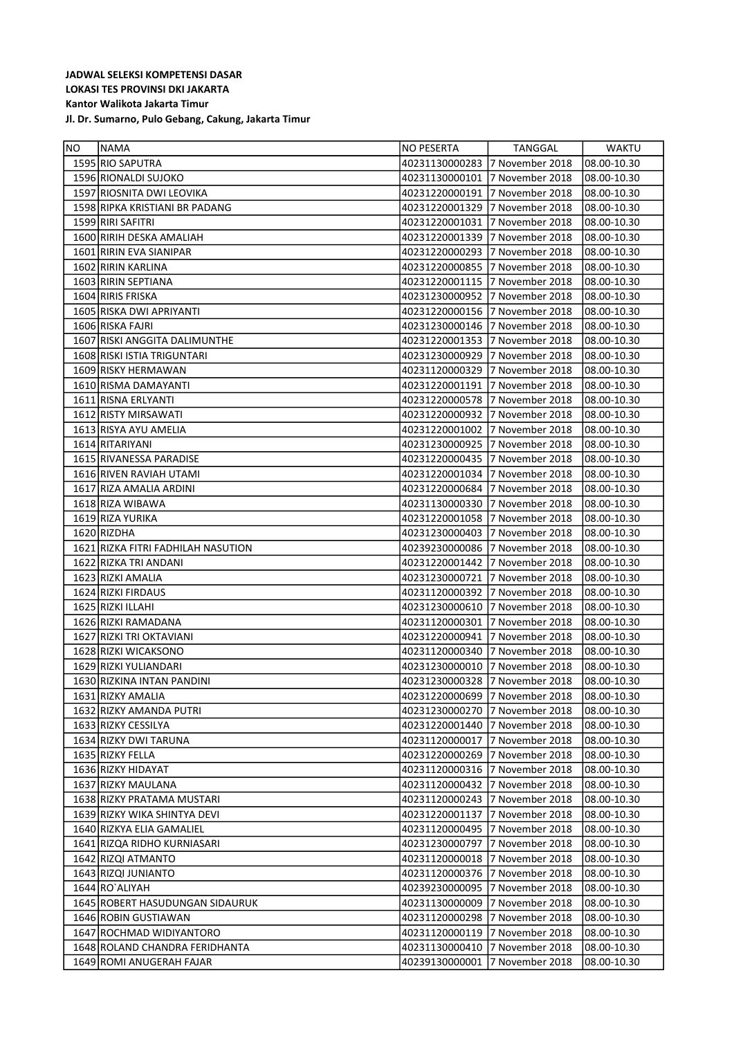**JADWAL SELEKSI KOMPETENSI DASAR**
**LOKASI TES PROVINSI DKI JAKARTA**
**Kantor Walikota Jakarta Timur**
**Jl. Dr. Sumarno, Pulo Gebang, Cakung, Jakarta Timur**

| NO | NAMA | NO PESERTA | TANGGAL | WAKTU |
|---|---|---|---|---|
| 1595 | RIO SAPUTRA | 40231130000283 | 7 November 2018 | 08.00-10.30 |
| 1596 | RIONALDI SUJOKO | 40231130000101 | 7 November 2018 | 08.00-10.30 |
| 1597 | RIOSNITA DWI LEOVIKA | 40231220000191 | 7 November 2018 | 08.00-10.30 |
| 1598 | RIPKA KRISTIANI BR PADANG | 40231220001329 | 7 November 2018 | 08.00-10.30 |
| 1599 | RIRI SAFITRI | 40231220001031 | 7 November 2018 | 08.00-10.30 |
| 1600 | RIRIH DESKA AMALIAH | 40231220001339 | 7 November 2018 | 08.00-10.30 |
| 1601 | RIRIN EVA SIANIPAR | 40231220000293 | 7 November 2018 | 08.00-10.30 |
| 1602 | RIRIN KARLINA | 40231220000855 | 7 November 2018 | 08.00-10.30 |
| 1603 | RIRIN SEPTIANA | 40231220001115 | 7 November 2018 | 08.00-10.30 |
| 1604 | RIRIS FRISKA | 40231230000952 | 7 November 2018 | 08.00-10.30 |
| 1605 | RISKA DWI APRIYANTI | 40231220000156 | 7 November 2018 | 08.00-10.30 |
| 1606 | RISKA FAJRI | 40231230000146 | 7 November 2018 | 08.00-10.30 |
| 1607 | RISKI ANGGITA DALIMUNTHE | 40231220001353 | 7 November 2018 | 08.00-10.30 |
| 1608 | RISKI ISTIA TRIGUNTARI | 40231230000929 | 7 November 2018 | 08.00-10.30 |
| 1609 | RISKY HERMAWAN | 40231120000329 | 7 November 2018 | 08.00-10.30 |
| 1610 | RISMA DAMAYANTI | 40231220001191 | 7 November 2018 | 08.00-10.30 |
| 1611 | RISNA ERLYANTI | 40231220000578 | 7 November 2018 | 08.00-10.30 |
| 1612 | RISTY MIRSAWATI | 40231220000932 | 7 November 2018 | 08.00-10.30 |
| 1613 | RISYA AYU AMELIA | 40231220001002 | 7 November 2018 | 08.00-10.30 |
| 1614 | RITARIYANI | 40231230000925 | 7 November 2018 | 08.00-10.30 |
| 1615 | RIVANESSA PARADISE | 40231220000435 | 7 November 2018 | 08.00-10.30 |
| 1616 | RIVEN RAVIAH UTAMI | 40231220001034 | 7 November 2018 | 08.00-10.30 |
| 1617 | RIZA AMALIA ARDINI | 40231220000684 | 7 November 2018 | 08.00-10.30 |
| 1618 | RIZA WIBAWA | 40231130000330 | 7 November 2018 | 08.00-10.30 |
| 1619 | RIZA YURIKA | 40231220001058 | 7 November 2018 | 08.00-10.30 |
| 1620 | RIZDHA | 40231230000403 | 7 November 2018 | 08.00-10.30 |
| 1621 | RIZKA FITRI FADHILAH NASUTION | 40239230000086 | 7 November 2018 | 08.00-10.30 |
| 1622 | RIZKA TRI ANDANI | 40231220001442 | 7 November 2018 | 08.00-10.30 |
| 1623 | RIZKI AMALIA | 40231230000721 | 7 November 2018 | 08.00-10.30 |
| 1624 | RIZKI FIRDAUS | 40231120000392 | 7 November 2018 | 08.00-10.30 |
| 1625 | RIZKI ILLAHI | 40231230000610 | 7 November 2018 | 08.00-10.30 |
| 1626 | RIZKI RAMADANA | 40231120000301 | 7 November 2018 | 08.00-10.30 |
| 1627 | RIZKI TRI OKTAVIANI | 40231220000941 | 7 November 2018 | 08.00-10.30 |
| 1628 | RIZKI WICAKSONO | 40231120000340 | 7 November 2018 | 08.00-10.30 |
| 1629 | RIZKI YULIANDARI | 40231230000010 | 7 November 2018 | 08.00-10.30 |
| 1630 | RIZKINA INTAN PANDINI | 40231230000328 | 7 November 2018 | 08.00-10.30 |
| 1631 | RIZKY AMALIA | 40231220000699 | 7 November 2018 | 08.00-10.30 |
| 1632 | RIZKY AMANDA PUTRI | 40231230000270 | 7 November 2018 | 08.00-10.30 |
| 1633 | RIZKY CESSILYA | 40231220001440 | 7 November 2018 | 08.00-10.30 |
| 1634 | RIZKY DWI TARUNA | 40231120000017 | 7 November 2018 | 08.00-10.30 |
| 1635 | RIZKY FELLA | 40231220000269 | 7 November 2018 | 08.00-10.30 |
| 1636 | RIZKY HIDAYAT | 40231120000316 | 7 November 2018 | 08.00-10.30 |
| 1637 | RIZKY MAULANA | 40231120000432 | 7 November 2018 | 08.00-10.30 |
| 1638 | RIZKY PRATAMA MUSTARI | 40231120000243 | 7 November 2018 | 08.00-10.30 |
| 1639 | RIZKY WIKA SHINTYA DEVI | 40231220001137 | 7 November 2018 | 08.00-10.30 |
| 1640 | RIZKYA ELIA GAMALIEL | 40231120000495 | 7 November 2018 | 08.00-10.30 |
| 1641 | RIZQA RIDHO KURNIASARI | 40231230000797 | 7 November 2018 | 08.00-10.30 |
| 1642 | RIZQI ATMANTO | 40231120000018 | 7 November 2018 | 08.00-10.30 |
| 1643 | RIZQI JUNIANTO | 40231120000376 | 7 November 2018 | 08.00-10.30 |
| 1644 | RO`ALIYAH | 40239230000095 | 7 November 2018 | 08.00-10.30 |
| 1645 | ROBERT HASUDUNGAN SIDAURUK | 40231130000009 | 7 November 2018 | 08.00-10.30 |
| 1646 | ROBIN GUSTIAWAN | 40231120000298 | 7 November 2018 | 08.00-10.30 |
| 1647 | ROCHMAD WIDIYANTORO | 40231120000119 | 7 November 2018 | 08.00-10.30 |
| 1648 | ROLAND CHANDRA FERIDHANTA | 40231130000410 | 7 November 2018 | 08.00-10.30 |
| 1649 | ROMI ANUGERAH FAJAR | 40239130000001 | 7 November 2018 | 08.00-10.30 |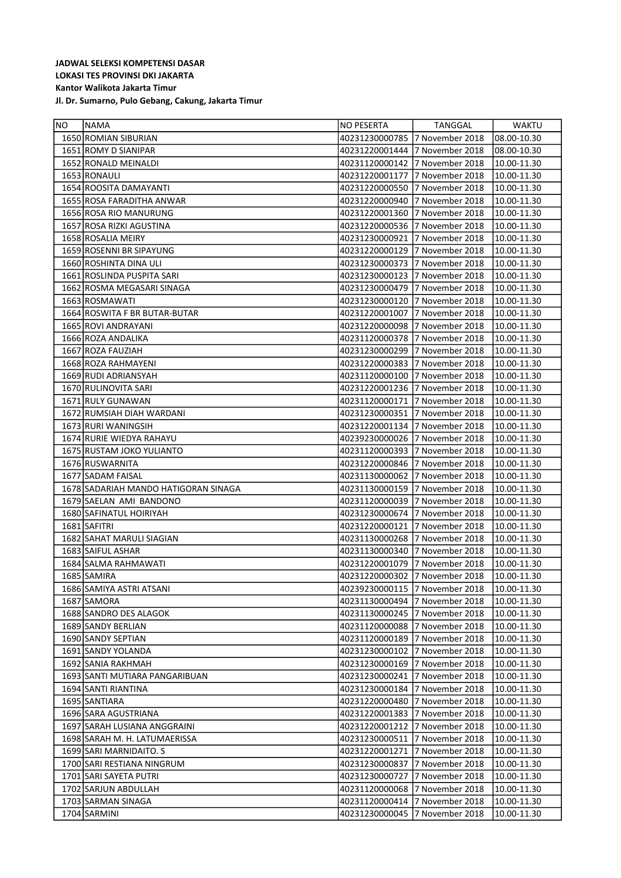**JADWAL SELEKSI KOMPETENSI DASAR**
**LOKASI TES PROVINSI DKI JAKARTA**
**Kantor Walikota Jakarta Timur**
**Jl. Dr. Sumarno, Pulo Gebang, Cakung, Jakarta Timur**

| NO | NAMA | NO PESERTA | TANGGAL | WAKTU |
|---|---|---|---|---|
| 1650 | ROMIAN SIBURIAN | 40231230000785 | 7 November 2018 | 08.00-10.30 |
| 1651 | ROMY D SIANIPAR | 40231220001444 | 7 November 2018 | 08.00-10.30 |
| 1652 | RONALD MEINALDI | 40231120000142 | 7 November 2018 | 10.00-11.30 |
| 1653 | RONAULI | 40231220001177 | 7 November 2018 | 10.00-11.30 |
| 1654 | ROOSITA DAMAYANTI | 40231220000550 | 7 November 2018 | 10.00-11.30 |
| 1655 | ROSA FARADITHA ANWAR | 40231220000940 | 7 November 2018 | 10.00-11.30 |
| 1656 | ROSA RIO MANURUNG | 40231220001360 | 7 November 2018 | 10.00-11.30 |
| 1657 | ROSA RIZKI AGUSTINA | 40231220000536 | 7 November 2018 | 10.00-11.30 |
| 1658 | ROSALIA MEIRY | 40231230000921 | 7 November 2018 | 10.00-11.30 |
| 1659 | ROSENNI BR SIPAYUNG | 40231220000129 | 7 November 2018 | 10.00-11.30 |
| 1660 | ROSHINTA DINA ULI | 40231230000373 | 7 November 2018 | 10.00-11.30 |
| 1661 | ROSLINDA PUSPITA SARI | 40231230000123 | 7 November 2018 | 10.00-11.30 |
| 1662 | ROSMA MEGASARI SINAGA | 40231230000479 | 7 November 2018 | 10.00-11.30 |
| 1663 | ROSMAWATI | 40231230000120 | 7 November 2018 | 10.00-11.30 |
| 1664 | ROSWITA F BR BUTAR-BUTAR | 40231220001007 | 7 November 2018 | 10.00-11.30 |
| 1665 | ROVI ANDRAYANI | 40231220000098 | 7 November 2018 | 10.00-11.30 |
| 1666 | ROZA ANDALIKA | 40231120000378 | 7 November 2018 | 10.00-11.30 |
| 1667 | ROZA FAUZIAH | 40231230000299 | 7 November 2018 | 10.00-11.30 |
| 1668 | ROZA RAHMAYENI | 40231220000383 | 7 November 2018 | 10.00-11.30 |
| 1669 | RUDI ADRIANSYAH | 40231120000100 | 7 November 2018 | 10.00-11.30 |
| 1670 | RULINOVITA SARI | 40231220001236 | 7 November 2018 | 10.00-11.30 |
| 1671 | RULY GUNAWAN | 40231120000171 | 7 November 2018 | 10.00-11.30 |
| 1672 | RUMSIAH DIAH WARDANI | 40231230000351 | 7 November 2018 | 10.00-11.30 |
| 1673 | RURI WANINGSIH | 40231220001134 | 7 November 2018 | 10.00-11.30 |
| 1674 | RURIE WIEDYA RAHAYU | 40239230000026 | 7 November 2018 | 10.00-11.30 |
| 1675 | RUSTAM JOKO YULIANTO | 40231120000393 | 7 November 2018 | 10.00-11.30 |
| 1676 | RUSWARNITA | 40231220000846 | 7 November 2018 | 10.00-11.30 |
| 1677 | SADAM FAISAL | 40231130000062 | 7 November 2018 | 10.00-11.30 |
| 1678 | SADARIAH MANDO HATIGORAN SINAGA | 40231130000159 | 7 November 2018 | 10.00-11.30 |
| 1679 | SAELAN AMI BANDONO | 40231120000039 | 7 November 2018 | 10.00-11.30 |
| 1680 | SAFINATUL HOIRIYAH | 40231230000674 | 7 November 2018 | 10.00-11.30 |
| 1681 | SAFITRI | 40231220000121 | 7 November 2018 | 10.00-11.30 |
| 1682 | SAHAT MARULI SIAGIAN | 40231130000268 | 7 November 2018 | 10.00-11.30 |
| 1683 | SAIFUL ASHAR | 40231130000340 | 7 November 2018 | 10.00-11.30 |
| 1684 | SALMA RAHMAWATI | 40231220001079 | 7 November 2018 | 10.00-11.30 |
| 1685 | SAMIRA | 40231220000302 | 7 November 2018 | 10.00-11.30 |
| 1686 | SAMIYA ASTRI ATSANI | 40239230000115 | 7 November 2018 | 10.00-11.30 |
| 1687 | SAMORA | 40231130000494 | 7 November 2018 | 10.00-11.30 |
| 1688 | SANDRO DES ALAGOK | 40231130000245 | 7 November 2018 | 10.00-11.30 |
| 1689 | SANDY BERLIAN | 40231120000088 | 7 November 2018 | 10.00-11.30 |
| 1690 | SANDY SEPTIAN | 40231120000189 | 7 November 2018 | 10.00-11.30 |
| 1691 | SANDY YOLANDA | 40231230000102 | 7 November 2018 | 10.00-11.30 |
| 1692 | SANIA RAKHMAH | 40231230000169 | 7 November 2018 | 10.00-11.30 |
| 1693 | SANTI MUTIARA PANGARIBUAN | 40231230000241 | 7 November 2018 | 10.00-11.30 |
| 1694 | SANTI RIANTINA | 40231230000184 | 7 November 2018 | 10.00-11.30 |
| 1695 | SANTIARA | 40231220000480 | 7 November 2018 | 10.00-11.30 |
| 1696 | SARA AGUSTRIANA | 40231220001383 | 7 November 2018 | 10.00-11.30 |
| 1697 | SARAH LUSIANA ANGGRAINI | 40231220001212 | 7 November 2018 | 10.00-11.30 |
| 1698 | SARAH M. H. LATUMAERISSA | 40231230000511 | 7 November 2018 | 10.00-11.30 |
| 1699 | SARI MARNIDAITO. S | 40231220001271 | 7 November 2018 | 10.00-11.30 |
| 1700 | SARI RESTIANA NINGRUM | 40231230000837 | 7 November 2018 | 10.00-11.30 |
| 1701 | SARI SAYETA PUTRI | 40231230000727 | 7 November 2018 | 10.00-11.30 |
| 1702 | SARJUN ABDULLAH | 40231120000068 | 7 November 2018 | 10.00-11.30 |
| 1703 | SARMAN SINAGA | 40231120000414 | 7 November 2018 | 10.00-11.30 |
| 1704 | SARMINI | 40231230000045 | 7 November 2018 | 10.00-11.30 |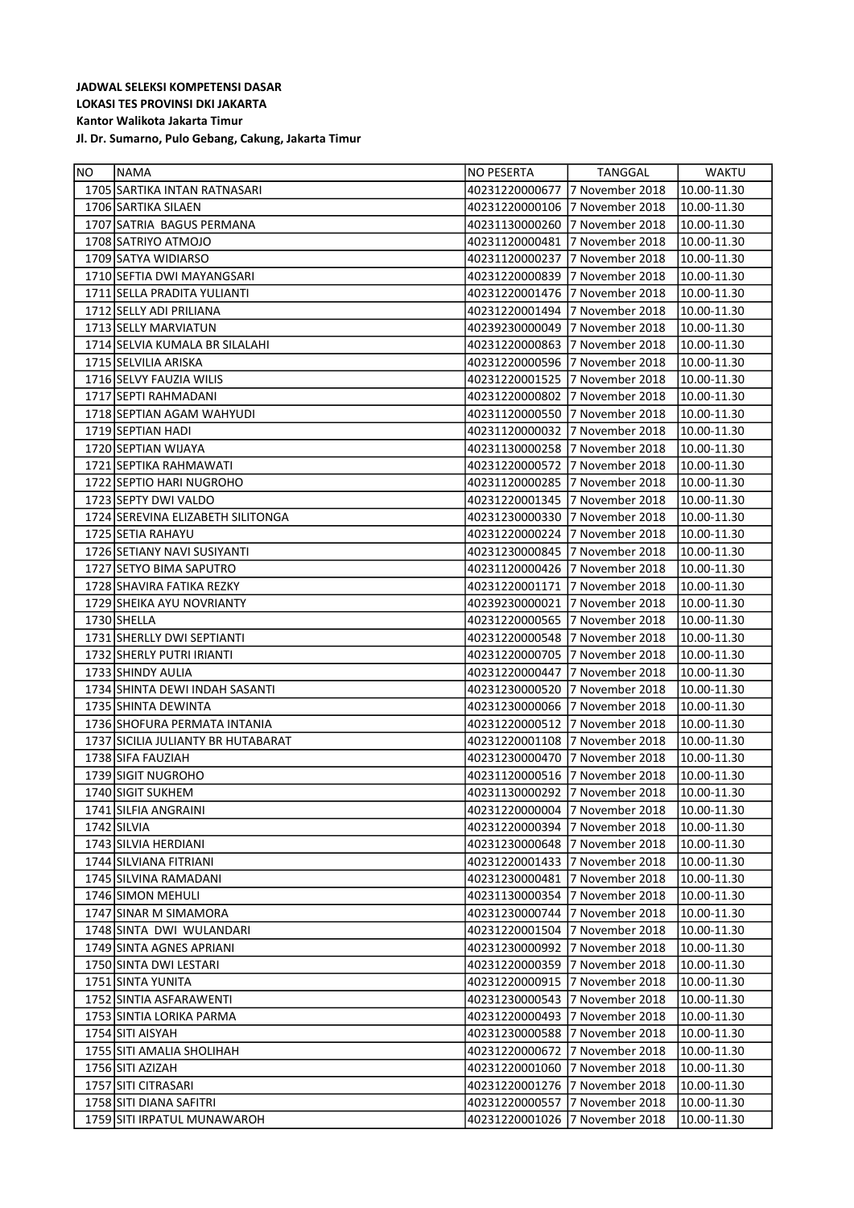**JADWAL SELEKSI KOMPETENSI DASAR**
**LOKASI TES PROVINSI DKI JAKARTA**
**Kantor Walikota Jakarta Timur**
**Jl. Dr. Sumarno, Pulo Gebang, Cakung, Jakarta Timur**

| NO | NAMA | NO PESERTA | TANGGAL | WAKTU |
|---|---|---|---|---|
| 1705 | SARTIKA INTAN RATNASARI | 40231220000677 | 7 November 2018 | 10.00-11.30 |
| 1706 | SARTIKA SILAEN | 40231220000106 | 7 November 2018 | 10.00-11.30 |
| 1707 | SATRIA BAGUS PERMANA | 40231130000260 | 7 November 2018 | 10.00-11.30 |
| 1708 | SATRIYO ATMOJO | 40231120000481 | 7 November 2018 | 10.00-11.30 |
| 1709 | SATYA WIDIARSO | 40231120000237 | 7 November 2018 | 10.00-11.30 |
| 1710 | SEFTIA DWI MAYANGSARI | 40231220000839 | 7 November 2018 | 10.00-11.30 |
| 1711 | SELLA PRADITA YULIANTI | 40231220001476 | 7 November 2018 | 10.00-11.30 |
| 1712 | SELLY ADI PRILIANA | 40231220001494 | 7 November 2018 | 10.00-11.30 |
| 1713 | SELLY MARVIATUN | 40239230000049 | 7 November 2018 | 10.00-11.30 |
| 1714 | SELVIA KUMALA BR SILALAHI | 40231220000863 | 7 November 2018 | 10.00-11.30 |
| 1715 | SELVILIA ARISKA | 40231220000596 | 7 November 2018 | 10.00-11.30 |
| 1716 | SELVY FAUZIA WILIS | 40231220001525 | 7 November 2018 | 10.00-11.30 |
| 1717 | SEPTI RAHMADANI | 40231220000802 | 7 November 2018 | 10.00-11.30 |
| 1718 | SEPTIAN AGAM WAHYUDI | 40231120000550 | 7 November 2018 | 10.00-11.30 |
| 1719 | SEPTIAN HADI | 40231120000032 | 7 November 2018 | 10.00-11.30 |
| 1720 | SEPTIAN WIJAYA | 40231130000258 | 7 November 2018 | 10.00-11.30 |
| 1721 | SEPTIKA RAHMAWATI | 40231220000572 | 7 November 2018 | 10.00-11.30 |
| 1722 | SEPTIO HARI NUGROHO | 40231120000285 | 7 November 2018 | 10.00-11.30 |
| 1723 | SEPTY DWI VALDO | 40231220001345 | 7 November 2018 | 10.00-11.30 |
| 1724 | SEREVINA ELIZABETH SILITONGA | 40231230000330 | 7 November 2018 | 10.00-11.30 |
| 1725 | SETIA RAHAYU | 40231220000224 | 7 November 2018 | 10.00-11.30 |
| 1726 | SETIANY NAVI SUSIYANTI | 40231230000845 | 7 November 2018 | 10.00-11.30 |
| 1727 | SETYO BIMA SAPUTRO | 40231120000426 | 7 November 2018 | 10.00-11.30 |
| 1728 | SHAVIRA FATIKA REZKY | 40231220001171 | 7 November 2018 | 10.00-11.30 |
| 1729 | SHEIKA AYU NOVRIANTY | 40239230000021 | 7 November 2018 | 10.00-11.30 |
| 1730 | SHELLA | 40231220000565 | 7 November 2018 | 10.00-11.30 |
| 1731 | SHERLLY DWI SEPTIANTI | 40231220000548 | 7 November 2018 | 10.00-11.30 |
| 1732 | SHERLY PUTRI IRIANTI | 40231220000705 | 7 November 2018 | 10.00-11.30 |
| 1733 | SHINDY AULIA | 40231220000447 | 7 November 2018 | 10.00-11.30 |
| 1734 | SHINTA DEWI INDAH SASANTI | 40231230000520 | 7 November 2018 | 10.00-11.30 |
| 1735 | SHINTA DEWINTA | 40231230000066 | 7 November 2018 | 10.00-11.30 |
| 1736 | SHOFURA PERMATA INTANIA | 40231220000512 | 7 November 2018 | 10.00-11.30 |
| 1737 | SICILIA JULIANTY BR HUTABARAT | 40231220001108 | 7 November 2018 | 10.00-11.30 |
| 1738 | SIFA FAUZIAH | 40231230000470 | 7 November 2018 | 10.00-11.30 |
| 1739 | SIGIT NUGROHO | 40231120000516 | 7 November 2018 | 10.00-11.30 |
| 1740 | SIGIT SUKHEM | 40231130000292 | 7 November 2018 | 10.00-11.30 |
| 1741 | SILFIA ANGRAINI | 40231220000004 | 7 November 2018 | 10.00-11.30 |
| 1742 | SILVIA | 40231220000394 | 7 November 2018 | 10.00-11.30 |
| 1743 | SILVIA HERDIANI | 40231230000648 | 7 November 2018 | 10.00-11.30 |
| 1744 | SILVIANA FITRIANI | 40231220001433 | 7 November 2018 | 10.00-11.30 |
| 1745 | SILVINA RAMADANI | 40231230000481 | 7 November 2018 | 10.00-11.30 |
| 1746 | SIMON MEHULI | 40231130000354 | 7 November 2018 | 10.00-11.30 |
| 1747 | SINAR M SIMAMORA | 40231230000744 | 7 November 2018 | 10.00-11.30 |
| 1748 | SINTA DWI WULANDARI | 40231220001504 | 7 November 2018 | 10.00-11.30 |
| 1749 | SINTA AGNES APRIANI | 40231220000992 | 7 November 2018 | 10.00-11.30 |
| 1750 | SINTA DWI LESTARI | 40231220000359 | 7 November 2018 | 10.00-11.30 |
| 1751 | SINTA YUNITA | 40231220000915 | 7 November 2018 | 10.00-11.30 |
| 1752 | SINTIA ASFARAWENTI | 40231230000543 | 7 November 2018 | 10.00-11.30 |
| 1753 | SINTIA LORIKA PARMA | 40231220000493 | 7 November 2018 | 10.00-11.30 |
| 1754 | SITI AISYAH | 40231230000588 | 7 November 2018 | 10.00-11.30 |
| 1755 | SITI AMALIA SHOLIHAH | 40231220000672 | 7 November 2018 | 10.00-11.30 |
| 1756 | SITI AZIZAH | 40231220001060 | 7 November 2018 | 10.00-11.30 |
| 1757 | SITI CITRASARI | 40231220001276 | 7 November 2018 | 10.00-11.30 |
| 1758 | SITI DIANA SAFITRI | 40231220000557 | 7 November 2018 | 10.00-11.30 |
| 1759 | SITI IRPATUL MUNAWAROH | 40231220001026 | 7 November 2018 | 10.00-11.30 |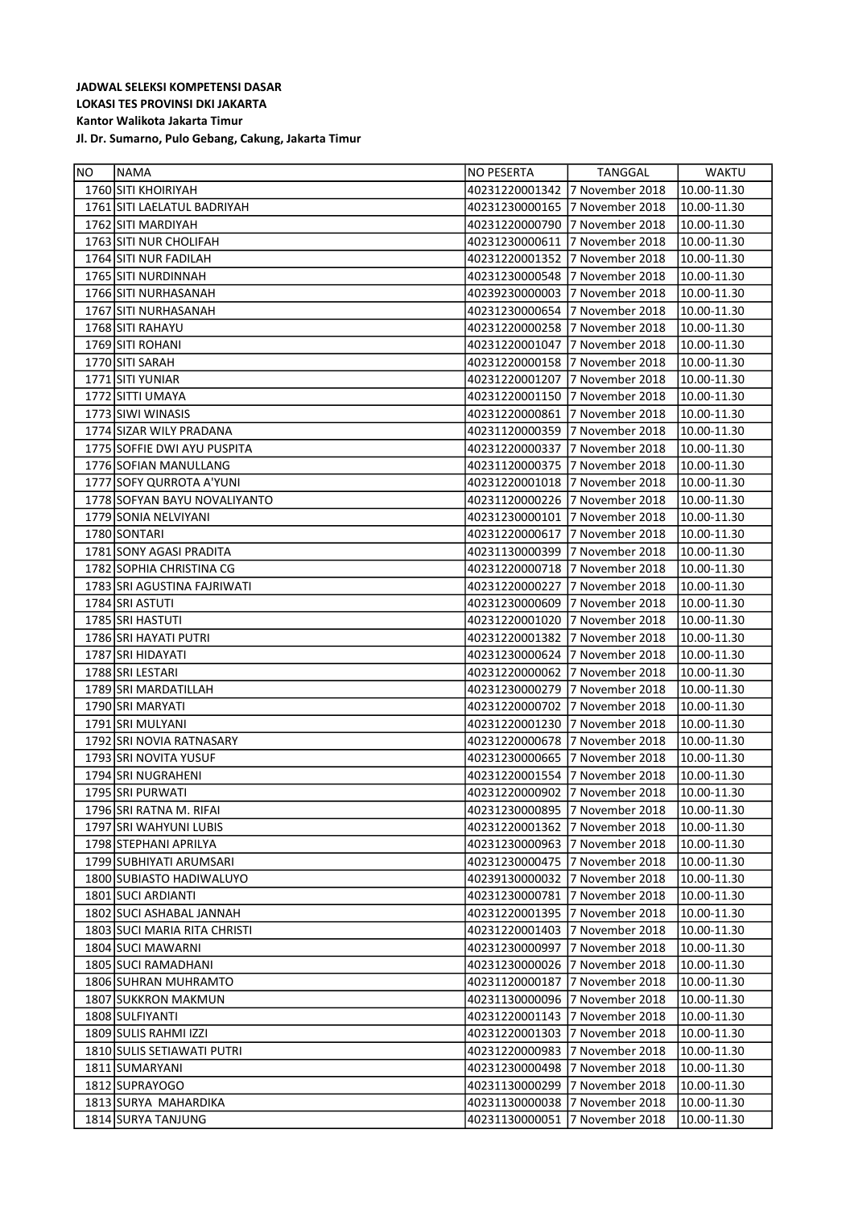**JADWAL SELEKSI KOMPETENSI DASAR**
**LOKASI TES PROVINSI DKI JAKARTA**
**Kantor Walikota Jakarta Timur**
**Jl. Dr. Sumarno, Pulo Gebang, Cakung, Jakarta Timur**

| NO | NAMA | NO PESERTA | TANGGAL | WAKTU |
|---|---|---|---|---|
| 1760 | SITI KHOIRIYAH | 40231220001342 | 7 November 2018 | 10.00-11.30 |
| 1761 | SITI LAELATUL BADRIYAH | 40231230000165 | 7 November 2018 | 10.00-11.30 |
| 1762 | SITI MARDIYAH | 40231220000790 | 7 November 2018 | 10.00-11.30 |
| 1763 | SITI NUR CHOLIFAH | 40231230000611 | 7 November 2018 | 10.00-11.30 |
| 1764 | SITI NUR FADILAH | 40231220001352 | 7 November 2018 | 10.00-11.30 |
| 1765 | SITI NURDINNAH | 40231230000548 | 7 November 2018 | 10.00-11.30 |
| 1766 | SITI NURHASANAH | 40239230000003 | 7 November 2018 | 10.00-11.30 |
| 1767 | SITI NURHASANAH | 40231230000654 | 7 November 2018 | 10.00-11.30 |
| 1768 | SITI RAHAYU | 40231220000258 | 7 November 2018 | 10.00-11.30 |
| 1769 | SITI ROHANI | 40231220001047 | 7 November 2018 | 10.00-11.30 |
| 1770 | SITI SARAH | 40231220000158 | 7 November 2018 | 10.00-11.30 |
| 1771 | SITI YUNIAR | 40231220001207 | 7 November 2018 | 10.00-11.30 |
| 1772 | SITTI UMAYA | 40231220001150 | 7 November 2018 | 10.00-11.30 |
| 1773 | SIWI WINASIS | 40231220000861 | 7 November 2018 | 10.00-11.30 |
| 1774 | SIZAR WILY PRADANA | 40231120000359 | 7 November 2018 | 10.00-11.30 |
| 1775 | SOFFIE DWI AYU PUSPITA | 40231220000337 | 7 November 2018 | 10.00-11.30 |
| 1776 | SOFIAN MANULLANG | 40231120000375 | 7 November 2018 | 10.00-11.30 |
| 1777 | SOFY QURROTA A'YUNI | 40231220001018 | 7 November 2018 | 10.00-11.30 |
| 1778 | SOFYAN BAYU NOVALIYANTO | 40231120000226 | 7 November 2018 | 10.00-11.30 |
| 1779 | SONIA NELVIYANI | 40231230000101 | 7 November 2018 | 10.00-11.30 |
| 1780 | SONTARI | 40231220000617 | 7 November 2018 | 10.00-11.30 |
| 1781 | SONY AGASI PRADITA | 40231130000399 | 7 November 2018 | 10.00-11.30 |
| 1782 | SOPHIA CHRISTINA CG | 40231220000718 | 7 November 2018 | 10.00-11.30 |
| 1783 | SRI AGUSTINA FAJRIWATI | 40231220000227 | 7 November 2018 | 10.00-11.30 |
| 1784 | SRI ASTUTI | 40231230000609 | 7 November 2018 | 10.00-11.30 |
| 1785 | SRI HASTUTI | 40231220001020 | 7 November 2018 | 10.00-11.30 |
| 1786 | SRI HAYATI PUTRI | 40231220001382 | 7 November 2018 | 10.00-11.30 |
| 1787 | SRI HIDAYATI | 40231230000624 | 7 November 2018 | 10.00-11.30 |
| 1788 | SRI LESTARI | 40231220000062 | 7 November 2018 | 10.00-11.30 |
| 1789 | SRI MARDATILLAH | 40231230000279 | 7 November 2018 | 10.00-11.30 |
| 1790 | SRI MARYATI | 40231220000702 | 7 November 2018 | 10.00-11.30 |
| 1791 | SRI MULYANI | 40231220001230 | 7 November 2018 | 10.00-11.30 |
| 1792 | SRI NOVIA RATNASARY | 40231220000678 | 7 November 2018 | 10.00-11.30 |
| 1793 | SRI NOVITA YUSUF | 40231230000665 | 7 November 2018 | 10.00-11.30 |
| 1794 | SRI NUGRAHENI | 40231220001554 | 7 November 2018 | 10.00-11.30 |
| 1795 | SRI PURWATI | 40231220000902 | 7 November 2018 | 10.00-11.30 |
| 1796 | SRI RATNA M. RIFAI | 40231230000895 | 7 November 2018 | 10.00-11.30 |
| 1797 | SRI WAHYUNI LUBIS | 40231220001362 | 7 November 2018 | 10.00-11.30 |
| 1798 | STEPHANI APRILYA | 40231230000963 | 7 November 2018 | 10.00-11.30 |
| 1799 | SUBHIYATI ARUMSARI | 40231230000475 | 7 November 2018 | 10.00-11.30 |
| 1800 | SUBIASTO HADIWALUYO | 40239130000032 | 7 November 2018 | 10.00-11.30 |
| 1801 | SUCI ARDIANTI | 40231230000781 | 7 November 2018 | 10.00-11.30 |
| 1802 | SUCI ASHABAL JANNAH | 40231220001395 | 7 November 2018 | 10.00-11.30 |
| 1803 | SUCI MARIA RITA CHRISTI | 40231220001403 | 7 November 2018 | 10.00-11.30 |
| 1804 | SUCI MAWARNI | 40231230000997 | 7 November 2018 | 10.00-11.30 |
| 1805 | SUCI RAMADHANI | 40231230000026 | 7 November 2018 | 10.00-11.30 |
| 1806 | SUHRAN MUHRAMTO | 40231120000187 | 7 November 2018 | 10.00-11.30 |
| 1807 | SUKKRON MAKMUN | 40231130000096 | 7 November 2018 | 10.00-11.30 |
| 1808 | SULFIYANTI | 40231220001143 | 7 November 2018 | 10.00-11.30 |
| 1809 | SULIS RAHMI IZZI | 40231220001303 | 7 November 2018 | 10.00-11.30 |
| 1810 | SULIS SETIAWATI PUTRI | 40231220000983 | 7 November 2018 | 10.00-11.30 |
| 1811 | SUMARYANI | 40231230000498 | 7 November 2018 | 10.00-11.30 |
| 1812 | SUPRAYOGO | 40231130000299 | 7 November 2018 | 10.00-11.30 |
| 1813 | SURYA MAHARDIKA | 40231130000038 | 7 November 2018 | 10.00-11.30 |
| 1814 | SURYA TANJUNG | 40231130000051 | 7 November 2018 | 10.00-11.30 |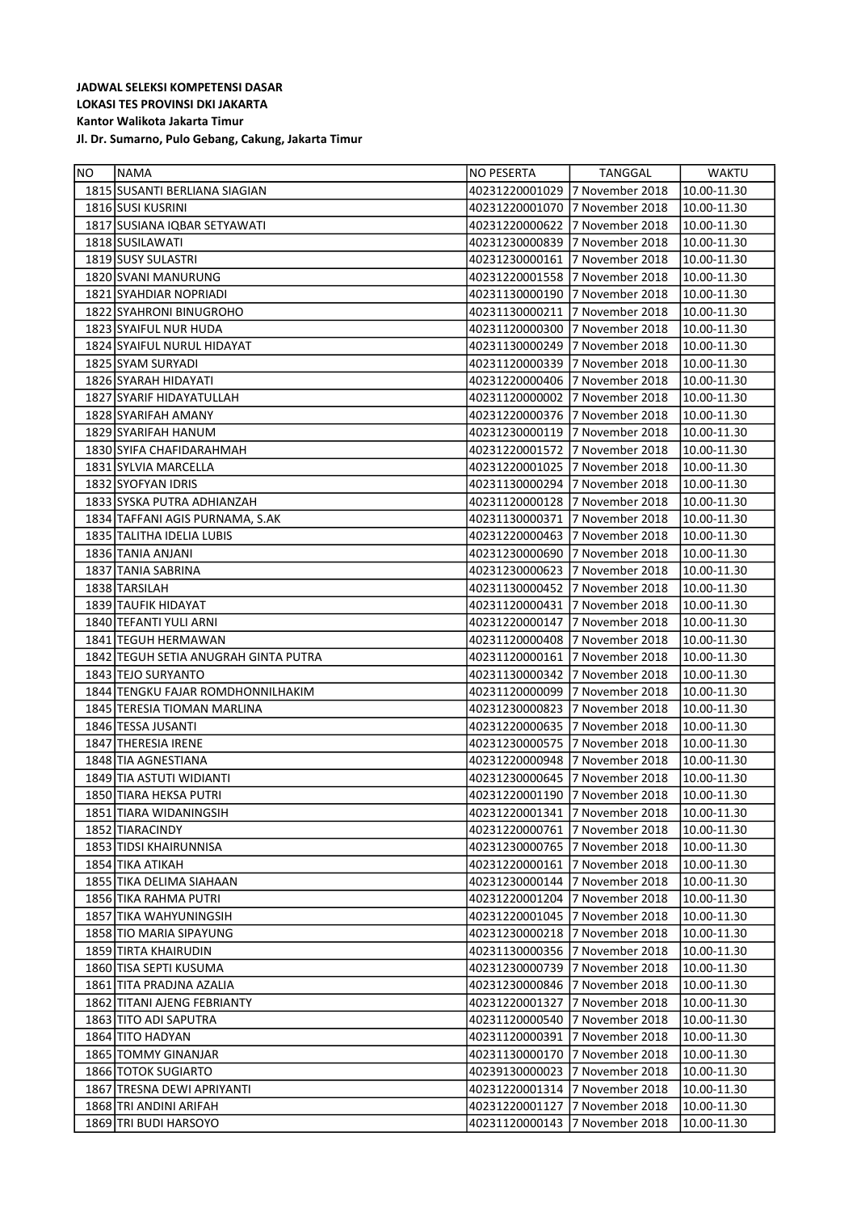**JADWAL SELEKSI KOMPETENSI DASAR**
**LOKASI TES PROVINSI DKI JAKARTA**
**Kantor Walikota Jakarta Timur**
**Jl. Dr. Sumarno, Pulo Gebang, Cakung, Jakarta Timur**

| NO | NAMA | NO PESERTA | TANGGAL | WAKTU |
|---|---|---|---|---|
| 1815 | SUSANTI BERLIANA SIAGIAN | 40231220001029 | 7 November 2018 | 10.00-11.30 |
| 1816 | SUSI KUSRINI | 40231220001070 | 7 November 2018 | 10.00-11.30 |
| 1817 | SUSIANA IQBAR SETYAWATI | 40231220000622 | 7 November 2018 | 10.00-11.30 |
| 1818 | SUSILAWATI | 40231230000839 | 7 November 2018 | 10.00-11.30 |
| 1819 | SUSY SULASTRI | 40231230000161 | 7 November 2018 | 10.00-11.30 |
| 1820 | SVANI MANURUNG | 40231220001558 | 7 November 2018 | 10.00-11.30 |
| 1821 | SYAHDIAR NOPRIADI | 40231130000190 | 7 November 2018 | 10.00-11.30 |
| 1822 | SYAHRONI BINUGROHO | 40231130000211 | 7 November 2018 | 10.00-11.30 |
| 1823 | SYAIFUL NUR HUDA | 40231120000300 | 7 November 2018 | 10.00-11.30 |
| 1824 | SYAIFUL NURUL HIDAYAT | 40231130000249 | 7 November 2018 | 10.00-11.30 |
| 1825 | SYAM SURYADI | 40231120000339 | 7 November 2018 | 10.00-11.30 |
| 1826 | SYARAH HIDAYATI | 40231220000406 | 7 November 2018 | 10.00-11.30 |
| 1827 | SYARIF HIDAYATULLAH | 40231120000002 | 7 November 2018 | 10.00-11.30 |
| 1828 | SYARIFAH AMANY | 40231220000376 | 7 November 2018 | 10.00-11.30 |
| 1829 | SYARIFAH HANUM | 40231230000119 | 7 November 2018 | 10.00-11.30 |
| 1830 | SYIFA CHAFIDARAHMAH | 40231220001572 | 7 November 2018 | 10.00-11.30 |
| 1831 | SYLVIA MARCELLA | 40231220001025 | 7 November 2018 | 10.00-11.30 |
| 1832 | SYOFYAN IDRIS | 40231130000294 | 7 November 2018 | 10.00-11.30 |
| 1833 | SYSKA PUTRA ADHIANZAH | 40231120000128 | 7 November 2018 | 10.00-11.30 |
| 1834 | TAFFANI AGIS PURNAMA, S.AK | 40231130000371 | 7 November 2018 | 10.00-11.30 |
| 1835 | TALITHA IDELIA LUBIS | 40231220000463 | 7 November 2018 | 10.00-11.30 |
| 1836 | TANIA ANJANI | 40231230000690 | 7 November 2018 | 10.00-11.30 |
| 1837 | TANIA SABRINA | 40231230000623 | 7 November 2018 | 10.00-11.30 |
| 1838 | TARSILAH | 40231130000452 | 7 November 2018 | 10.00-11.30 |
| 1839 | TAUFIK HIDAYAT | 40231120000431 | 7 November 2018 | 10.00-11.30 |
| 1840 | TEFANTI YULI ARNI | 40231220000147 | 7 November 2018 | 10.00-11.30 |
| 1841 | TEGUH HERMAWAN | 40231120000408 | 7 November 2018 | 10.00-11.30 |
| 1842 | TEGUH SETIA ANUGRAH GINTA PUTRA | 40231120000161 | 7 November 2018 | 10.00-11.30 |
| 1843 | TEJO SURYANTO | 40231130000342 | 7 November 2018 | 10.00-11.30 |
| 1844 | TENGKU FAJAR ROMDHONNILHAKIM | 40231120000099 | 7 November 2018 | 10.00-11.30 |
| 1845 | TERESIA TIOMAN MARLINA | 40231230000823 | 7 November 2018 | 10.00-11.30 |
| 1846 | TESSA JUSANTI | 40231220000635 | 7 November 2018 | 10.00-11.30 |
| 1847 | THERESIA IRENE | 40231230000575 | 7 November 2018 | 10.00-11.30 |
| 1848 | TIA AGNESTIANA | 40231220000948 | 7 November 2018 | 10.00-11.30 |
| 1849 | TIA ASTUTI WIDIANTI | 40231230000645 | 7 November 2018 | 10.00-11.30 |
| 1850 | TIARA HEKSA PUTRI | 40231220001190 | 7 November 2018 | 10.00-11.30 |
| 1851 | TIARA WIDANINGSIH | 40231220001341 | 7 November 2018 | 10.00-11.30 |
| 1852 | TIARACINDY | 40231220000761 | 7 November 2018 | 10.00-11.30 |
| 1853 | TIDSI KHAIRUNNISA | 40231230000765 | 7 November 2018 | 10.00-11.30 |
| 1854 | TIKA ATIKAH | 40231220000161 | 7 November 2018 | 10.00-11.30 |
| 1855 | TIKA DELIMA SIAHAAN | 40231230000144 | 7 November 2018 | 10.00-11.30 |
| 1856 | TIKA RAHMA PUTRI | 40231220001204 | 7 November 2018 | 10.00-11.30 |
| 1857 | TIKA WAHYUNINGSIH | 40231220001045 | 7 November 2018 | 10.00-11.30 |
| 1858 | TIO MARIA SIPAYUNG | 40231230000218 | 7 November 2018 | 10.00-11.30 |
| 1859 | TIRTA KHAIRUDIN | 40231130000356 | 7 November 2018 | 10.00-11.30 |
| 1860 | TISA SEPTI KUSUMA | 40231230000739 | 7 November 2018 | 10.00-11.30 |
| 1861 | TITA PRADJNA AZALIA | 40231230000846 | 7 November 2018 | 10.00-11.30 |
| 1862 | TITANI AJENG FEBRIANTY | 40231220001327 | 7 November 2018 | 10.00-11.30 |
| 1863 | TITO ADI SAPUTRA | 40231120000540 | 7 November 2018 | 10.00-11.30 |
| 1864 | TITO HADYAN | 40231120000391 | 7 November 2018 | 10.00-11.30 |
| 1865 | TOMMY GINANJAR | 40231130000170 | 7 November 2018 | 10.00-11.30 |
| 1866 | TOTOK SUGIARTO | 40239130000023 | 7 November 2018 | 10.00-11.30 |
| 1867 | TRESNA DEWI APRIYANTI | 40231220001314 | 7 November 2018 | 10.00-11.30 |
| 1868 | TRI ANDINI ARIFAH | 40231220001127 | 7 November 2018 | 10.00-11.30 |
| 1869 | TRI BUDI HARSOYO | 40231120000143 | 7 November 2018 | 10.00-11.30 |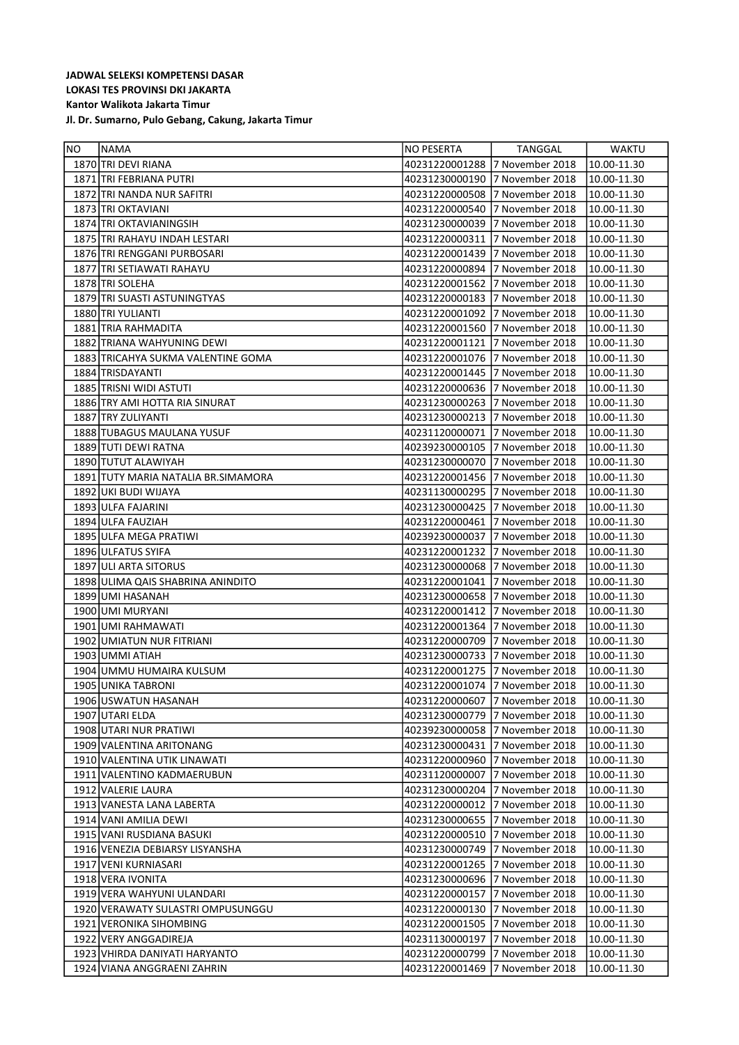**JADWAL SELEKSI KOMPETENSI DASAR**
**LOKASI TES PROVINSI DKI JAKARTA**
**Kantor Walikota Jakarta Timur**
**Jl. Dr. Sumarno, Pulo Gebang, Cakung, Jakarta Timur**

| NO | NAMA | NO PESERTA | TANGGAL | WAKTU |
|---|---|---|---|---|
| 1870 | TRI DEVI RIANA | 40231220001288 | 7 November 2018 | 10.00-11.30 |
| 1871 | TRI FEBRIANA PUTRI | 40231230000190 | 7 November 2018 | 10.00-11.30 |
| 1872 | TRI NANDA NUR SAFITRI | 40231220000508 | 7 November 2018 | 10.00-11.30 |
| 1873 | TRI OKTAVIANI | 40231220000540 | 7 November 2018 | 10.00-11.30 |
| 1874 | TRI OKTAVIANINGSIH | 40231230000039 | 7 November 2018 | 10.00-11.30 |
| 1875 | TRI RAHAYU INDAH LESTARI | 40231220000311 | 7 November 2018 | 10.00-11.30 |
| 1876 | TRI RENGGANI PURBOSARI | 40231220001439 | 7 November 2018 | 10.00-11.30 |
| 1877 | TRI SETIAWATI RAHAYU | 40231220000894 | 7 November 2018 | 10.00-11.30 |
| 1878 | TRI SOLEHA | 40231220001562 | 7 November 2018 | 10.00-11.30 |
| 1879 | TRI SUASTI ASTUNINGTYAS | 40231220000183 | 7 November 2018 | 10.00-11.30 |
| 1880 | TRI YULIANTI | 40231220001092 | 7 November 2018 | 10.00-11.30 |
| 1881 | TRIA RAHMADITA | 40231220001560 | 7 November 2018 | 10.00-11.30 |
| 1882 | TRIANA WAHYUNING DEWI | 40231220001121 | 7 November 2018 | 10.00-11.30 |
| 1883 | TRICAHYA SUKMA VALENTINE GOMA | 40231220001076 | 7 November 2018 | 10.00-11.30 |
| 1884 | TRISDAYANTI | 40231220001445 | 7 November 2018 | 10.00-11.30 |
| 1885 | TRISNI WIDI ASTUTI | 40231220000636 | 7 November 2018 | 10.00-11.30 |
| 1886 | TRY AMI HOTTA RIA SINURAT | 40231230000263 | 7 November 2018 | 10.00-11.30 |
| 1887 | TRY ZULIYANTI | 40231230000213 | 7 November 2018 | 10.00-11.30 |
| 1888 | TUBAGUS MAULANA YUSUF | 40231120000071 | 7 November 2018 | 10.00-11.30 |
| 1889 | TUTI DEWI RATNA | 40239230000105 | 7 November 2018 | 10.00-11.30 |
| 1890 | TUTUT ALAWIYAH | 40231230000070 | 7 November 2018 | 10.00-11.30 |
| 1891 | TUTY MARIA NATALIA BR.SIMAMORA | 40231220001456 | 7 November 2018 | 10.00-11.30 |
| 1892 | UKI BUDI WIJAYA | 40231130000295 | 7 November 2018 | 10.00-11.30 |
| 1893 | ULFA FAJARINI | 40231230000425 | 7 November 2018 | 10.00-11.30 |
| 1894 | ULFA FAUZIAH | 40231220000461 | 7 November 2018 | 10.00-11.30 |
| 1895 | ULFA MEGA PRATIWI | 40239230000037 | 7 November 2018 | 10.00-11.30 |
| 1896 | ULFATUS SYIFA | 40231220001232 | 7 November 2018 | 10.00-11.30 |
| 1897 | ULI ARTA SITORUS | 40231230000068 | 7 November 2018 | 10.00-11.30 |
| 1898 | ULIMA QAIS SHABRINA ANINDITO | 40231220001041 | 7 November 2018 | 10.00-11.30 |
| 1899 | UMI HASANAH | 40231230000658 | 7 November 2018 | 10.00-11.30 |
| 1900 | UMI MURYANI | 40231220001412 | 7 November 2018 | 10.00-11.30 |
| 1901 | UMI RAHMAWATI | 40231220001364 | 7 November 2018 | 10.00-11.30 |
| 1902 | UMIATUN NUR FITRIANI | 40231220000709 | 7 November 2018 | 10.00-11.30 |
| 1903 | UMMI ATIAH | 40231230000733 | 7 November 2018 | 10.00-11.30 |
| 1904 | UMMU HUMAIRA KULSUM | 40231220001275 | 7 November 2018 | 10.00-11.30 |
| 1905 | UNIKA TABRONI | 40231220001074 | 7 November 2018 | 10.00-11.30 |
| 1906 | USWATUN HASANAH | 40231220000607 | 7 November 2018 | 10.00-11.30 |
| 1907 | UTARI ELDA | 40231230000779 | 7 November 2018 | 10.00-11.30 |
| 1908 | UTARI NUR PRATIWI | 40239230000058 | 7 November 2018 | 10.00-11.30 |
| 1909 | VALENTINA ARITONANG | 40231230000431 | 7 November 2018 | 10.00-11.30 |
| 1910 | VALENTINA UTIK LINAWATI | 40231220000960 | 7 November 2018 | 10.00-11.30 |
| 1911 | VALENTINO KADMAERUBUN | 40231120000007 | 7 November 2018 | 10.00-11.30 |
| 1912 | VALERIE LAURA | 40231230000204 | 7 November 2018 | 10.00-11.30 |
| 1913 | VANESTA LANA LABERTA | 40231220000012 | 7 November 2018 | 10.00-11.30 |
| 1914 | VANI AMILIA DEWI | 40231230000655 | 7 November 2018 | 10.00-11.30 |
| 1915 | VANI RUSDIANA BASUKI | 40231220000510 | 7 November 2018 | 10.00-11.30 |
| 1916 | VENEZIA DEBIARSY LISYANSHA | 40231230000749 | 7 November 2018 | 10.00-11.30 |
| 1917 | VENI KURNIASARI | 40231220001265 | 7 November 2018 | 10.00-11.30 |
| 1918 | VERA IVONITA | 40231230000696 | 7 November 2018 | 10.00-11.30 |
| 1919 | VERA WAHYUNI ULANDARI | 40231220000157 | 7 November 2018 | 10.00-11.30 |
| 1920 | VERAWATY SULASTRI OMPUSUNGGU | 40231220000130 | 7 November 2018 | 10.00-11.30 |
| 1921 | VERONIKA SIHOMBING | 40231220001505 | 7 November 2018 | 10.00-11.30 |
| 1922 | VERY ANGGADIREJA | 40231130000197 | 7 November 2018 | 10.00-11.30 |
| 1923 | VHIRDA DANIYATI HARYANTO | 40231220000799 | 7 November 2018 | 10.00-11.30 |
| 1924 | VIANA ANGGRAENI ZAHRIN | 40231220001469 | 7 November 2018 | 10.00-11.30 |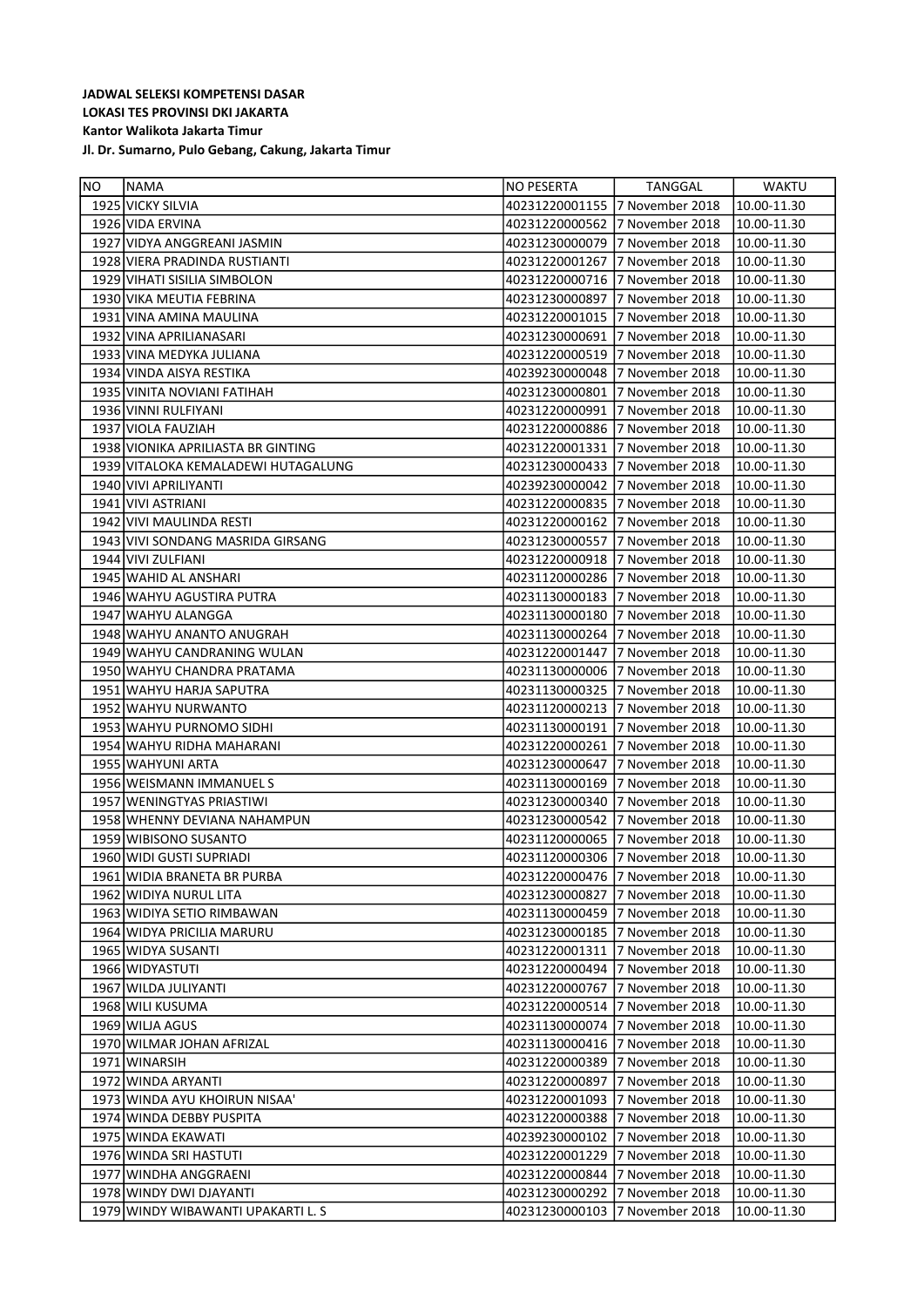**JADWAL SELEKSI KOMPETENSI DASAR**
**LOKASI TES PROVINSI DKI JAKARTA**
**Kantor Walikota Jakarta Timur**
**Jl. Dr. Sumarno, Pulo Gebang, Cakung, Jakarta Timur**

| NO | NAMA | NO PESERTA | TANGGAL | WAKTU |
|---|---|---|---|---|
| 1925 | VICKY SILVIA | 40231220001155 | 7 November 2018 | 10.00-11.30 |
| 1926 | VIDA ERVINA | 40231220000562 | 7 November 2018 | 10.00-11.30 |
| 1927 | VIDYA ANGGREANI JASMIN | 40231230000079 | 7 November 2018 | 10.00-11.30 |
| 1928 | VIERA PRADINDA RUSTIANTI | 40231220001267 | 7 November 2018 | 10.00-11.30 |
| 1929 | VIHATI SISILIA SIMBOLON | 40231220000716 | 7 November 2018 | 10.00-11.30 |
| 1930 | VIKA MEUTIA FEBRINA | 40231230000897 | 7 November 2018 | 10.00-11.30 |
| 1931 | VINA AMINA MAULINA | 40231220001015 | 7 November 2018 | 10.00-11.30 |
| 1932 | VINA APRILIANASARI | 40231230000691 | 7 November 2018 | 10.00-11.30 |
| 1933 | VINA MEDYKA JULIANA | 40231220000519 | 7 November 2018 | 10.00-11.30 |
| 1934 | VINDA AISYA RESTIKA | 40239230000048 | 7 November 2018 | 10.00-11.30 |
| 1935 | VINITA NOVIANI FATIHAH | 40231230000801 | 7 November 2018 | 10.00-11.30 |
| 1936 | VINNI RULFIYANI | 40231220000991 | 7 November 2018 | 10.00-11.30 |
| 1937 | VIOLA FAUZIAH | 40231220000886 | 7 November 2018 | 10.00-11.30 |
| 1938 | VIONIKA APRILIASTA BR GINTING | 40231220001331 | 7 November 2018 | 10.00-11.30 |
| 1939 | VITALOKA KEMALADEWI HUTAGALUNG | 40231230000433 | 7 November 2018 | 10.00-11.30 |
| 1940 | VIVI APRILIYANTI | 40239230000042 | 7 November 2018 | 10.00-11.30 |
| 1941 | VIVI ASTRIANI | 40231220000835 | 7 November 2018 | 10.00-11.30 |
| 1942 | VIVI MAULINDA RESTI | 40231220000162 | 7 November 2018 | 10.00-11.30 |
| 1943 | VIVI SONDANG MASRIDA GIRSANG | 40231230000557 | 7 November 2018 | 10.00-11.30 |
| 1944 | VIVI ZULFIANI | 40231220000918 | 7 November 2018 | 10.00-11.30 |
| 1945 | WAHID AL ANSHARI | 40231120000286 | 7 November 2018 | 10.00-11.30 |
| 1946 | WAHYU AGUSTIRA PUTRA | 40231130000183 | 7 November 2018 | 10.00-11.30 |
| 1947 | WAHYU ALANGGA | 40231130000180 | 7 November 2018 | 10.00-11.30 |
| 1948 | WAHYU ANANTO ANUGRAH | 40231130000264 | 7 November 2018 | 10.00-11.30 |
| 1949 | WAHYU CANDRANING WULAN | 40231220001447 | 7 November 2018 | 10.00-11.30 |
| 1950 | WAHYU CHANDRA PRATAMA | 40231130000006 | 7 November 2018 | 10.00-11.30 |
| 1951 | WAHYU HARJA SAPUTRA | 40231130000325 | 7 November 2018 | 10.00-11.30 |
| 1952 | WAHYU NURWANTO | 40231120000213 | 7 November 2018 | 10.00-11.30 |
| 1953 | WAHYU PURNOMO SIDHI | 40231130000191 | 7 November 2018 | 10.00-11.30 |
| 1954 | WAHYU RIDHA MAHARANI | 40231220000261 | 7 November 2018 | 10.00-11.30 |
| 1955 | WAHYUNI ARTA | 40231230000647 | 7 November 2018 | 10.00-11.30 |
| 1956 | WEISMANN IMMANUEL S | 40231130000169 | 7 November 2018 | 10.00-11.30 |
| 1957 | WENINGTYAS PRIASTIWI | 40231230000340 | 7 November 2018 | 10.00-11.30 |
| 1958 | WHENNY DEVIANA NAHAMPUN | 40231230000542 | 7 November 2018 | 10.00-11.30 |
| 1959 | WIBISONO SUSANTO | 40231120000065 | 7 November 2018 | 10.00-11.30 |
| 1960 | WIDI GUSTI SUPRIADI | 40231120000306 | 7 November 2018 | 10.00-11.30 |
| 1961 | WIDIA BRANETA BR PURBA | 40231220000476 | 7 November 2018 | 10.00-11.30 |
| 1962 | WIDIYA NURUL LITA | 40231230000827 | 7 November 2018 | 10.00-11.30 |
| 1963 | WIDIYA SETIO RIMBAWAN | 40231130000459 | 7 November 2018 | 10.00-11.30 |
| 1964 | WIDYA PRICILIA MARURU | 40231230000185 | 7 November 2018 | 10.00-11.30 |
| 1965 | WIDYA SUSANTI | 40231220001311 | 7 November 2018 | 10.00-11.30 |
| 1966 | WIDYASTUTI | 40231220000494 | 7 November 2018 | 10.00-11.30 |
| 1967 | WILDA JULIYANTI | 40231220000767 | 7 November 2018 | 10.00-11.30 |
| 1968 | WILI KUSUMA | 40231220000514 | 7 November 2018 | 10.00-11.30 |
| 1969 | WILJA AGUS | 40231130000074 | 7 November 2018 | 10.00-11.30 |
| 1970 | WILMAR JOHAN AFRIZAL | 40231130000416 | 7 November 2018 | 10.00-11.30 |
| 1971 | WINARSIH | 40231220000389 | 7 November 2018 | 10.00-11.30 |
| 1972 | WINDA ARYANTI | 40231220000897 | 7 November 2018 | 10.00-11.30 |
| 1973 | WINDA AYU KHOIRUN NISAA' | 40231220001093 | 7 November 2018 | 10.00-11.30 |
| 1974 | WINDA DEBBY PUSPITA | 40231220000388 | 7 November 2018 | 10.00-11.30 |
| 1975 | WINDA EKAWATI | 40239230000102 | 7 November 2018 | 10.00-11.30 |
| 1976 | WINDA SRI HASTUTI | 40231220001229 | 7 November 2018 | 10.00-11.30 |
| 1977 | WINDHA ANGGRAENI | 40231220000844 | 7 November 2018 | 10.00-11.30 |
| 1978 | WINDY DWI DJAYANTI | 40231230000292 | 7 November 2018 | 10.00-11.30 |
| 1979 | WINDY WIBAWANTI UPAKARTI L. S | 40231230000103 | 7 November 2018 | 10.00-11.30 |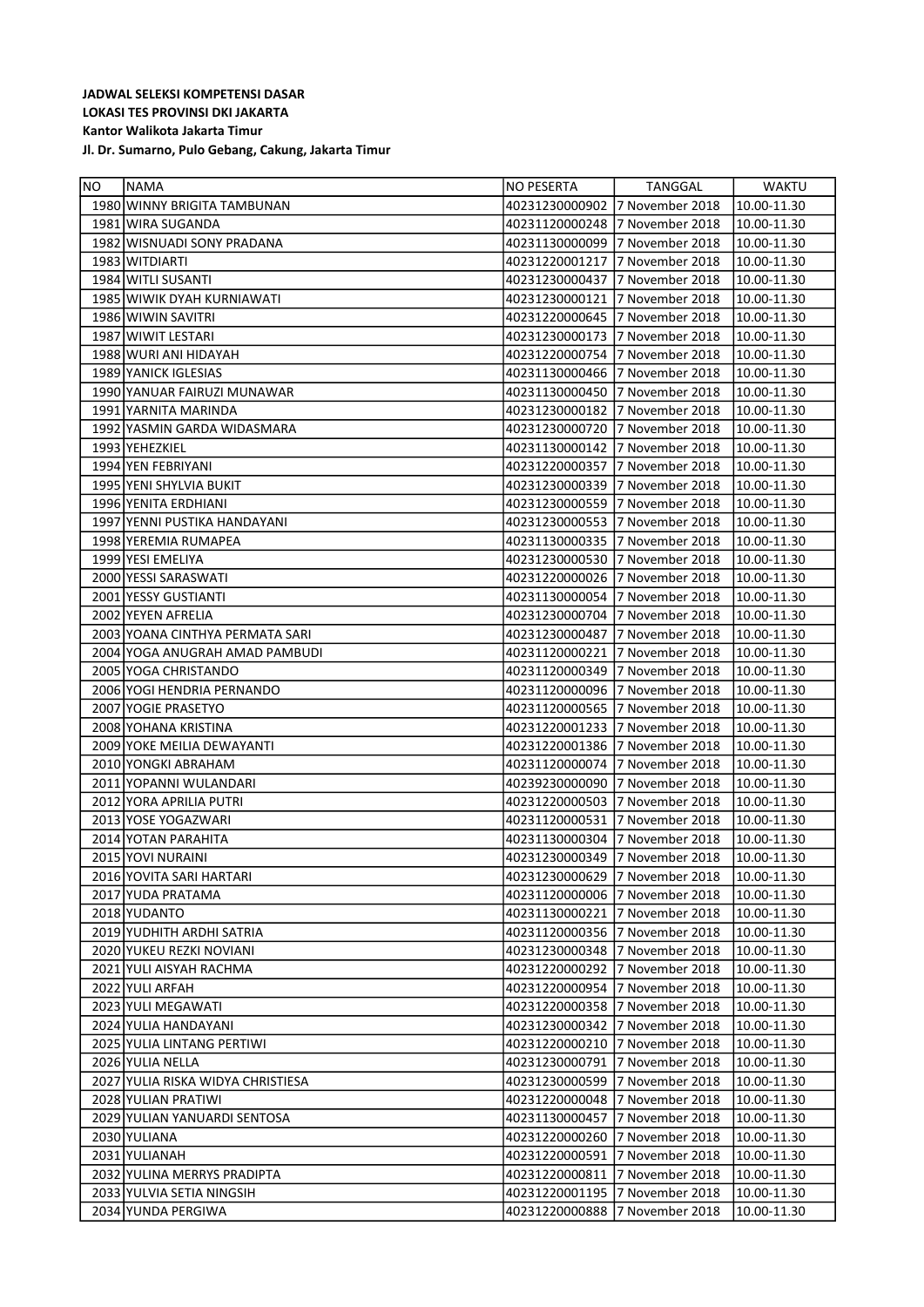**JADWAL SELEKSI KOMPETENSI DASAR**
**LOKASI TES PROVINSI DKI JAKARTA**
**Kantor Walikota Jakarta Timur**
**Jl. Dr. Sumarno, Pulo Gebang, Cakung, Jakarta Timur**

| NO | NAMA | NO PESERTA | TANGGAL | WAKTU |
|---|---|---|---|---|
| 1980 | WINNY BRIGITA TAMBUNAN | 40231230000902 | 7 November 2018 | 10.00-11.30 |
| 1981 | WIRA SUGANDA | 40231120000248 | 7 November 2018 | 10.00-11.30 |
| 1982 | WISNUADI SONY PRADANA | 40231130000099 | 7 November 2018 | 10.00-11.30 |
| 1983 | WITDIARTI | 40231220001217 | 7 November 2018 | 10.00-11.30 |
| 1984 | WITLI SUSANTI | 40231230000437 | 7 November 2018 | 10.00-11.30 |
| 1985 | WIWIK DYAH KURNIAWATI | 40231230000121 | 7 November 2018 | 10.00-11.30 |
| 1986 | WIWIN SAVITRI | 40231220000645 | 7 November 2018 | 10.00-11.30 |
| 1987 | WIWIT LESTARI | 40231230000173 | 7 November 2018 | 10.00-11.30 |
| 1988 | WURI ANI HIDAYAH | 40231220000754 | 7 November 2018 | 10.00-11.30 |
| 1989 | YANICK IGLESIAS | 40231130000466 | 7 November 2018 | 10.00-11.30 |
| 1990 | YANUAR FAIRUZI MUNAWAR | 40231130000450 | 7 November 2018 | 10.00-11.30 |
| 1991 | YARNITA MARINDA | 40231230000182 | 7 November 2018 | 10.00-11.30 |
| 1992 | YASMIN GARDA WIDASMARA | 40231230000720 | 7 November 2018 | 10.00-11.30 |
| 1993 | YEHEZKIEL | 40231130000142 | 7 November 2018 | 10.00-11.30 |
| 1994 | YEN FEBRIYANI | 40231220000357 | 7 November 2018 | 10.00-11.30 |
| 1995 | YENI SHYLVIA BUKIT | 40231230000339 | 7 November 2018 | 10.00-11.30 |
| 1996 | YENITA ERDHIANI | 40231230000559 | 7 November 2018 | 10.00-11.30 |
| 1997 | YENNI PUSTIKA HANDAYANI | 40231230000553 | 7 November 2018 | 10.00-11.30 |
| 1998 | YEREMIA RUMAPEA | 40231130000335 | 7 November 2018 | 10.00-11.30 |
| 1999 | YESI EMELIYA | 40231230000530 | 7 November 2018 | 10.00-11.30 |
| 2000 | YESSI SARASWATI | 40231220000026 | 7 November 2018 | 10.00-11.30 |
| 2001 | YESSY GUSTIANTI | 40231130000054 | 7 November 2018 | 10.00-11.30 |
| 2002 | YEYEN AFRELIA | 40231230000704 | 7 November 2018 | 10.00-11.30 |
| 2003 | YOANA CINTHYA PERMATA SARI | 40231230000487 | 7 November 2018 | 10.00-11.30 |
| 2004 | YOGA ANUGRAH AMAD PAMBUDI | 40231120000221 | 7 November 2018 | 10.00-11.30 |
| 2005 | YOGA CHRISTANDO | 40231120000349 | 7 November 2018 | 10.00-11.30 |
| 2006 | YOGI HENDRIA PERNANDO | 40231120000096 | 7 November 2018 | 10.00-11.30 |
| 2007 | YOGIE PRASETYO | 40231120000565 | 7 November 2018 | 10.00-11.30 |
| 2008 | YOHANA KRISTINA | 40231220001233 | 7 November 2018 | 10.00-11.30 |
| 2009 | YOKE MEILIA DEWAYANTI | 40231220001386 | 7 November 2018 | 10.00-11.30 |
| 2010 | YONGKI ABRAHAM | 40231120000074 | 7 November 2018 | 10.00-11.30 |
| 2011 | YOPANNI WULANDARI | 40239230000090 | 7 November 2018 | 10.00-11.30 |
| 2012 | YORA APRILIA PUTRI | 40231220000503 | 7 November 2018 | 10.00-11.30 |
| 2013 | YOSE YOGAZWARI | 40231120000531 | 7 November 2018 | 10.00-11.30 |
| 2014 | YOTAN PARAHITA | 40231130000304 | 7 November 2018 | 10.00-11.30 |
| 2015 | YOVI NURAINI | 40231230000349 | 7 November 2018 | 10.00-11.30 |
| 2016 | YOVITA SARI HARTARI | 40231230000629 | 7 November 2018 | 10.00-11.30 |
| 2017 | YUDA PRATAMA | 40231120000006 | 7 November 2018 | 10.00-11.30 |
| 2018 | YUDANTO | 40231130000221 | 7 November 2018 | 10.00-11.30 |
| 2019 | YUDHITH ARDHI SATRIA | 40231120000356 | 7 November 2018 | 10.00-11.30 |
| 2020 | YUKEU REZKI NOVIANI | 40231230000348 | 7 November 2018 | 10.00-11.30 |
| 2021 | YULI AISYAH RACHMA | 40231220000292 | 7 November 2018 | 10.00-11.30 |
| 2022 | YULI ARFAH | 40231220000954 | 7 November 2018 | 10.00-11.30 |
| 2023 | YULI MEGAWATI | 40231220000358 | 7 November 2018 | 10.00-11.30 |
| 2024 | YULIA HANDAYANI | 40231230000342 | 7 November 2018 | 10.00-11.30 |
| 2025 | YULIA LINTANG PERTIWI | 40231220000210 | 7 November 2018 | 10.00-11.30 |
| 2026 | YULIA NELLA | 40231230000791 | 7 November 2018 | 10.00-11.30 |
| 2027 | YULIA RISKA WIDYA CHRISTIESA | 40231230000599 | 7 November 2018 | 10.00-11.30 |
| 2028 | YULIAN PRATIWI | 40231220000048 | 7 November 2018 | 10.00-11.30 |
| 2029 | YULIAN YANUARDI SENTOSA | 40231130000457 | 7 November 2018 | 10.00-11.30 |
| 2030 | YULIANA | 40231220000260 | 7 November 2018 | 10.00-11.30 |
| 2031 | YULIANAH | 40231220000591 | 7 November 2018 | 10.00-11.30 |
| 2032 | YULINA MERRYS PRADIPTA | 40231220000811 | 7 November 2018 | 10.00-11.30 |
| 2033 | YULVIA SETIA NINGSIH | 40231220001195 | 7 November 2018 | 10.00-11.30 |
| 2034 | YUNDA PERGIWA | 40231220000888 | 7 November 2018 | 10.00-11.30 |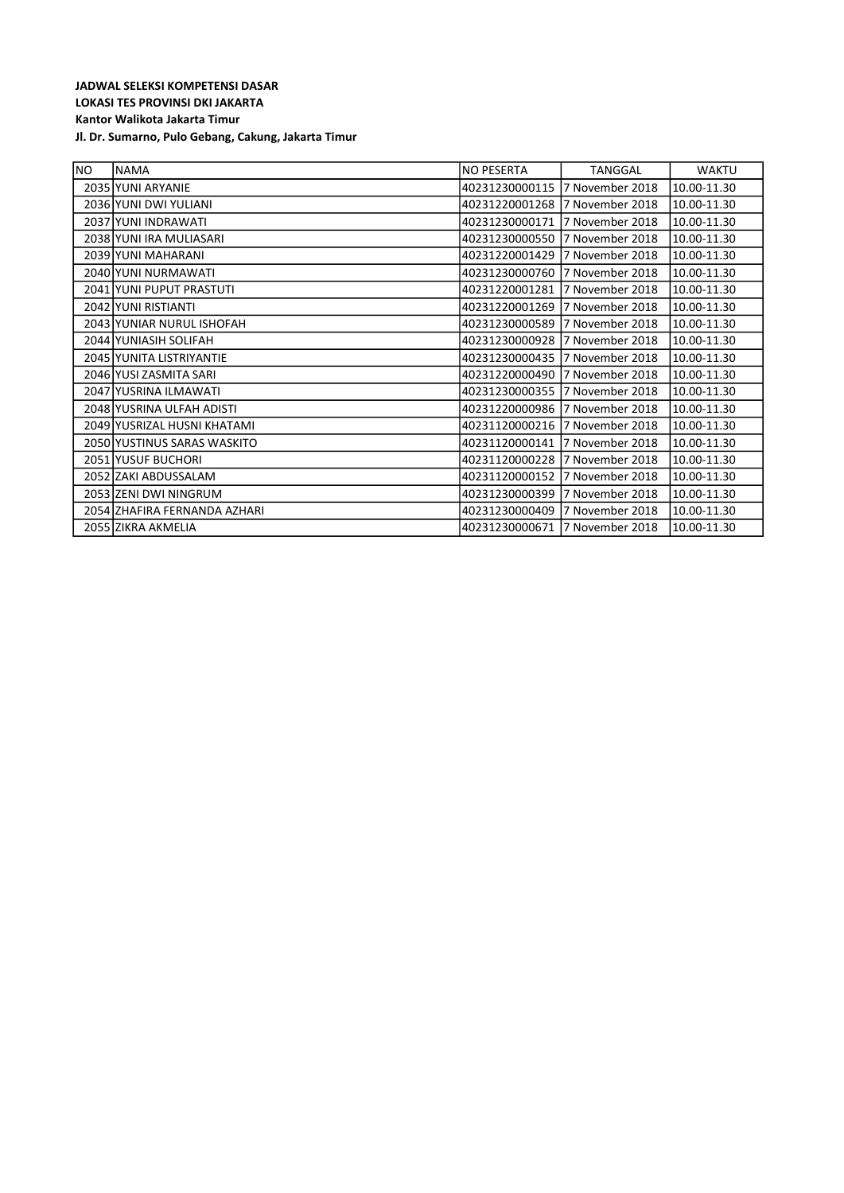**JADWAL SELEKSI KOMPETENSI DASAR**
**LOKASI TES PROVINSI DKI JAKARTA**
**Kantor Walikota Jakarta Timur**
**Jl. Dr. Sumarno, Pulo Gebang, Cakung, Jakarta Timur**

| NO | NAMA | NO PESERTA | TANGGAL | WAKTU |
|---|---|---|---|---|
| 2035 | YUNI ARYANIE | 40231230000115 | 7 November 2018 | 10.00-11.30 |
| 2036 | YUNI DWI YULIANI | 40231220001268 | 7 November 2018 | 10.00-11.30 |
| 2037 | YUNI INDRAWATI | 40231230000171 | 7 November 2018 | 10.00-11.30 |
| 2038 | YUNI IRA MULIASARI | 40231230000550 | 7 November 2018 | 10.00-11.30 |
| 2039 | YUNI MAHARANI | 40231220001429 | 7 November 2018 | 10.00-11.30 |
| 2040 | YUNI NURMAWATI | 40231230000760 | 7 November 2018 | 10.00-11.30 |
| 2041 | YUNI PUPUT PRASTUTI | 40231220001281 | 7 November 2018 | 10.00-11.30 |
| 2042 | YUNI RISTIANTI | 40231220001269 | 7 November 2018 | 10.00-11.30 |
| 2043 | YUNIAR NURUL ISHOFAH | 40231230000589 | 7 November 2018 | 10.00-11.30 |
| 2044 | YUNIASIH SOLIFAH | 40231230000928 | 7 November 2018 | 10.00-11.30 |
| 2045 | YUNITA LISTRIYANTIE | 40231230000435 | 7 November 2018 | 10.00-11.30 |
| 2046 | YUSI ZASMITA SARI | 40231220000490 | 7 November 2018 | 10.00-11.30 |
| 2047 | YUSRINA ILMAWATI | 40231230000355 | 7 November 2018 | 10.00-11.30 |
| 2048 | YUSRINA ULFAH ADISTI | 40231220000986 | 7 November 2018 | 10.00-11.30 |
| 2049 | YUSRIZAL HUSNI KHATAMI | 40231120000216 | 7 November 2018 | 10.00-11.30 |
| 2050 | YUSTINUS SARAS WASKITO | 40231120000141 | 7 November 2018 | 10.00-11.30 |
| 2051 | YUSUF BUCHORI | 40231120000228 | 7 November 2018 | 10.00-11.30 |
| 2052 | ZAKI ABDUSSALAM | 40231120000152 | 7 November 2018 | 10.00-11.30 |
| 2053 | ZENI DWI NINGRUM | 40231230000399 | 7 November 2018 | 10.00-11.30 |
| 2054 | ZHAFIRA FERNANDA AZHARI | 40231230000409 | 7 November 2018 | 10.00-11.30 |
| 2055 | ZIKRA AKMELIA | 40231230000671 | 7 November 2018 | 10.00-11.30 |